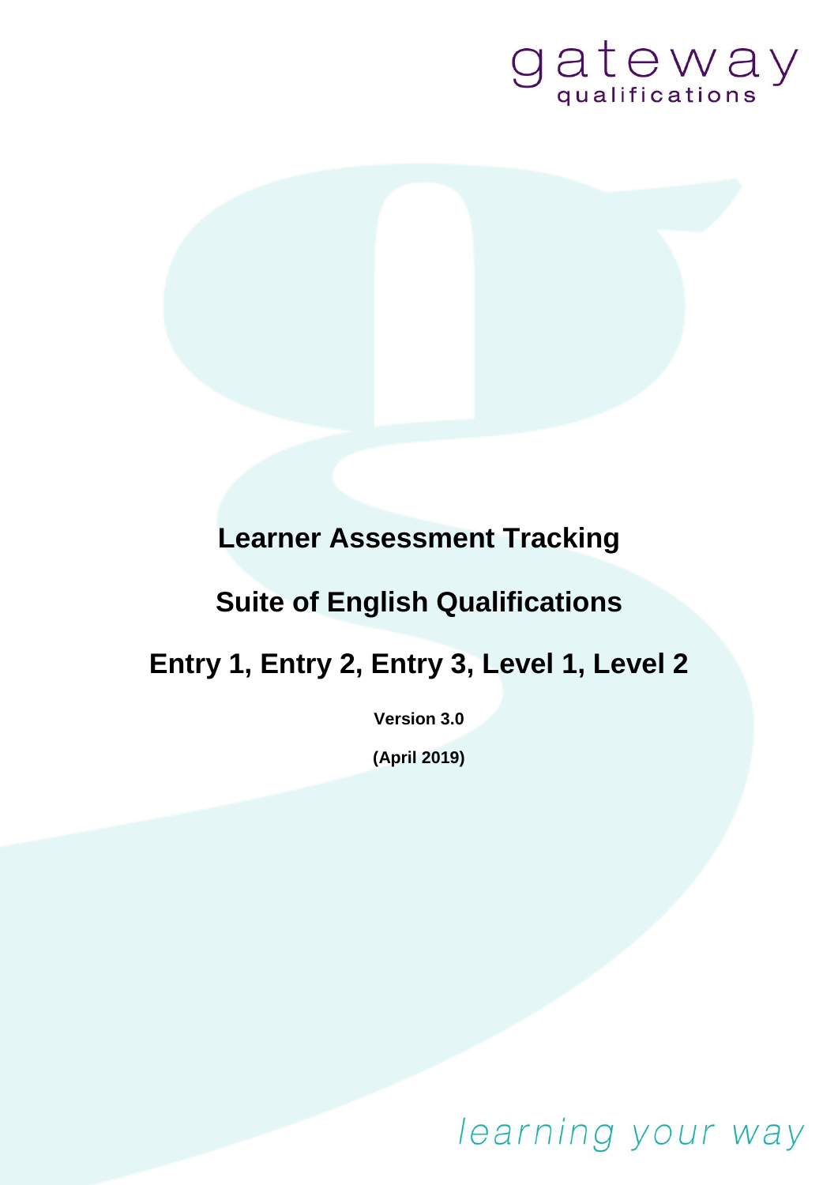gateway qualifications

# Learner Assessment Tracking

# Suite of English Qualifications

# Entry 1, Entry 2, Entry 3, Level 1, Level 2

**Version 3.0**

**(April 2019)**

*learning your way*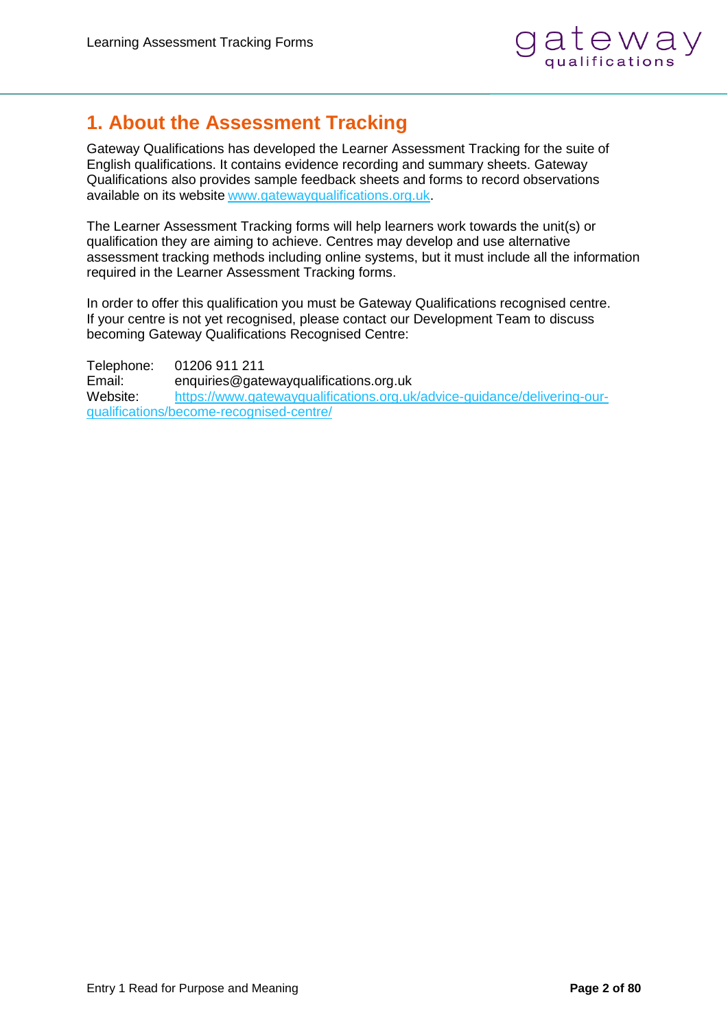## 1. About the Assessment Tracking

Gateway Qualifications has developed the Learner Assessment Tracking for the suite of English qualifications. It contains evidence recording and summary sheets. Gateway Qualifications also provides sample feedback sheets and forms to record observations available on its website www.gatewayqualifications.org.uk.

The Learner Assessment Tracking forms will help learners work towards the unit(s) or qualification they are aiming to achieve. Centres may develop and use alternative assessment tracking methods including online systems, but it must include all the information required in the Learner Assessment Tracking forms.

In order to offer this qualification you must be Gateway Qualifications recognised centre. If your centre is not yet recognised, please contact our Development Team to discuss becoming Gateway Qualifications Recognised Centre:

Telephone: 01206 911 211
Email: enquiries@gatewayqualifications.org.uk
Website: https://www.gatewayqualifications.org.uk/advice-guidance/delivering-our-qualifications/become-recognised-centre/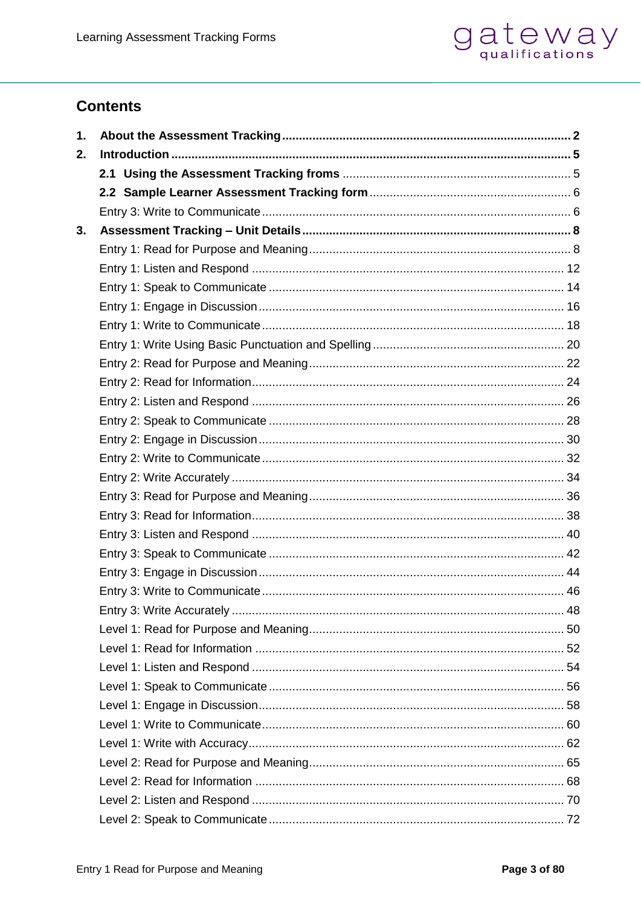## Contents

1. **About the Assessment Tracking** .......... **2**
2. **Introduction** .......... **5**
    - **2.1 Using the Assessment Tracking froms** .......... 5
    - **2.2 Sample Learner Assessment Tracking form** .......... 6
    - Entry 3: Write to Communicate .......... 6
3. **Assessment Tracking – Unit Details** .......... **8**
    - Entry 1: Read for Purpose and Meaning .......... 8
    - Entry 1: Listen and Respond .......... 12
    - Entry 1: Speak to Communicate .......... 14
    - Entry 1: Engage in Discussion .......... 16
    - Entry 1: Write to Communicate .......... 18
    - Entry 1: Write Using Basic Punctuation and Spelling .......... 20
    - Entry 2: Read for Purpose and Meaning .......... 22
    - Entry 2: Read for Information .......... 24
    - Entry 2: Listen and Respond .......... 26
    - Entry 2: Speak to Communicate .......... 28
    - Entry 2: Engage in Discussion .......... 30
    - Entry 2: Write to Communicate .......... 32
    - Entry 2: Write Accurately .......... 34
    - Entry 3: Read for Purpose and Meaning .......... 36
    - Entry 3: Read for Information .......... 38
    - Entry 3: Listen and Respond .......... 40
    - Entry 3: Speak to Communicate .......... 42
    - Entry 3: Engage in Discussion .......... 44
    - Entry 3: Write to Communicate .......... 46
    - Entry 3: Write Accurately .......... 48
    - Level 1: Read for Purpose and Meaning .......... 50
    - Level 1: Read for Information .......... 52
    - Level 1: Listen and Respond .......... 54
    - Level 1: Speak to Communicate .......... 56
    - Level 1: Engage in Discussion .......... 58
    - Level 1: Write to Communicate .......... 60
    - Level 1: Write with Accuracy .......... 62
    - Level 2: Read for Purpose and Meaning .......... 65
    - Level 2: Read for Information .......... 68
    - Level 2: Listen and Respond .......... 70
    - Level 2: Speak to Communicate .......... 72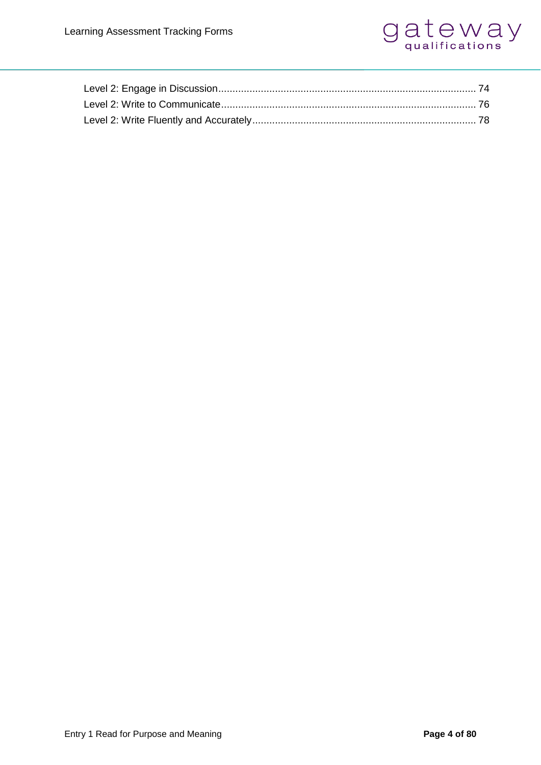Level 2: Engage in Discussion........................................................................................ 74

Level 2: Write to Communicate........................................................................................ 76

Level 2: Write Fluently and Accurately............................................................................ 78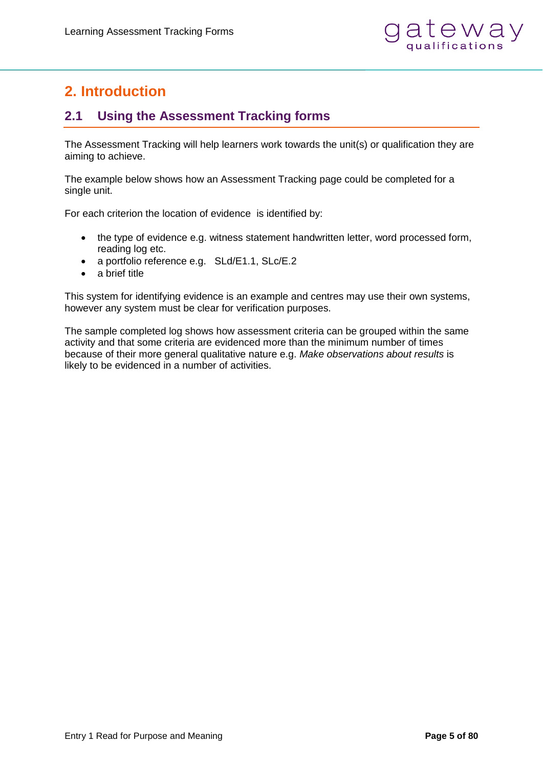# 2. Introduction

## 2.1 Using the Assessment Tracking forms

The Assessment Tracking will help learners work towards the unit(s) or qualification they are aiming to achieve.

The example below shows how an Assessment Tracking page could be completed for a single unit.

For each criterion the location of evidence is identified by:

- the type of evidence e.g. witness statement handwritten letter, word processed form, reading log etc.
- a portfolio reference e.g. SLd/E1.1, SLc/E.2
- a brief title

This system for identifying evidence is an example and centres may use their own systems, however any system must be clear for verification purposes.

The sample completed log shows how assessment criteria can be grouped within the same activity and that some criteria are evidenced more than the minimum number of times because of their more general qualitative nature e.g. *Make observations about results* is likely to be evidenced in a number of activities.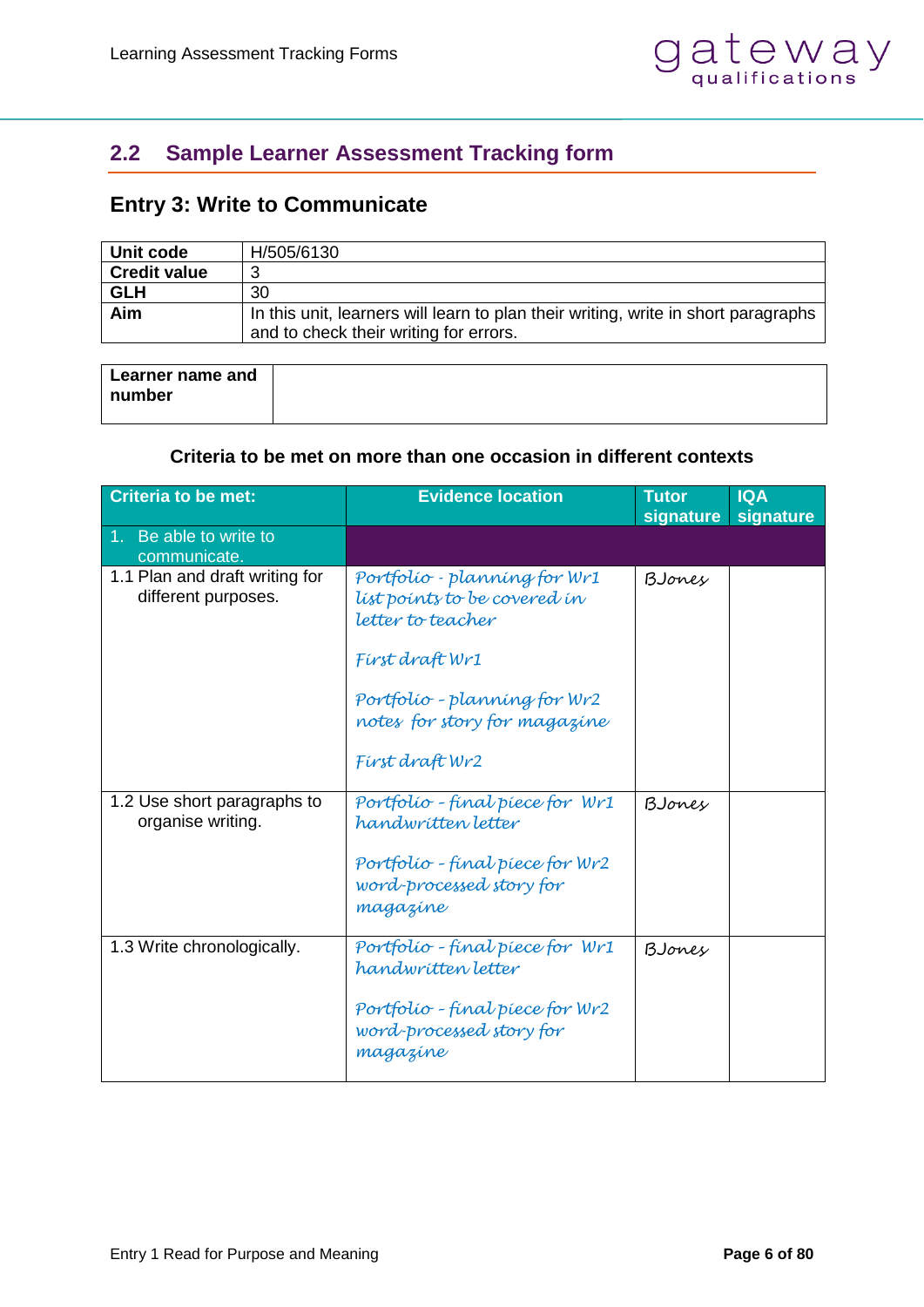## 2.2 Sample Learner Assessment Tracking form

### Entry 3: Write to Communicate

| **Unit code** | H/505/6130 |
|---|---|
| **Credit value** | 3 |
| **GLH** | 30 |
| **Aim** | In this unit, learners will learn to plan their writing, write in short paragraphs and to check their writing for errors. |

| **Learner name and number** | |
|---|---|

**Criteria to be met on more than one occasion in different contexts**

| Criteria to be met: | Evidence location | Tutor signature | IQA signature |
|---|---|---|---|
| 1. Be able to write to communicate. | | | |
| 1.1 Plan and draft writing for different purposes. | *Portfolio - planning for Wr1 list points to be covered in letter to teacher*<br><br>*First draft Wr1*<br><br>*Portfolio - planning for Wr2 notes for story for magazine*<br><br>*First draft Wr2* | *BJones* | |
| 1.2 Use short paragraphs to organise writing. | *Portfolio - final piece for Wr1 handwritten letter*<br><br>*Portfolio - final piece for Wr2 word-processed story for magazine* | *BJones* | |
| 1.3 Write chronologically. | *Portfolio - final piece for Wr1 handwritten letter*<br><br>*Portfolio - final piece for Wr2 word-processed story for magazine* | *BJones* | |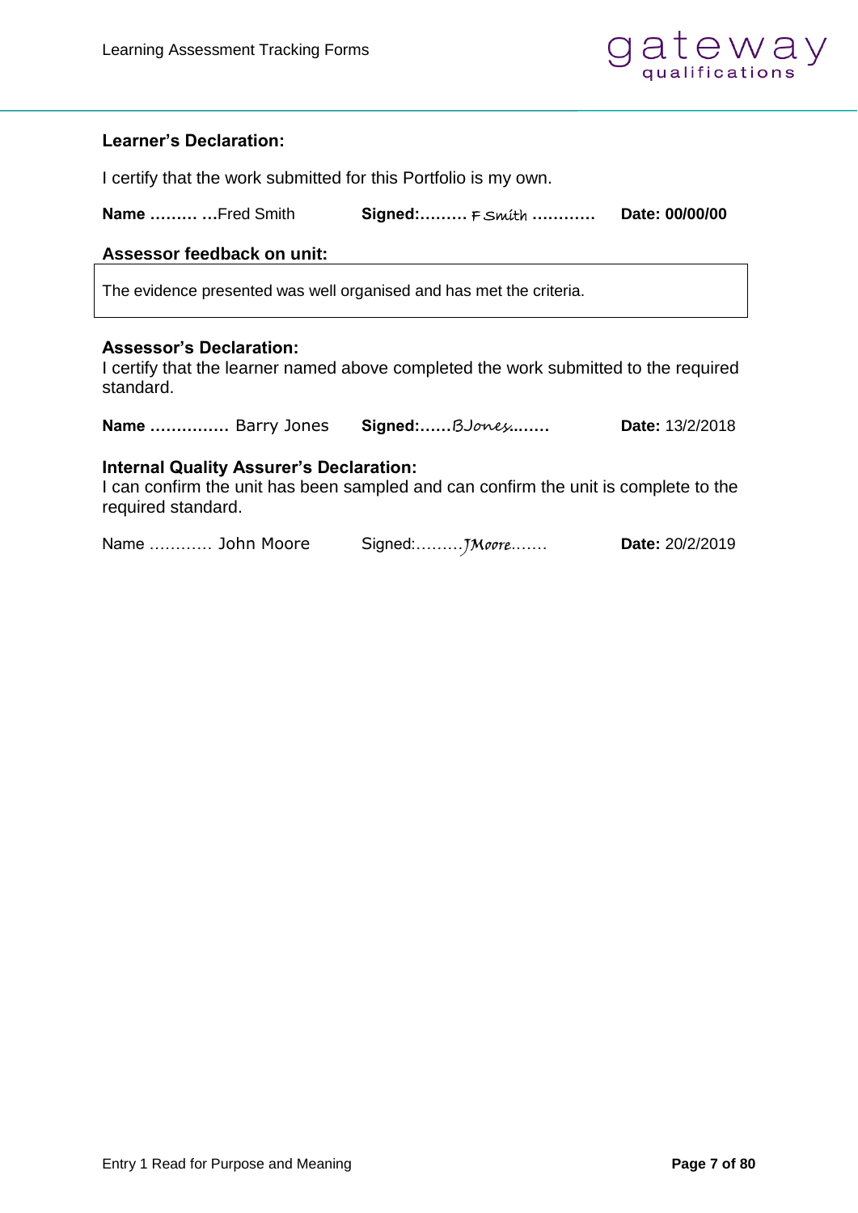**Learner's Declaration:**

I certify that the work submitted for this Portfolio is my own.

**Name** ……… …Fred Smith **Signed:**……… F Smith ………… **Date: 00/00/00**

**Assessor feedback on unit:**

The evidence presented was well organised and has met the criteria.

**Assessor's Declaration:**

I certify that the learner named above completed the work submitted to the required standard.

**Name** …………… Barry Jones **Signed:**……BJones……. **Date:** 13/2/2018

**Internal Quality Assurer's Declaration:**

I can confirm the unit has been sampled and can confirm the unit is complete to the required standard.

Name ………… John Moore Signed:………JMoore……. **Date:** 20/2/2019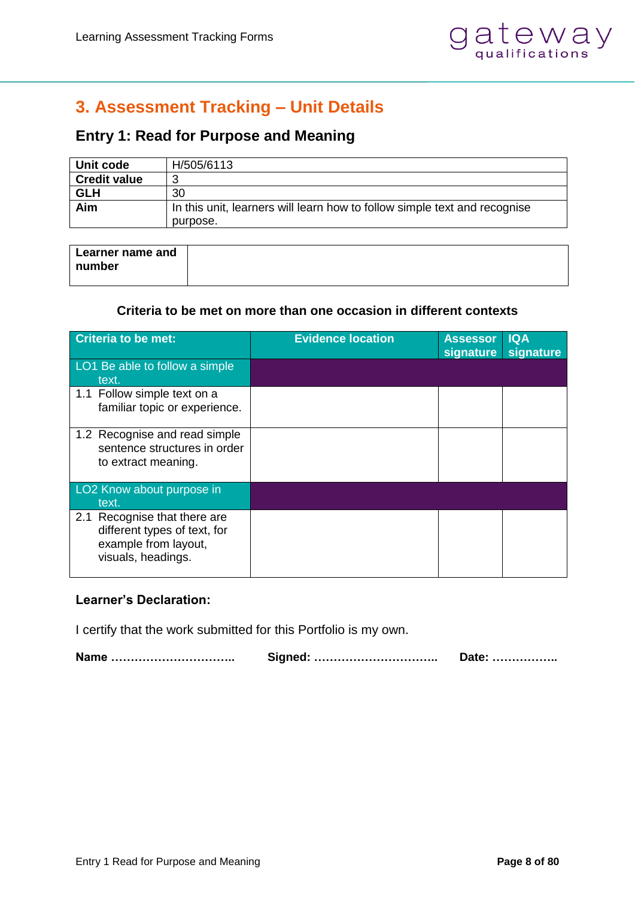## 3. Assessment Tracking – Unit Details

### Entry 1: Read for Purpose and Meaning

| | |
|---|---|
| **Unit code** | H/505/6113 |
| **Credit value** | 3 |
| **GLH** | 30 |
| **Aim** | In this unit, learners will learn how to follow simple text and recognise purpose. |

| | |
|---|---|
| **Learner name and number** | |

**Criteria to be met on more than one occasion in different contexts**

| Criteria to be met: | Evidence location | Assessor signature | IQA signature |
|---|---|---|---|
| LO1 Be able to follow a simple text. | | | |
| 1.1 Follow simple text on a familiar topic or experience. | | | |
| 1.2 Recognise and read simple sentence structures in order to extract meaning. | | | |
| LO2 Know about purpose in text. | | | |
| 2.1 Recognise that there are different types of text, for example from layout, visuals, headings. | | | |

**Learner's Declaration:**

I certify that the work submitted for this Portfolio is my own.

**Name …………………………..** **Signed: …………………………..** **Date: ……………..**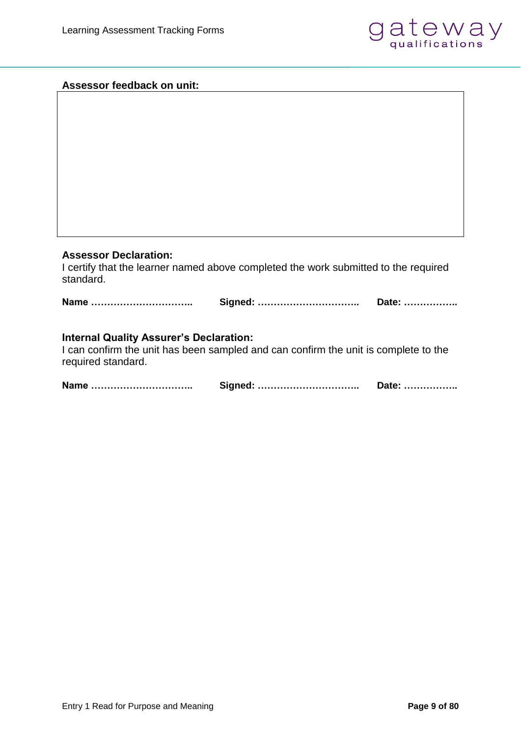**Assessor feedback on unit:**

| |
|---|
| |

**Assessor Declaration:**

I certify that the learner named above completed the work submitted to the required standard.

**Name …………………………..** **Signed: …………………………..** **Date: ……………..**

**Internal Quality Assurer's Declaration:**

I can confirm the unit has been sampled and can confirm the unit is complete to the required standard.

**Name …………………………..** **Signed: …………………………..** **Date: ……………..**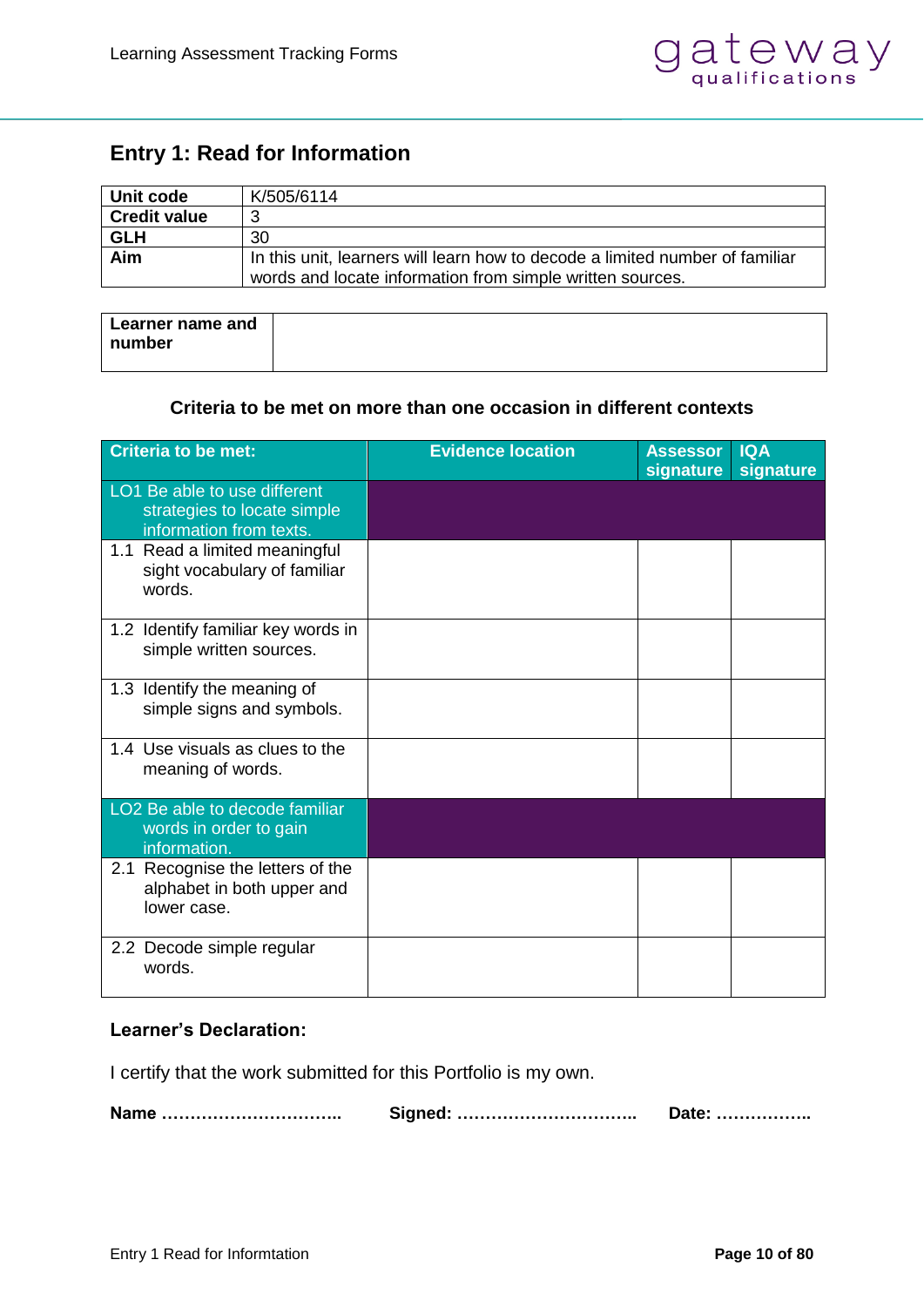## Entry 1: Read for Information

| Unit code | K/505/6114 |
|---|---|
| Credit value | 3 |
| GLH | 30 |
| Aim | In this unit, learners will learn how to decode a limited number of familiar words and locate information from simple written sources. |

| Learner name and number | |
|---|---|

**Criteria to be met on more than one occasion in different contexts**

| Criteria to be met: | Evidence location | Assessor signature | IQA signature |
|---|---|---|---|
| LO1 Be able to use different strategies to locate simple information from texts. | | | |
| 1.1 Read a limited meaningful sight vocabulary of familiar words. | | | |
| 1.2 Identify familiar key words in simple written sources. | | | |
| 1.3 Identify the meaning of simple signs and symbols. | | | |
| 1.4 Use visuals as clues to the meaning of words. | | | |
| LO2 Be able to decode familiar words in order to gain information. | | | |
| 2.1 Recognise the letters of the alphabet in both upper and lower case. | | | |
| 2.2 Decode simple regular words. | | | |

**Learner's Declaration:**

I certify that the work submitted for this Portfolio is my own.

**Name …………………………..** **Signed: …………………………..** **Date: ……………..**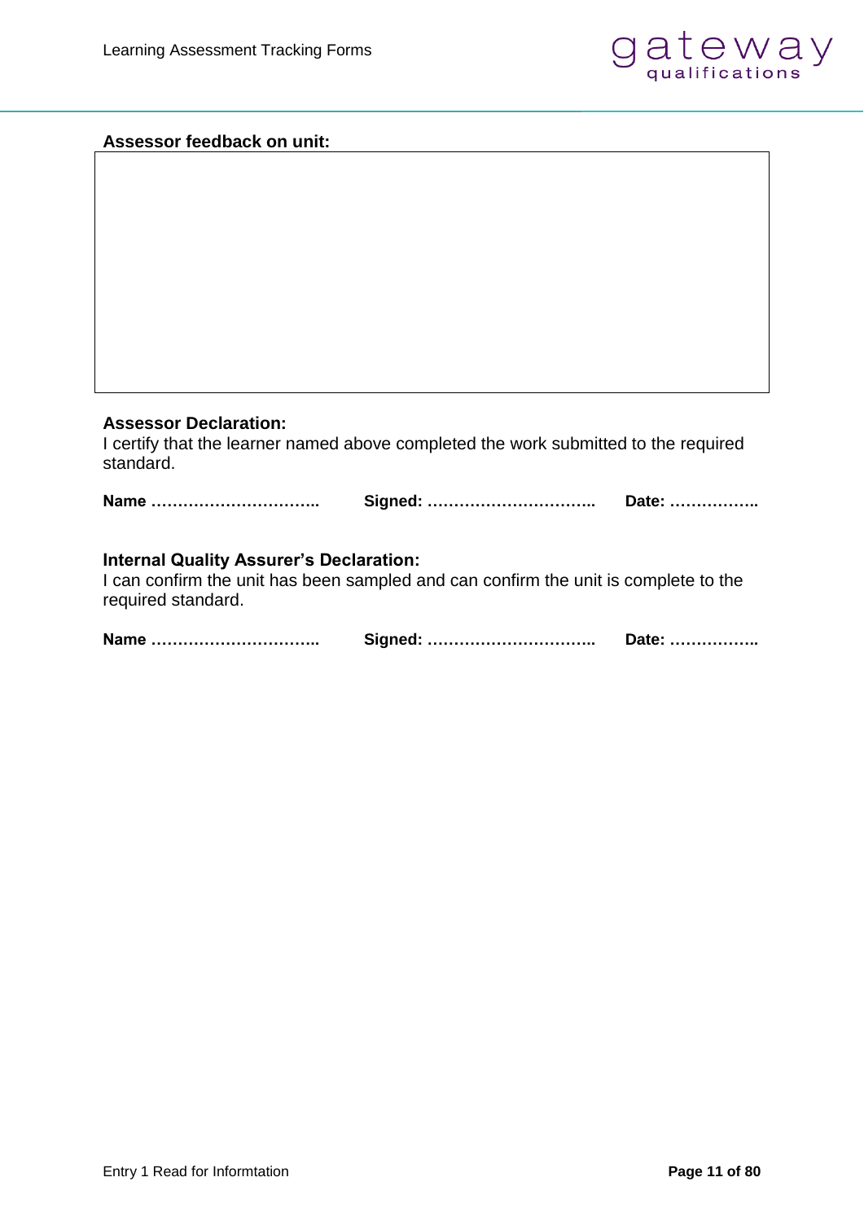**Assessor feedback on unit:**

|  |
|---|
|  |

**Assessor Declaration:**

I certify that the learner named above completed the work submitted to the required standard.

**Name …………………………..** **Signed: …………………………..** **Date: ……………..**

**Internal Quality Assurer's Declaration:**

I can confirm the unit has been sampled and can confirm the unit is complete to the required standard.

**Name …………………………..** **Signed: …………………………..** **Date: ……………..**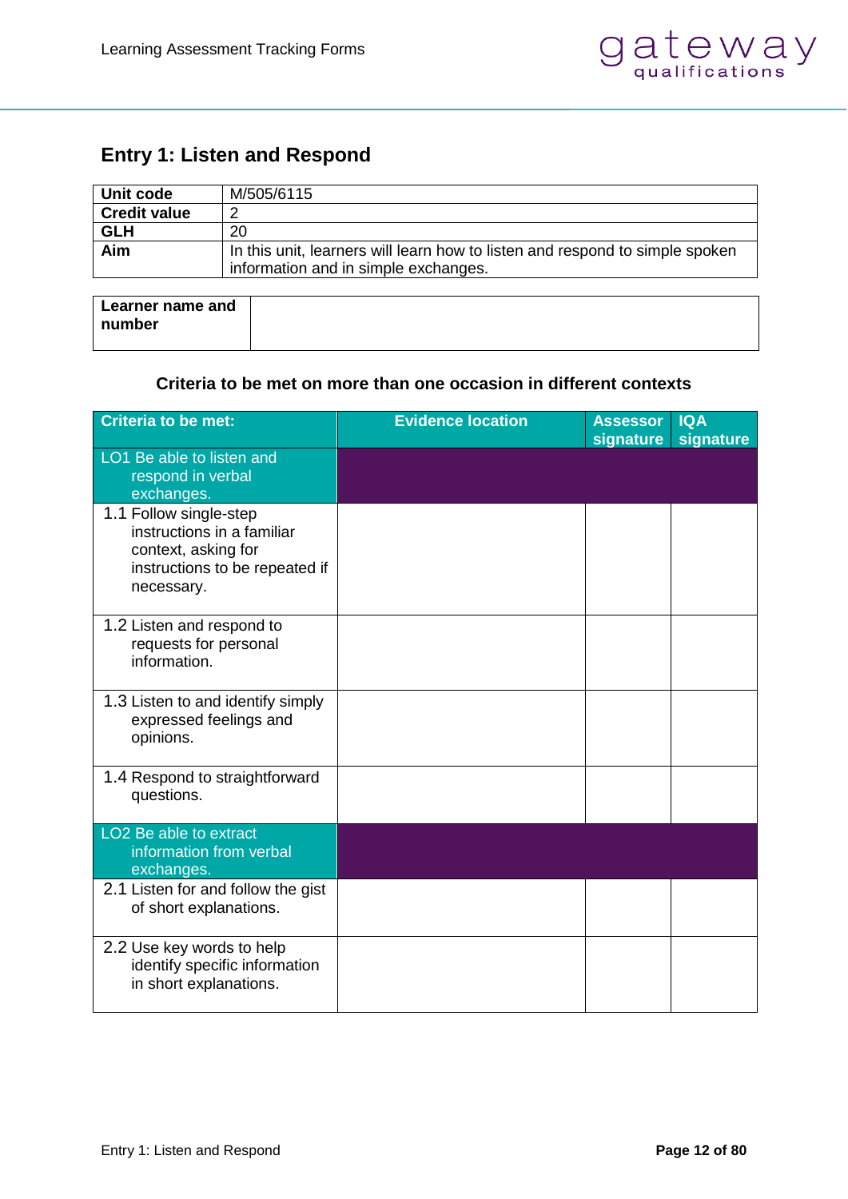## Entry 1: Listen and Respond

| | |
|---|---|
| **Unit code** | M/505/6115 |
| **Credit value** | 2 |
| **GLH** | 20 |
| **Aim** | In this unit, learners will learn how to listen and respond to simple spoken information and in simple exchanges. |

| | |
|---|---|
| **Learner name and number** | |

**Criteria to be met on more than one occasion in different contexts**

| Criteria to be met: | Evidence location | Assessor signature | IQA signature |
|---|---|---|---|
| LO1 Be able to listen and respond in verbal exchanges. | | | |
| 1.1 Follow single-step instructions in a familiar context, asking for instructions to be repeated if necessary. | | | |
| 1.2 Listen and respond to requests for personal information. | | | |
| 1.3 Listen to and identify simply expressed feelings and opinions. | | | |
| 1.4 Respond to straightforward questions. | | | |
| LO2 Be able to extract information from verbal exchanges. | | | |
| 2.1 Listen for and follow the gist of short explanations. | | | |
| 2.2 Use key words to help identify specific information in short explanations. | | | |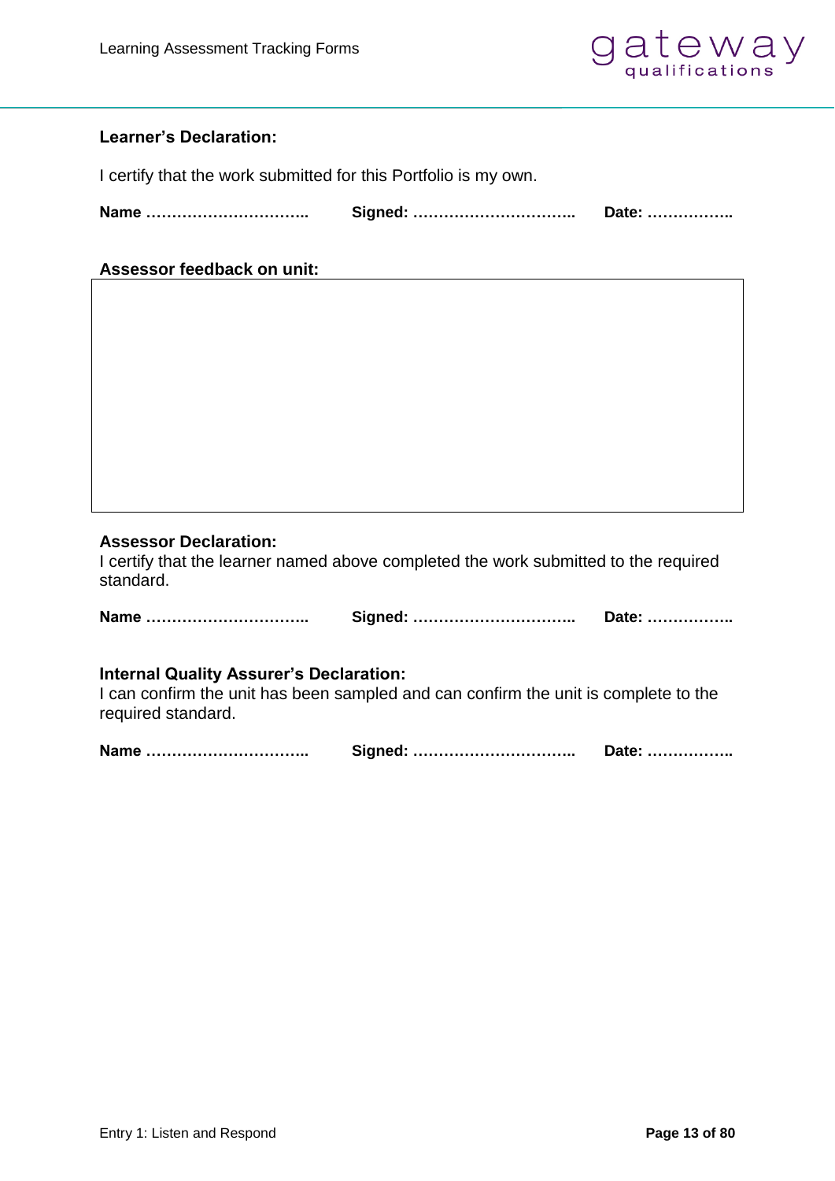**Learner's Declaration:**

I certify that the work submitted for this Portfolio is my own.

**Name …………………………..** **Signed: …………………………..** **Date: ……………..**

**Assessor feedback on unit:**

| |
|---|
| |

**Assessor Declaration:**

I certify that the learner named above completed the work submitted to the required standard.

**Name …………………………..** **Signed: …………………………..** **Date: ……………..**

**Internal Quality Assurer's Declaration:**

I can confirm the unit has been sampled and can confirm the unit is complete to the required standard.

**Name …………………………..** **Signed: …………………………..** **Date: ……………..**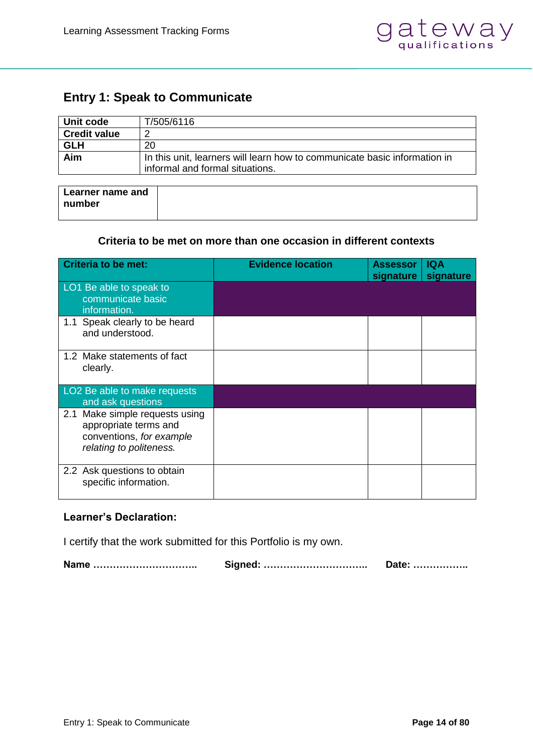## Entry 1: Speak to Communicate

| Unit code | T/505/6116 |
|---|---|
| **Credit value** | 2 |
| **GLH** | 20 |
| **Aim** | In this unit, learners will learn how to communicate basic information in informal and formal situations. |

| **Learner name and number** | |
|---|---|

**Criteria to be met on more than one occasion in different contexts**

| Criteria to be met: | Evidence location | Assessor signature | IQA signature |
|---|---|---|---|
| LO1 Be able to speak to communicate basic information. | | | |
| 1.1 Speak clearly to be heard and understood. | | | |
| 1.2 Make statements of fact clearly. | | | |
| LO2 Be able to make requests and ask questions | | | |
| 2.1 Make simple requests using appropriate terms and conventions, *for example relating to politeness.* | | | |
| 2.2 Ask questions to obtain specific information. | | | |

**Learner's Declaration:**

I certify that the work submitted for this Portfolio is my own.

**Name …………………………..** **Signed: …………………………..** **Date: ……………..**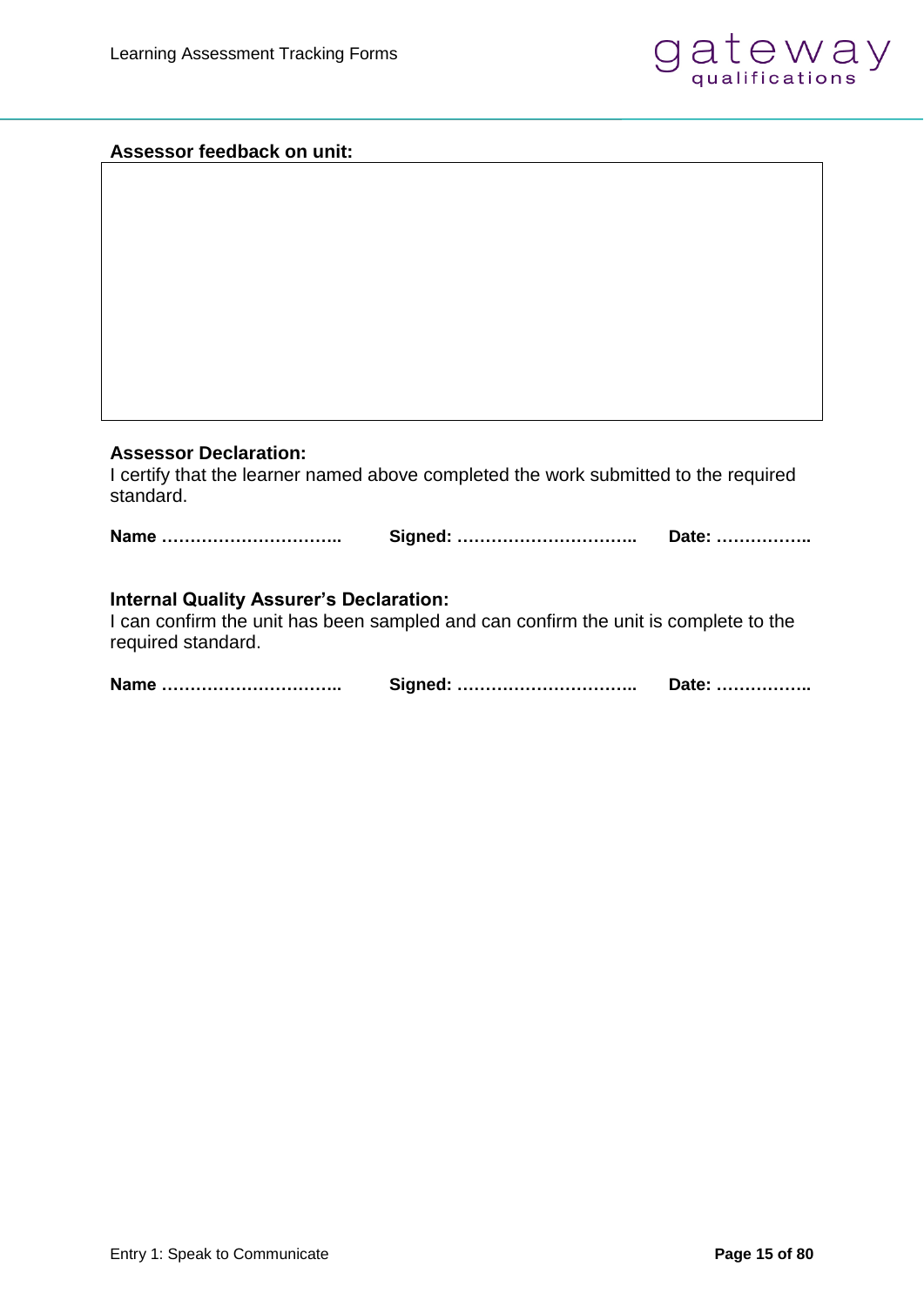**Assessor feedback on unit:**

| |
|---|
| |

**Assessor Declaration:**
I certify that the learner named above completed the work submitted to the required standard.

**Name …………………………..** **Signed: …………………………..** **Date: ……………..**

**Internal Quality Assurer's Declaration:**
I can confirm the unit has been sampled and can confirm the unit is complete to the required standard.

**Name …………………………..** **Signed: …………………………..** **Date: ……………..**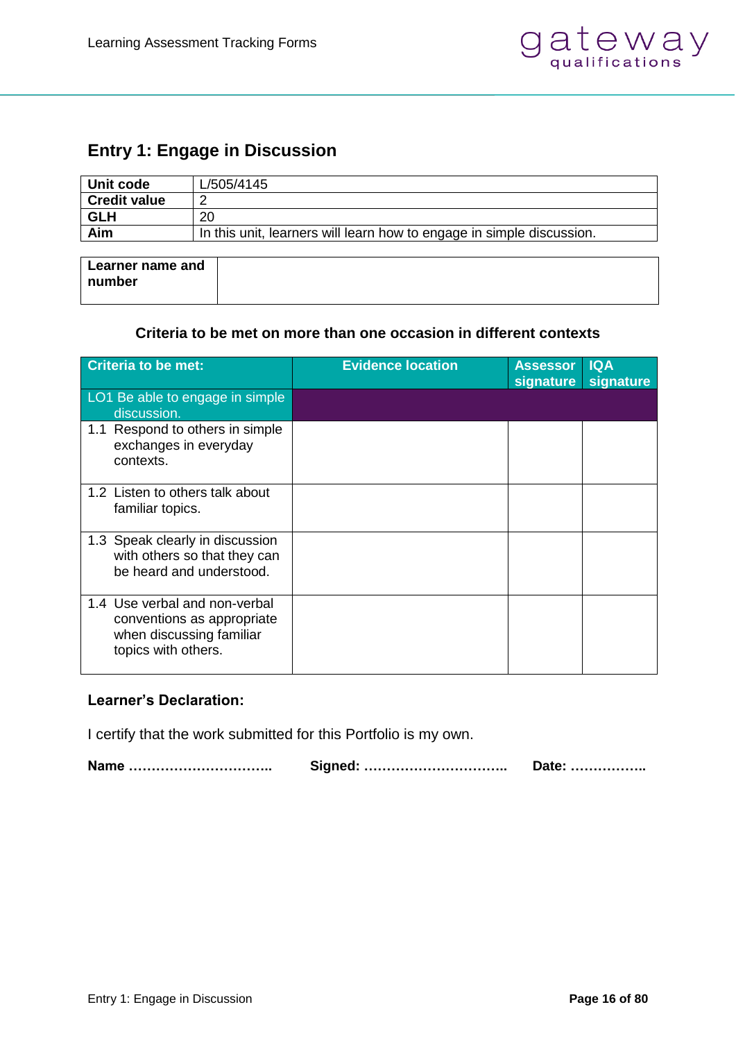## Entry 1: Engage in Discussion

| Unit code | L/505/4145 |
|---|---|
| Credit value | 2 |
| GLH | 20 |
| Aim | In this unit, learners will learn how to engage in simple discussion. |

| Learner name and number | |
|---|---|

**Criteria to be met on more than one occasion in different contexts**

| Criteria to be met: | Evidence location | Assessor signature | IQA signature |
|---|---|---|---|
| LO1 Be able to engage in simple discussion. | | | |
| 1.1 Respond to others in simple exchanges in everyday contexts. | | | |
| 1.2 Listen to others talk about familiar topics. | | | |
| 1.3 Speak clearly in discussion with others so that they can be heard and understood. | | | |
| 1.4 Use verbal and non-verbal conventions as appropriate when discussing familiar topics with others. | | | |

**Learner's Declaration:**

I certify that the work submitted for this Portfolio is my own.

**Name …………………………..** **Signed: …………………………..** **Date: ……………..**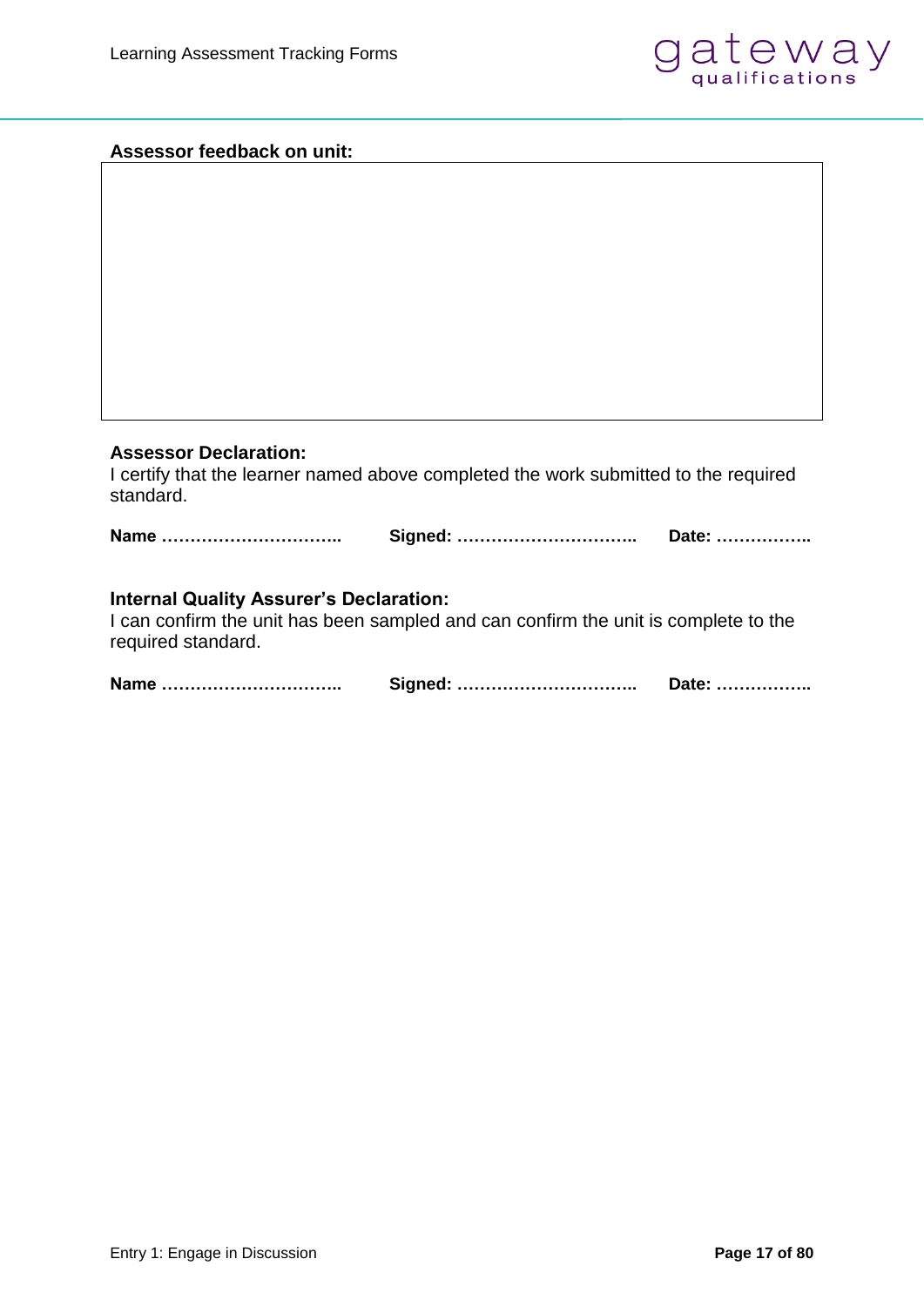**Assessor feedback on unit:**

| |
|---|
| |

**Assessor Declaration:**
I certify that the learner named above completed the work submitted to the required standard.

**Name …………………………..** **Signed: …………………………..** **Date: ……………..**

**Internal Quality Assurer's Declaration:**
I can confirm the unit has been sampled and can confirm the unit is complete to the required standard.

**Name …………………………..** **Signed: …………………………..** **Date: ……………..**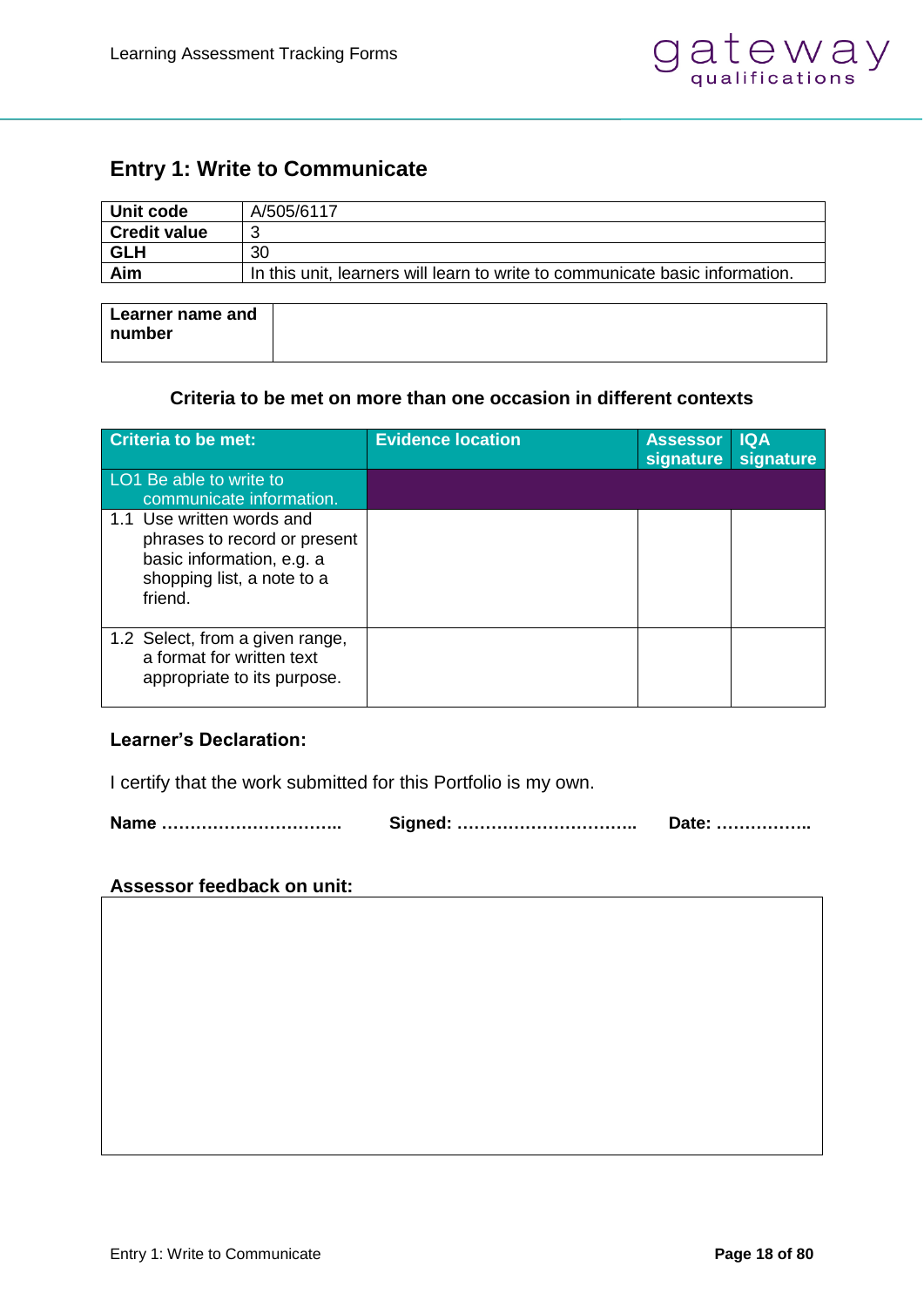## Entry 1: Write to Communicate

| Unit code | A/505/6117 |
| --- | --- |
| **Credit value** | 3 |
| **GLH** | 30 |
| **Aim** | In this unit, learners will learn to write to communicate basic information. |

| Learner name and number | |
| --- | --- |

**Criteria to be met on more than one occasion in different contexts**

| Criteria to be met: | Evidence location | Assessor signature | IQA signature |
| --- | --- | --- | --- |
| LO1 Be able to write to communicate information. | | | |
| 1.1 Use written words and phrases to record or present basic information, e.g. a shopping list, a note to a friend. | | | |
| 1.2 Select, from a given range, a format for written text appropriate to its purpose. | | | |

**Learner's Declaration:**

I certify that the work submitted for this Portfolio is my own.

**Name …………………………..  Signed: …………………………..  Date: ……………..**

**Assessor feedback on unit:**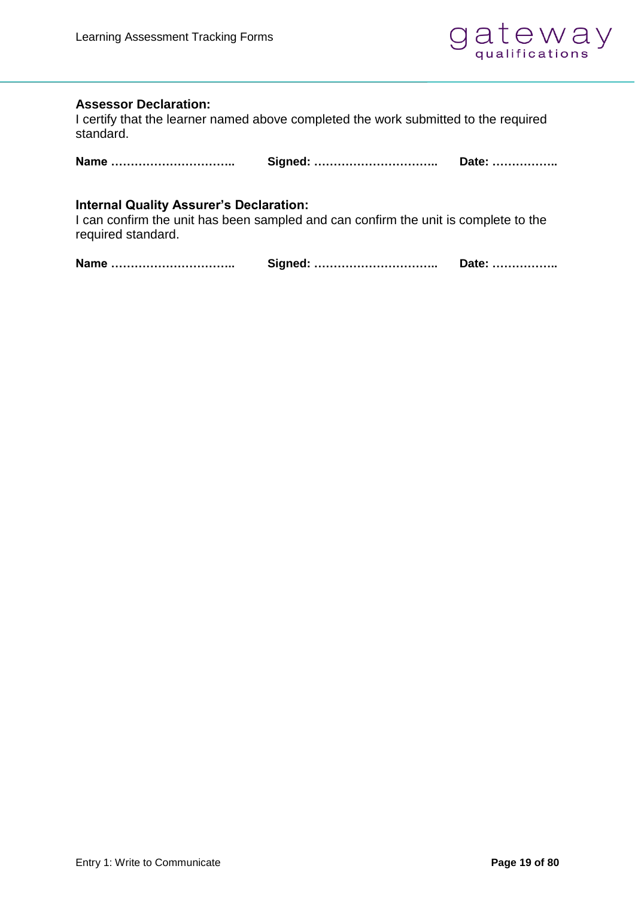**Assessor Declaration:**
I certify that the learner named above completed the work submitted to the required standard.

**Name …………………………..** **Signed: …………………………..** **Date: ……………..**

**Internal Quality Assurer's Declaration:**
I can confirm the unit has been sampled and can confirm the unit is complete to the required standard.

**Name …………………………..** **Signed: …………………………..** **Date: ……………..**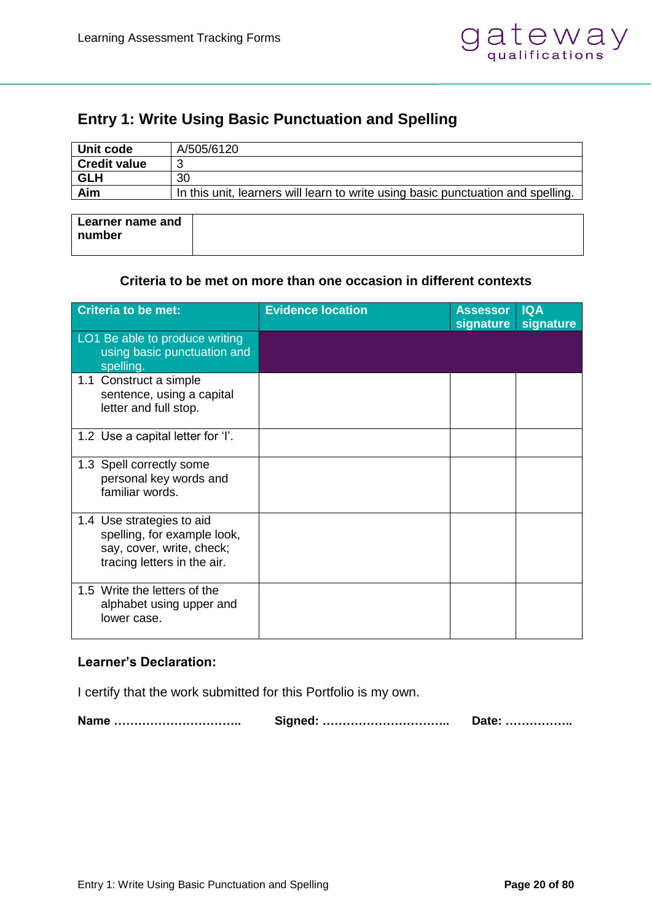## Entry 1: Write Using Basic Punctuation and Spelling

| **Unit code** | A/505/6120 |
|---|---|
| **Credit value** | 3 |
| **GLH** | 30 |
| **Aim** | In this unit, learners will learn to write using basic punctuation and spelling. |

| **Learner name and number** | |
|---|---|

**Criteria to be met on more than one occasion in different contexts**

| Criteria to be met: | Evidence location | Assessor signature | IQA signature |
|---|---|---|---|
| LO1 Be able to produce writing using basic punctuation and spelling. | | | |
| 1.1 Construct a simple sentence, using a capital letter and full stop. | | | |
| 1.2 Use a capital letter for 'I'. | | | |
| 1.3 Spell correctly some personal key words and familiar words. | | | |
| 1.4 Use strategies to aid spelling, for example look, say, cover, write, check; tracing letters in the air. | | | |
| 1.5 Write the letters of the alphabet using upper and lower case. | | | |

**Learner's Declaration:**

I certify that the work submitted for this Portfolio is my own.

**Name …………………………..** **Signed: …………………………..** **Date: ……………..**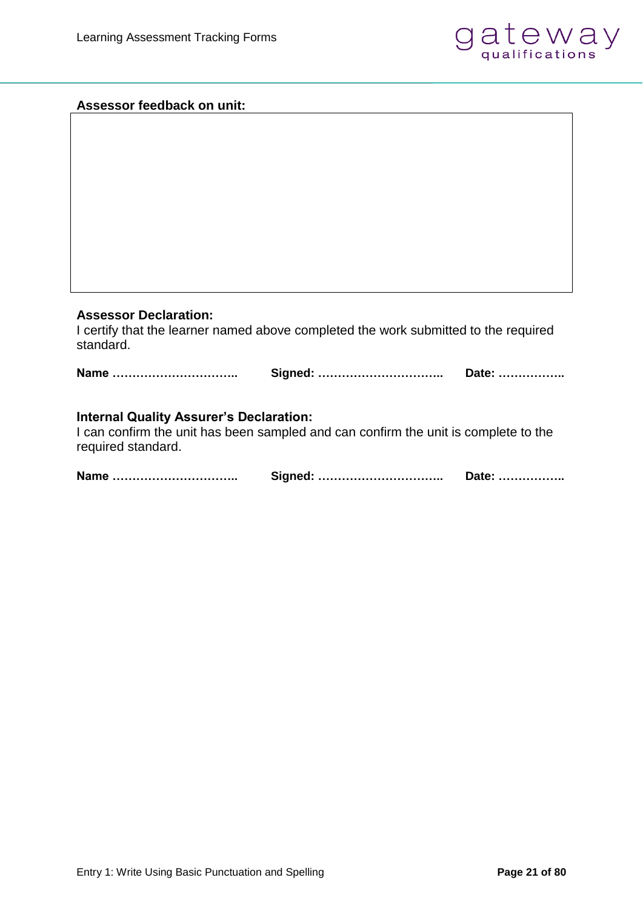**Assessor feedback on unit:**

| |
|---|
| |

**Assessor Declaration:**
I certify that the learner named above completed the work submitted to the required standard.

**Name …………………………..** **Signed: …………………………..** **Date: ……………..**

**Internal Quality Assurer's Declaration:**
I can confirm the unit has been sampled and can confirm the unit is complete to the required standard.

**Name …………………………..** **Signed: …………………………..** **Date: ……………..**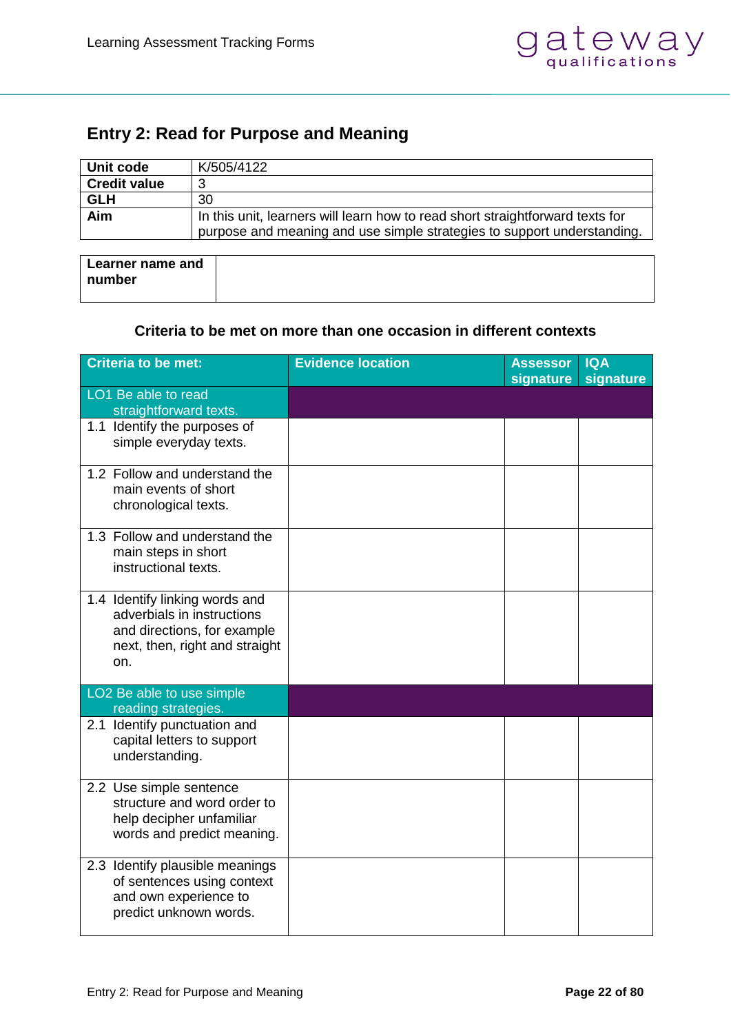## Entry 2: Read for Purpose and Meaning

| | |
|---|---|
| **Unit code** | K/505/4122 |
| **Credit value** | 3 |
| **GLH** | 30 |
| **Aim** | In this unit, learners will learn how to read short straightforward texts for purpose and meaning and use simple strategies to support understanding. |

| | |
|---|---|
| **Learner name and number** | |

**Criteria to be met on more than one occasion in different contexts**

| Criteria to be met: | Evidence location | Assessor signature | IQA signature |
|---|---|---|---|
| LO1 Be able to read straightforward texts. | | | |
| 1.1 Identify the purposes of simple everyday texts. | | | |
| 1.2 Follow and understand the main events of short chronological texts. | | | |
| 1.3 Follow and understand the main steps in short instructional texts. | | | |
| 1.4 Identify linking words and adverbials in instructions and directions, for example next, then, right and straight on. | | | |
| LO2 Be able to use simple reading strategies. | | | |
| 2.1 Identify punctuation and capital letters to support understanding. | | | |
| 2.2 Use simple sentence structure and word order to help decipher unfamiliar words and predict meaning. | | | |
| 2.3 Identify plausible meanings of sentences using context and own experience to predict unknown words. | | | |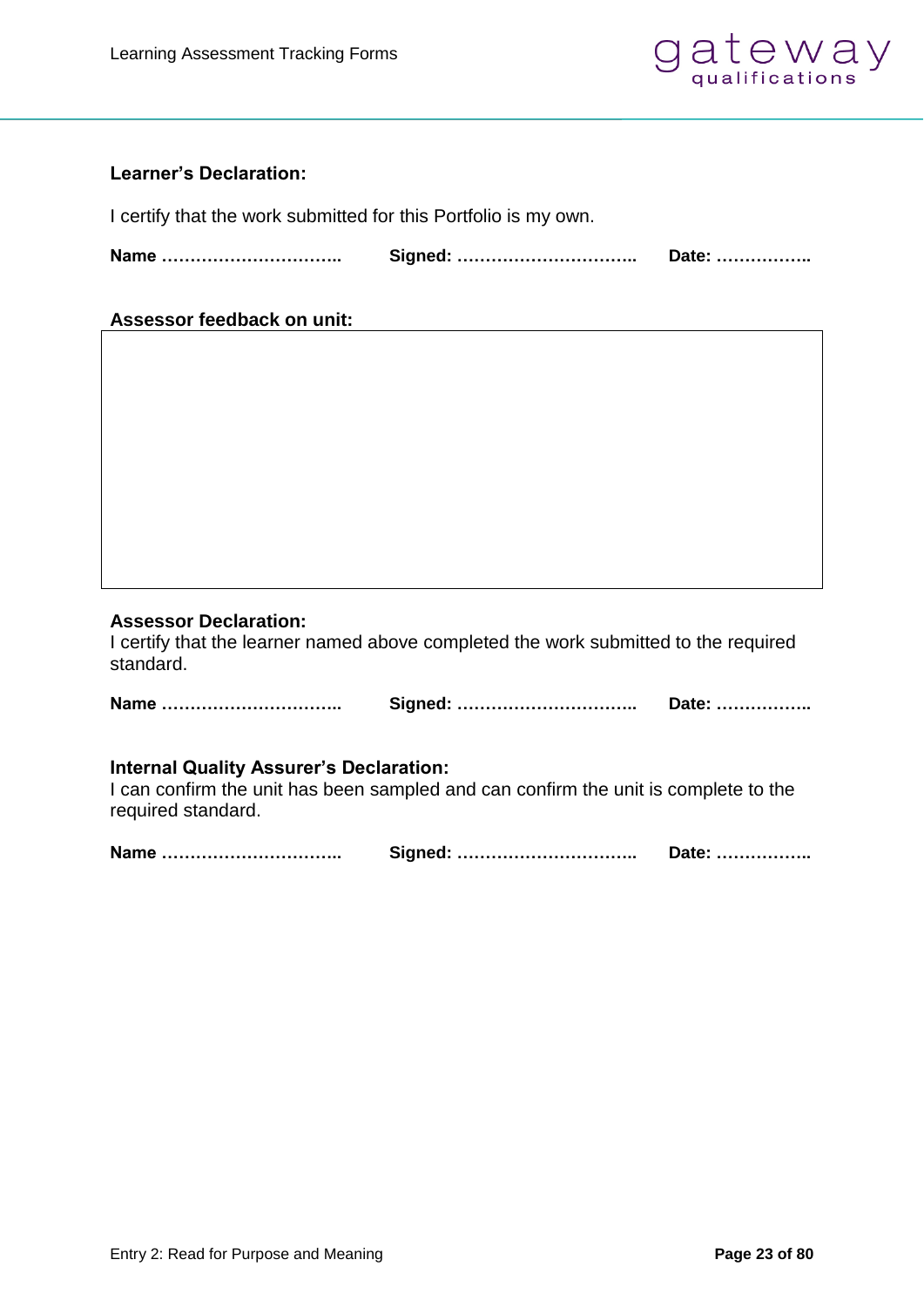**Learner's Declaration:**

I certify that the work submitted for this Portfolio is my own.

**Name …………………………..** **Signed: …………………………..** **Date: ……………..**

**Assessor feedback on unit:**

| |
|---|
| |

**Assessor Declaration:**

I certify that the learner named above completed the work submitted to the required standard.

**Name …………………………..** **Signed: …………………………..** **Date: ……………..**

**Internal Quality Assurer's Declaration:**

I can confirm the unit has been sampled and can confirm the unit is complete to the required standard.

**Name …………………………..** **Signed: …………………………..** **Date: ……………..**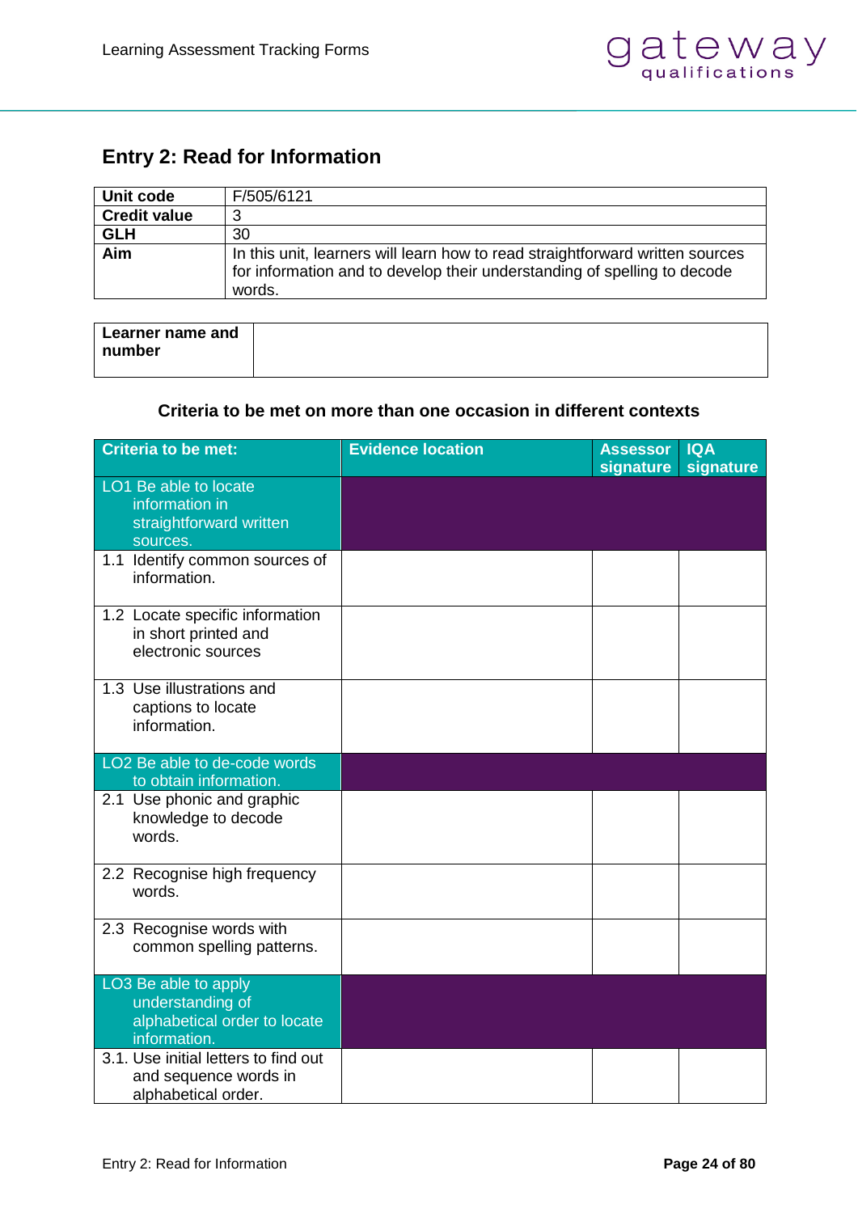## Entry 2: Read for Information

| | |
|---|---|
| **Unit code** | F/505/6121 |
| **Credit value** | 3 |
| **GLH** | 30 |
| **Aim** | In this unit, learners will learn how to read straightforward written sources for information and to develop their understanding of spelling to decode words. |

| | |
|---|---|
| **Learner name and number** | |

**Criteria to be met on more than one occasion in different contexts**

| Criteria to be met: | Evidence location | Assessor signature | IQA signature |
|---|---|---|---|
| LO1 Be able to locate information in straightforward written sources. | | | |
| 1.1 Identify common sources of information. | | | |
| 1.2 Locate specific information in short printed and electronic sources | | | |
| 1.3 Use illustrations and captions to locate information. | | | |
| LO2 Be able to de-code words to obtain information. | | | |
| 2.1 Use phonic and graphic knowledge to decode words. | | | |
| 2.2 Recognise high frequency words. | | | |
| 2.3 Recognise words with common spelling patterns. | | | |
| LO3 Be able to apply understanding of alphabetical order to locate information. | | | |
| 3.1. Use initial letters to find out and sequence words in alphabetical order. | | | |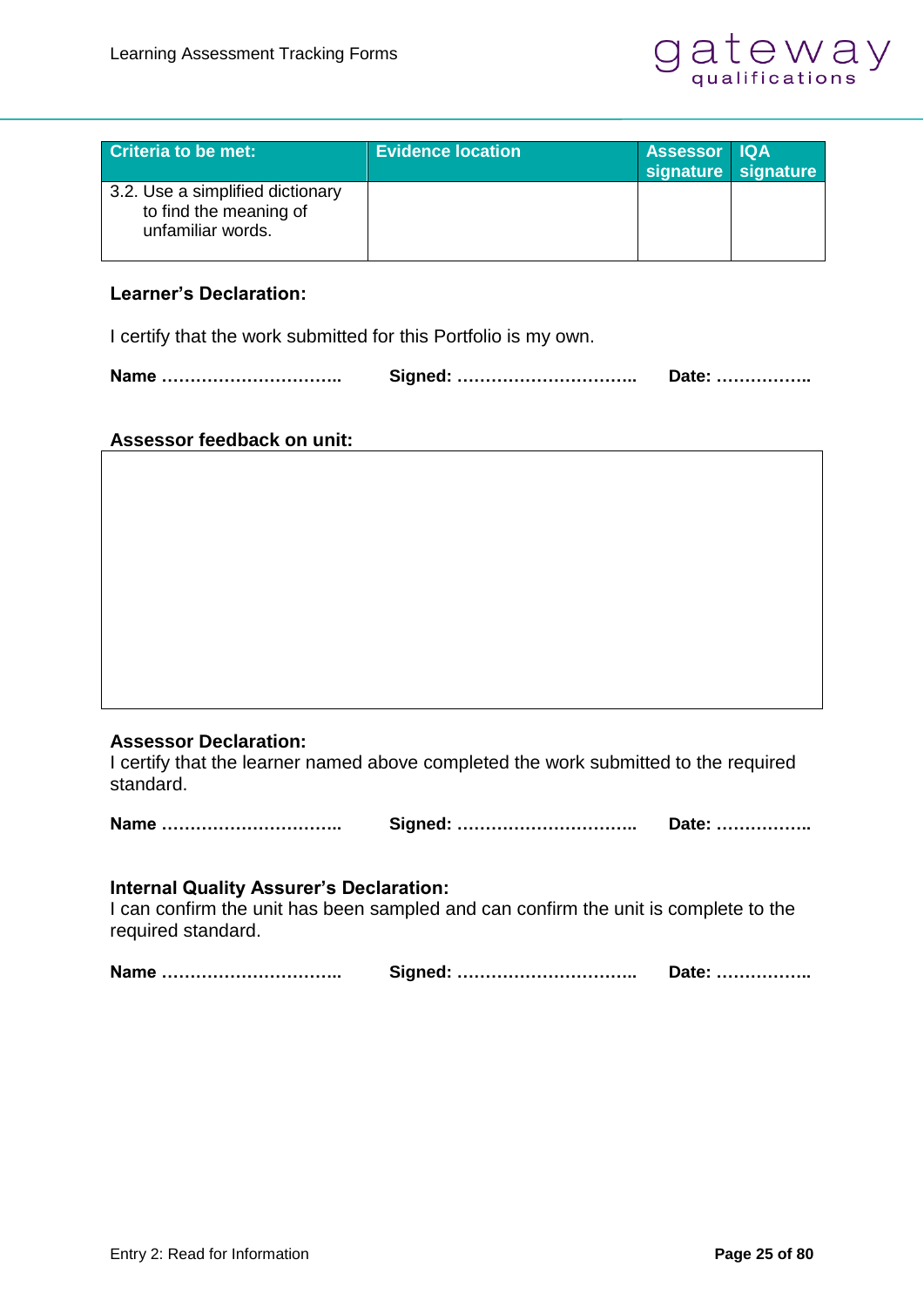| Criteria to be met: | Evidence location | Assessor signature | IQA signature |
|---|---|---|---|
| 3.2. Use a simplified dictionary to find the meaning of unfamiliar words. | | | |

**Learner's Declaration:**

I certify that the work submitted for this Portfolio is my own.

**Name …………………………..** **Signed: …………………………..** **Date: ……………..**

**Assessor feedback on unit:**

| |
|---|
| |

**Assessor Declaration:**
I certify that the learner named above completed the work submitted to the required standard.

**Name …………………………..** **Signed: …………………………..** **Date: ……………..**

**Internal Quality Assurer's Declaration:**
I can confirm the unit has been sampled and can confirm the unit is complete to the required standard.

**Name …………………………..** **Signed: …………………………..** **Date: ……………..**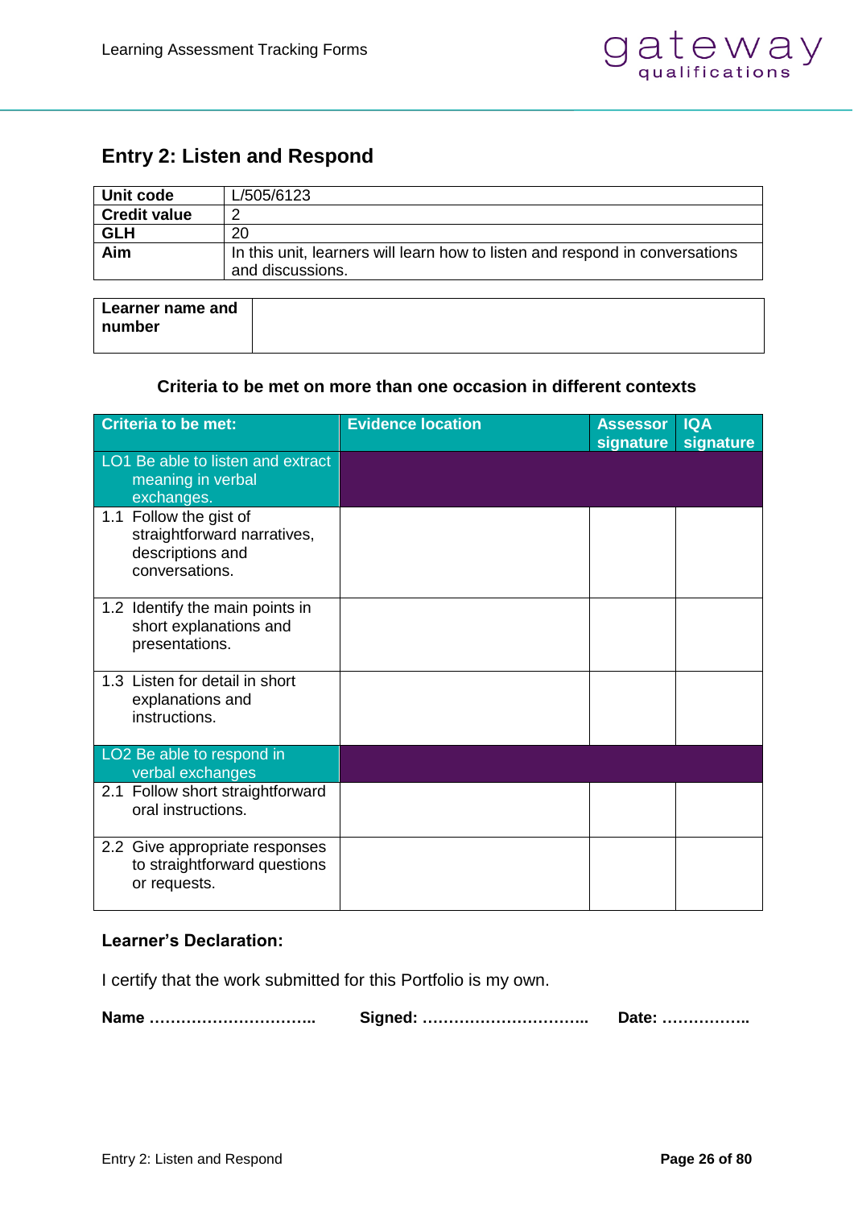## Entry 2: Listen and Respond

| **Unit code** | L/505/6123 |
|---|---|
| **Credit value** | 2 |
| **GLH** | 20 |
| **Aim** | In this unit, learners will learn how to listen and respond in conversations and discussions. |

| **Learner name and number** | |
|---|---|

**Criteria to be met on more than one occasion in different contexts**

| Criteria to be met: | Evidence location | Assessor signature | IQA signature |
|---|---|---|---|
| LO1 Be able to listen and extract meaning in verbal exchanges. | | | |
| 1.1 Follow the gist of straightforward narratives, descriptions and conversations. | | | |
| 1.2 Identify the main points in short explanations and presentations. | | | |
| 1.3 Listen for detail in short explanations and instructions. | | | |
| LO2 Be able to respond in verbal exchanges | | | |
| 2.1 Follow short straightforward oral instructions. | | | |
| 2.2 Give appropriate responses to straightforward questions or requests. | | | |

**Learner's Declaration:**

I certify that the work submitted for this Portfolio is my own.

**Name …………………………..** **Signed: …………………………..** **Date: ……………..**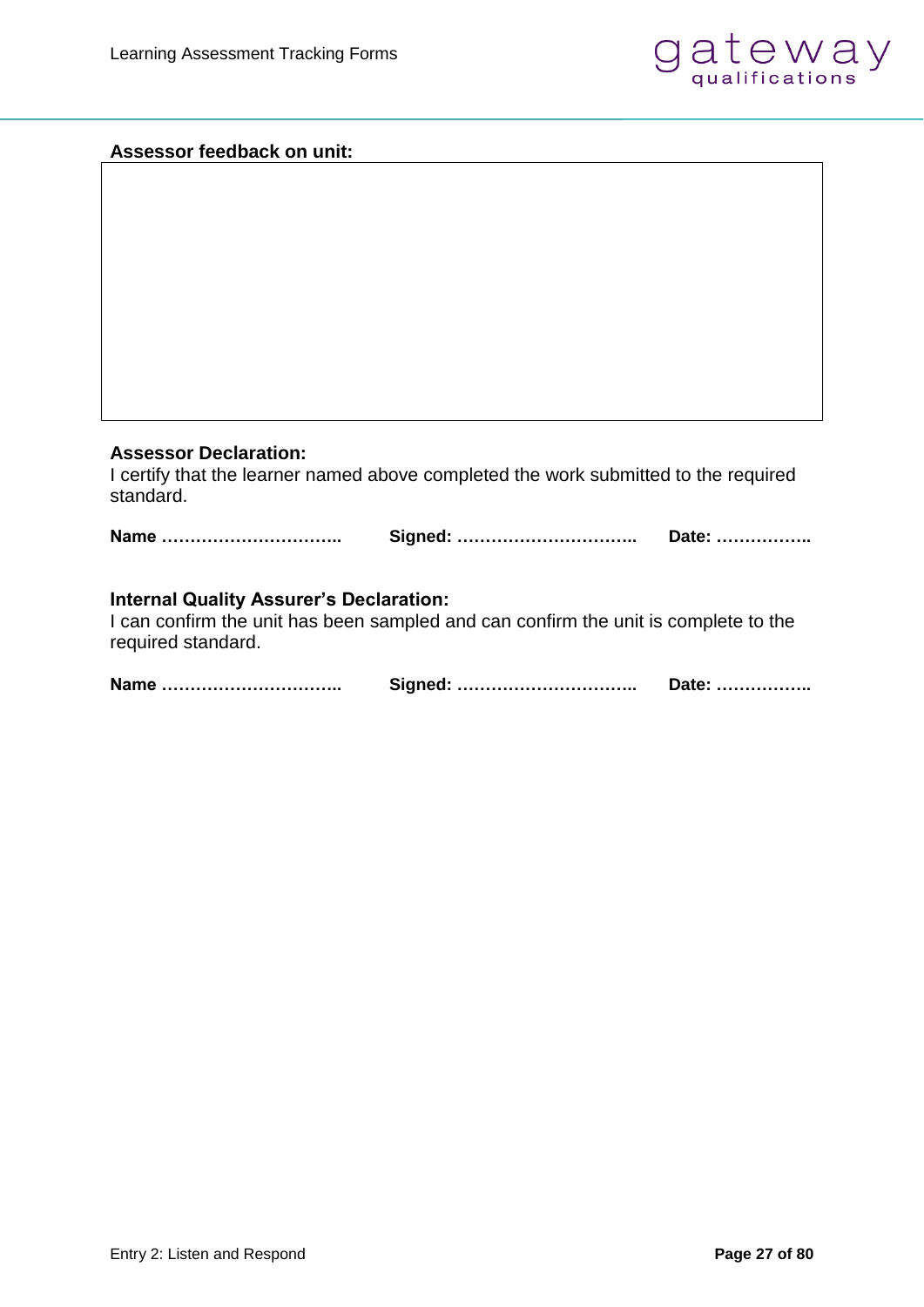**Assessor feedback on unit:**

| |
|---|
| |

**Assessor Declaration:**
I certify that the learner named above completed the work submitted to the required standard.

**Name …………………………..** **Signed: …………………………..** **Date: ……………..**

**Internal Quality Assurer's Declaration:**
I can confirm the unit has been sampled and can confirm the unit is complete to the required standard.

**Name …………………………..** **Signed: …………………………..** **Date: ……………..**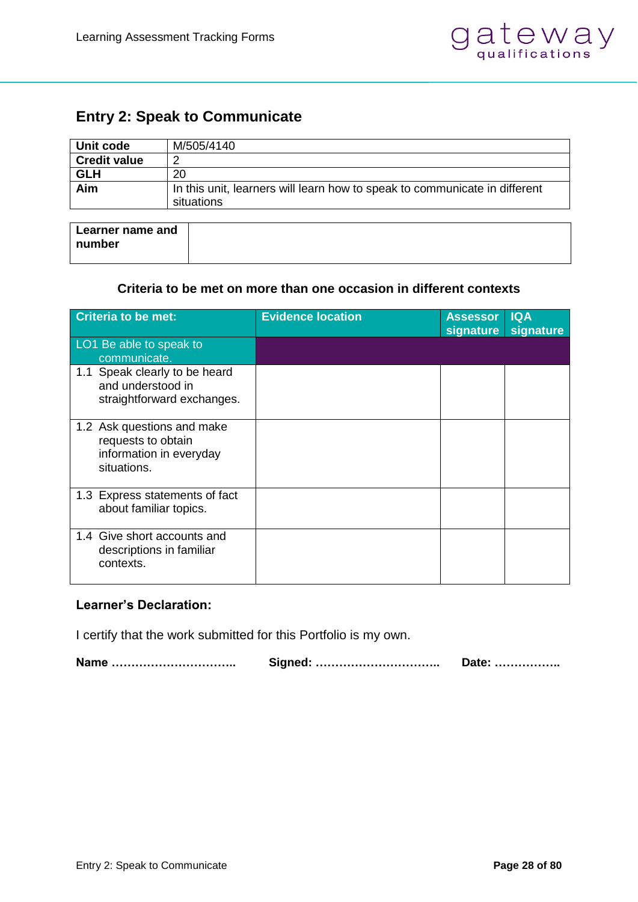## Entry 2: Speak to Communicate

| Unit code | M/505/4140 |
|---|---|
| Credit value | 2 |
| GLH | 20 |
| Aim | In this unit, learners will learn how to speak to communicate in different situations |

| Learner name and number | |
|---|---|

**Criteria to be met on more than one occasion in different contexts**

| Criteria to be met: | Evidence location | Assessor signature | IQA signature |
|---|---|---|---|
| LO1 Be able to speak to communicate. | | | |
| 1.1 Speak clearly to be heard and understood in straightforward exchanges. | | | |
| 1.2 Ask questions and make requests to obtain information in everyday situations. | | | |
| 1.3 Express statements of fact about familiar topics. | | | |
| 1.4 Give short accounts and descriptions in familiar contexts. | | | |

**Learner's Declaration:**

I certify that the work submitted for this Portfolio is my own.

**Name …………………………..** **Signed: …………………………..** **Date: ……………..**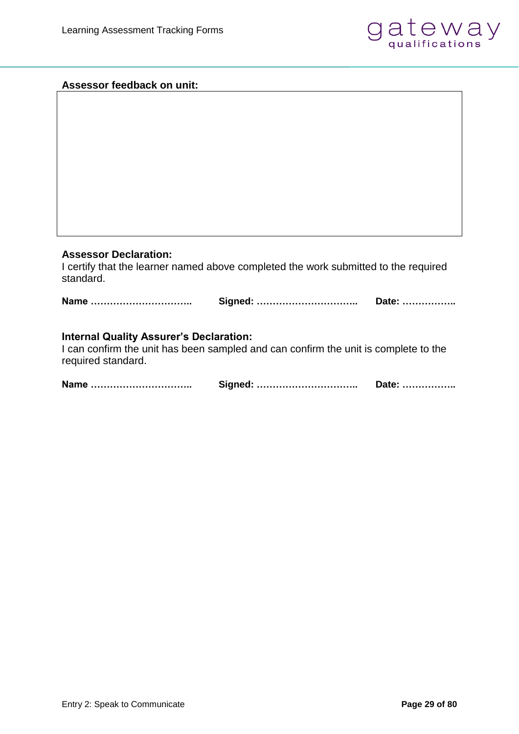**Assessor feedback on unit:**

| |
|---|
| |

**Assessor Declaration:**

I certify that the learner named above completed the work submitted to the required standard.

**Name …………………………..** **Signed: …………………………..** **Date: ……………..**

**Internal Quality Assurer's Declaration:**

I can confirm the unit has been sampled and can confirm the unit is complete to the required standard.

**Name …………………………..** **Signed: …………………………..** **Date: ……………..**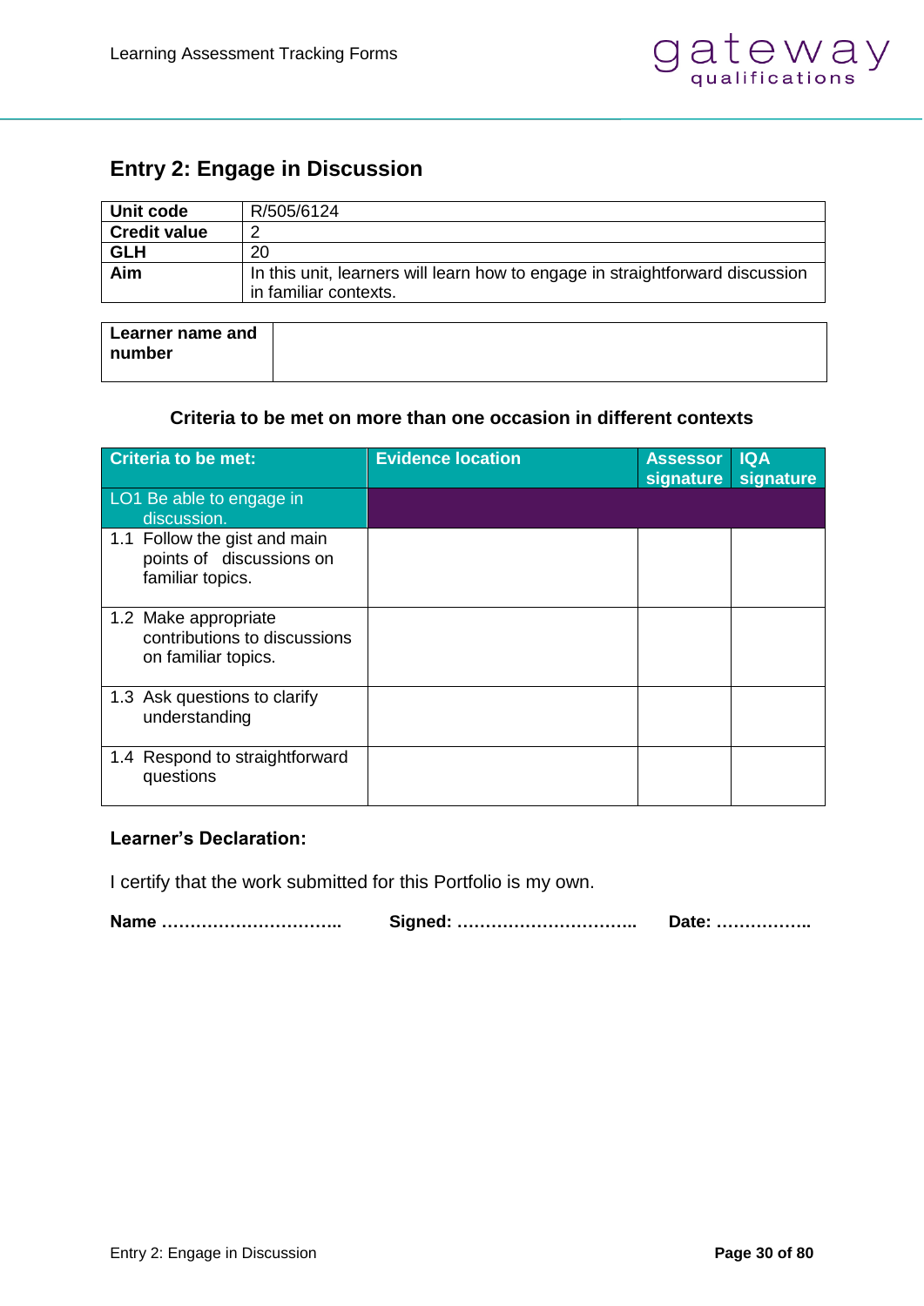## Entry 2: Engage in Discussion

| | |
|---|---|
| **Unit code** | R/505/6124 |
| **Credit value** | 2 |
| **GLH** | 20 |
| **Aim** | In this unit, learners will learn how to engage in straightforward discussion in familiar contexts. |

| | |
|---|---|
| **Learner name and number** | |

**Criteria to be met on more than one occasion in different contexts**

| Criteria to be met: | Evidence location | Assessor signature | IQA signature |
|---|---|---|---|
| LO1 Be able to engage in discussion. | | | |
| 1.1 Follow the gist and main points of discussions on familiar topics. | | | |
| 1.2 Make appropriate contributions to discussions on familiar topics. | | | |
| 1.3 Ask questions to clarify understanding | | | |
| 1.4 Respond to straightforward questions | | | |

**Learner's Declaration:**

I certify that the work submitted for this Portfolio is my own.

**Name …………………………..** **Signed: …………………………..** **Date: ……………..**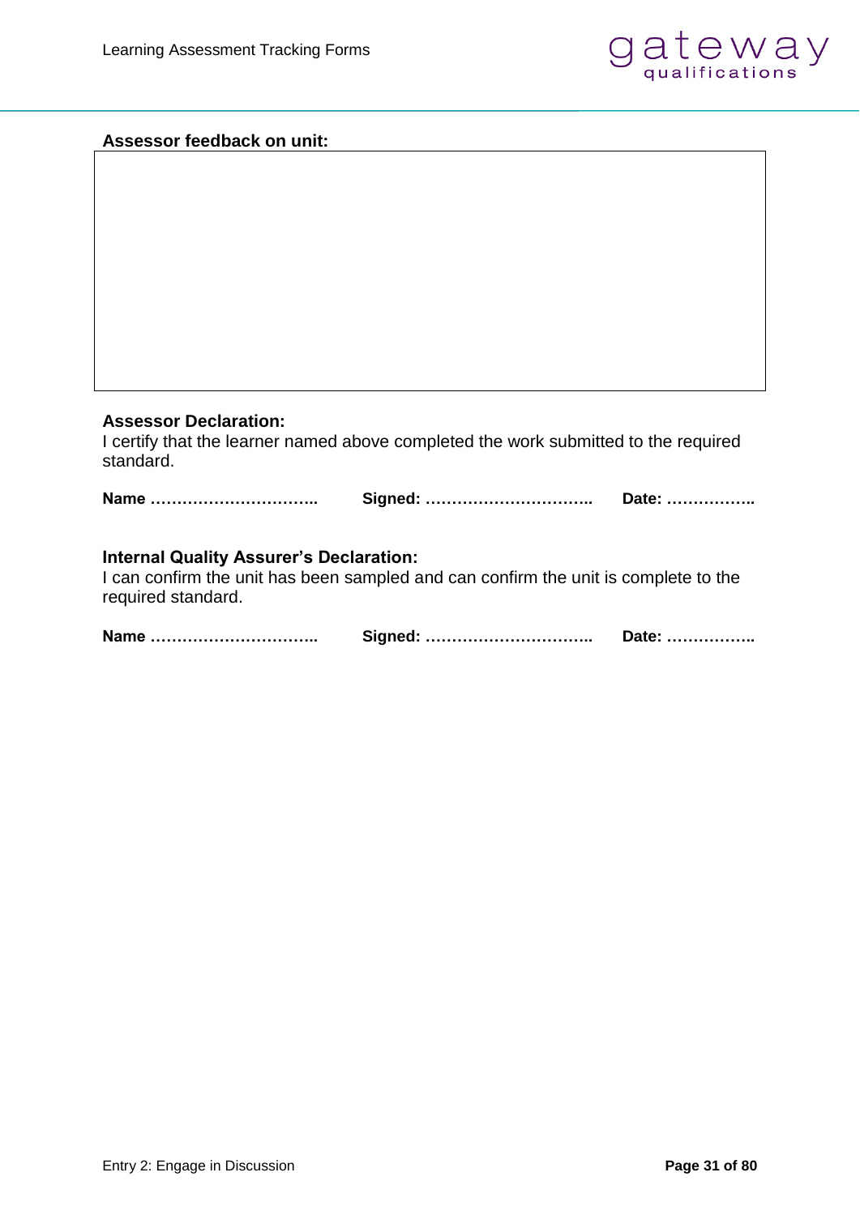**Assessor feedback on unit:**

|   |
|---|
|   |

**Assessor Declaration:**

I certify that the learner named above completed the work submitted to the required standard.

**Name …………………………..** **Signed: …………………………..** **Date: ……………..**

**Internal Quality Assurer's Declaration:**

I can confirm the unit has been sampled and can confirm the unit is complete to the required standard.

**Name …………………………..** **Signed: …………………………..** **Date: ……………..**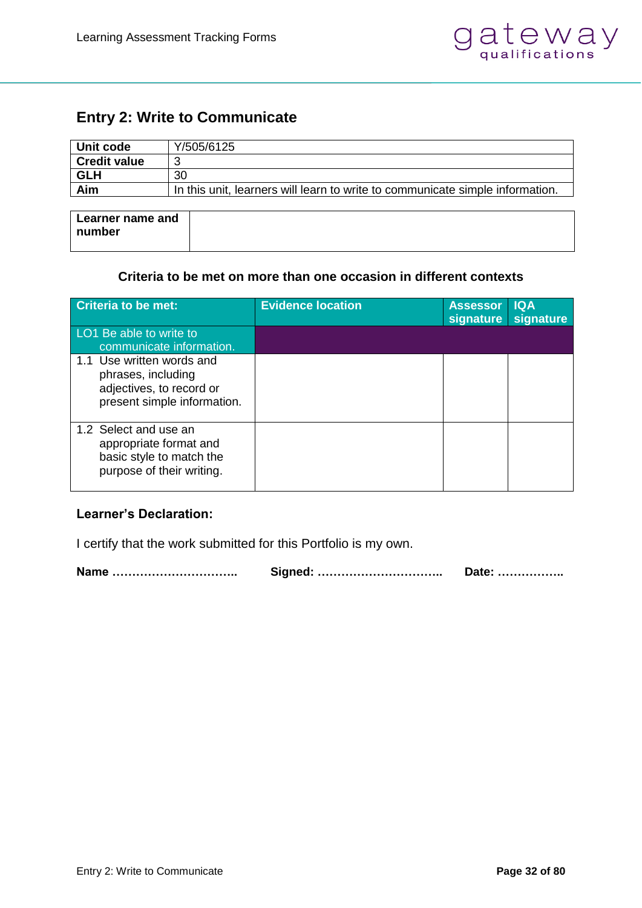## Entry 2: Write to Communicate

| | |
|---|---|
| **Unit code** | Y/505/6125 |
| **Credit value** | 3 |
| **GLH** | 30 |
| **Aim** | In this unit, learners will learn to write to communicate simple information. |

| | |
|---|---|
| **Learner name and number** | |

**Criteria to be met on more than one occasion in different contexts**

| Criteria to be met: | Evidence location | Assessor signature | IQA signature |
|---|---|---|---|
| LO1 Be able to write to communicate information. | | | |
| 1.1 Use written words and phrases, including adjectives, to record or present simple information. | | | |
| 1.2 Select and use an appropriate format and basic style to match the purpose of their writing. | | | |

**Learner's Declaration:**

I certify that the work submitted for this Portfolio is my own.

**Name …………………………..** **Signed: …………………………..** **Date: ……………..**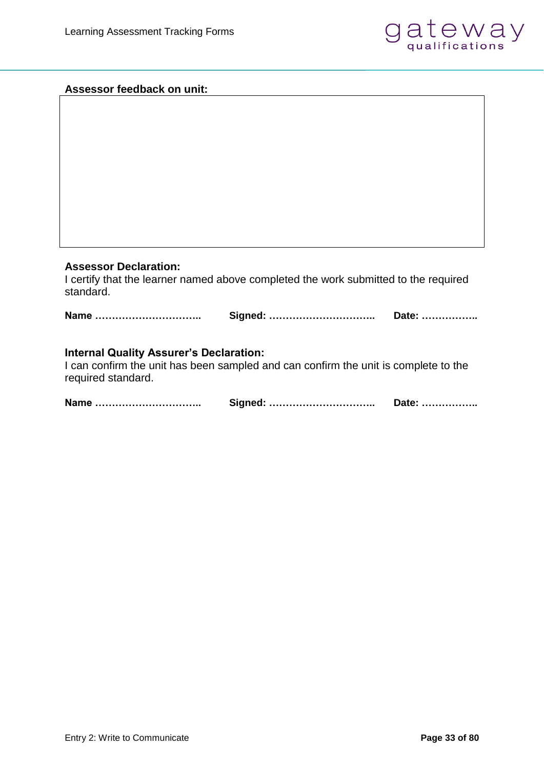**Assessor feedback on unit:**

| |
|---|
| |

**Assessor Declaration:**

I certify that the learner named above completed the work submitted to the required standard.

**Name …………………………..** **Signed: …………………………..** **Date: ……………..**

**Internal Quality Assurer's Declaration:**

I can confirm the unit has been sampled and can confirm the unit is complete to the required standard.

**Name …………………………..** **Signed: …………………………..** **Date: ……………..**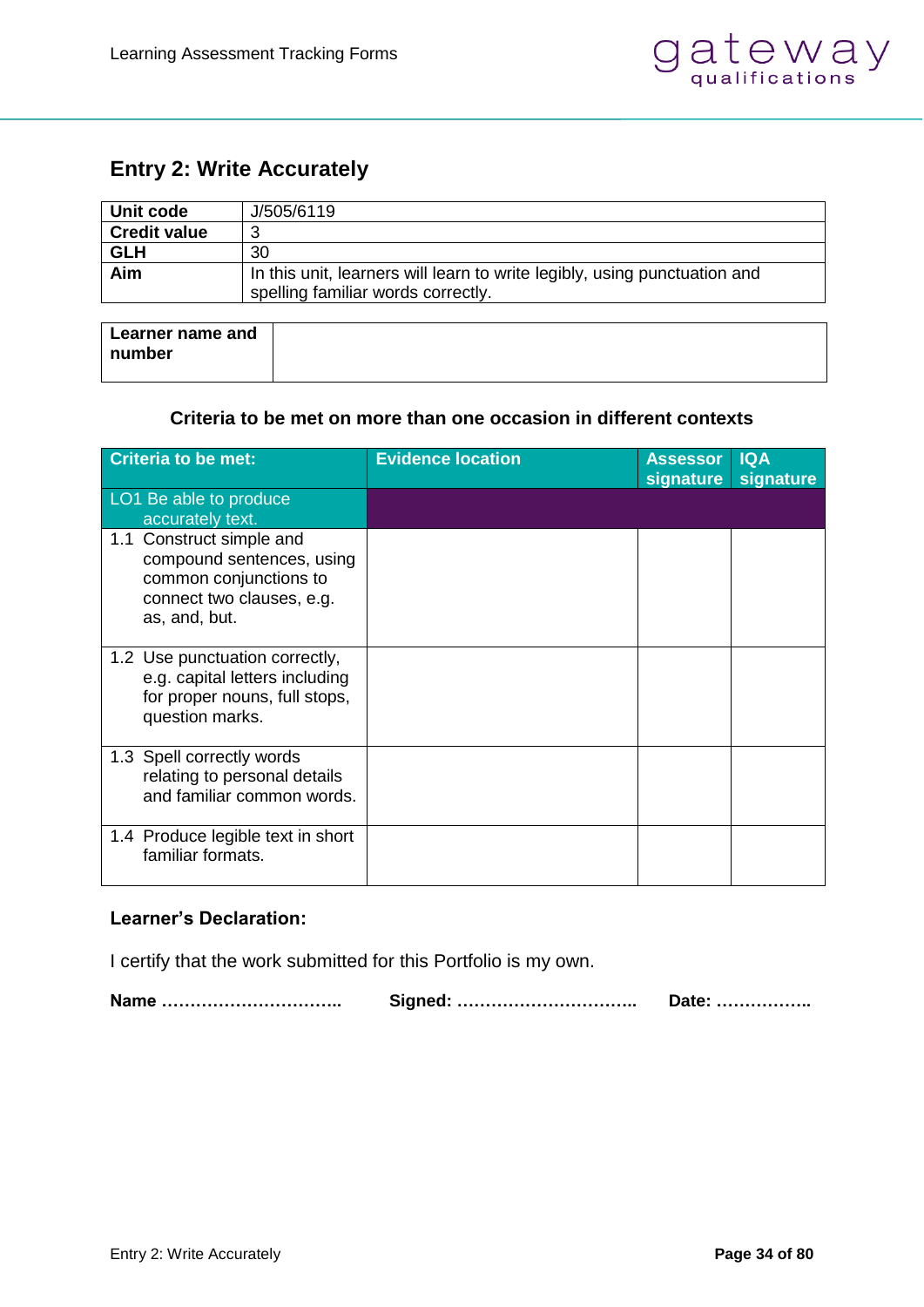## Entry 2: Write Accurately

| Unit code | J/505/6119 |
|---|---|
| Credit value | 3 |
| GLH | 30 |
| Aim | In this unit, learners will learn to write legibly, using punctuation and spelling familiar words correctly. |

| Learner name and number | |
|---|---|

**Criteria to be met on more than one occasion in different contexts**

| Criteria to be met: | Evidence location | Assessor signature | IQA signature |
|---|---|---|---|
| LO1 Be able to produce accurately text. | | | |
| 1.1 Construct simple and compound sentences, using common conjunctions to connect two clauses, e.g. as, and, but. | | | |
| 1.2 Use punctuation correctly, e.g. capital letters including for proper nouns, full stops, question marks. | | | |
| 1.3 Spell correctly words relating to personal details and familiar common words. | | | |
| 1.4 Produce legible text in short familiar formats. | | | |

**Learner's Declaration:**

I certify that the work submitted for this Portfolio is my own.

**Name …………………………..** **Signed: …………………………..** **Date: ……………..**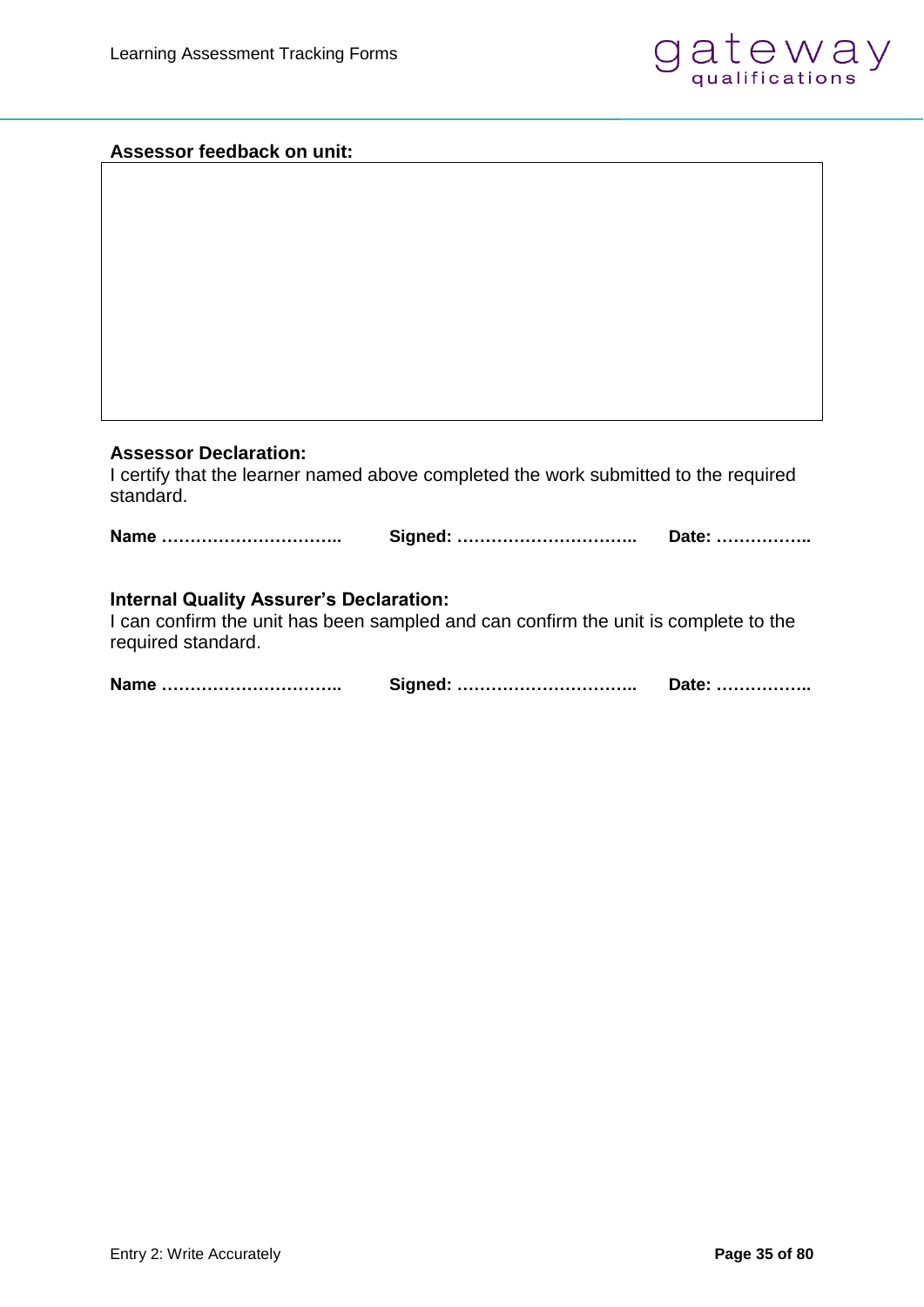**Assessor feedback on unit:**

| |
|---|
| |

**Assessor Declaration:**

I certify that the learner named above completed the work submitted to the required standard.

**Name …………………………..** **Signed: …………………………..** **Date: ……………..**

**Internal Quality Assurer's Declaration:**

I can confirm the unit has been sampled and can confirm the unit is complete to the required standard.

**Name …………………………..** **Signed: …………………………..** **Date: ……………..**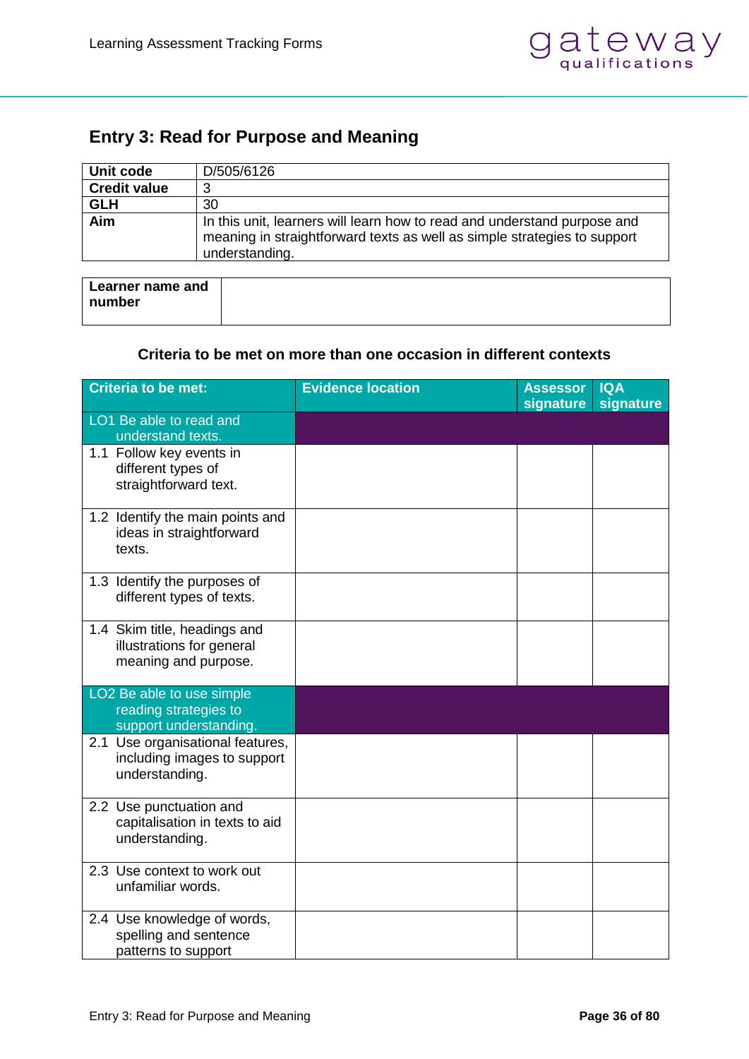## Entry 3: Read for Purpose and Meaning

| **Unit code** | D/505/6126 |
|---|---|
| **Credit value** | 3 |
| **GLH** | 30 |
| **Aim** | In this unit, learners will learn how to read and understand purpose and meaning in straightforward texts as well as simple strategies to support understanding. |

| **Learner name and number** | |
|---|---|

**Criteria to be met on more than one occasion in different contexts**

| Criteria to be met: | Evidence location | Assessor signature | IQA signature |
|---|---|---|---|
| LO1 Be able to read and understand texts. | | | |
| 1.1 Follow key events in different types of straightforward text. | | | |
| 1.2 Identify the main points and ideas in straightforward texts. | | | |
| 1.3 Identify the purposes of different types of texts. | | | |
| 1.4 Skim title, headings and illustrations for general meaning and purpose. | | | |
| LO2 Be able to use simple reading strategies to support understanding. | | | |
| 2.1 Use organisational features, including images to support understanding. | | | |
| 2.2 Use punctuation and capitalisation in texts to aid understanding. | | | |
| 2.3 Use context to work out unfamiliar words. | | | |
| 2.4 Use knowledge of words, spelling and sentence patterns to support | | | |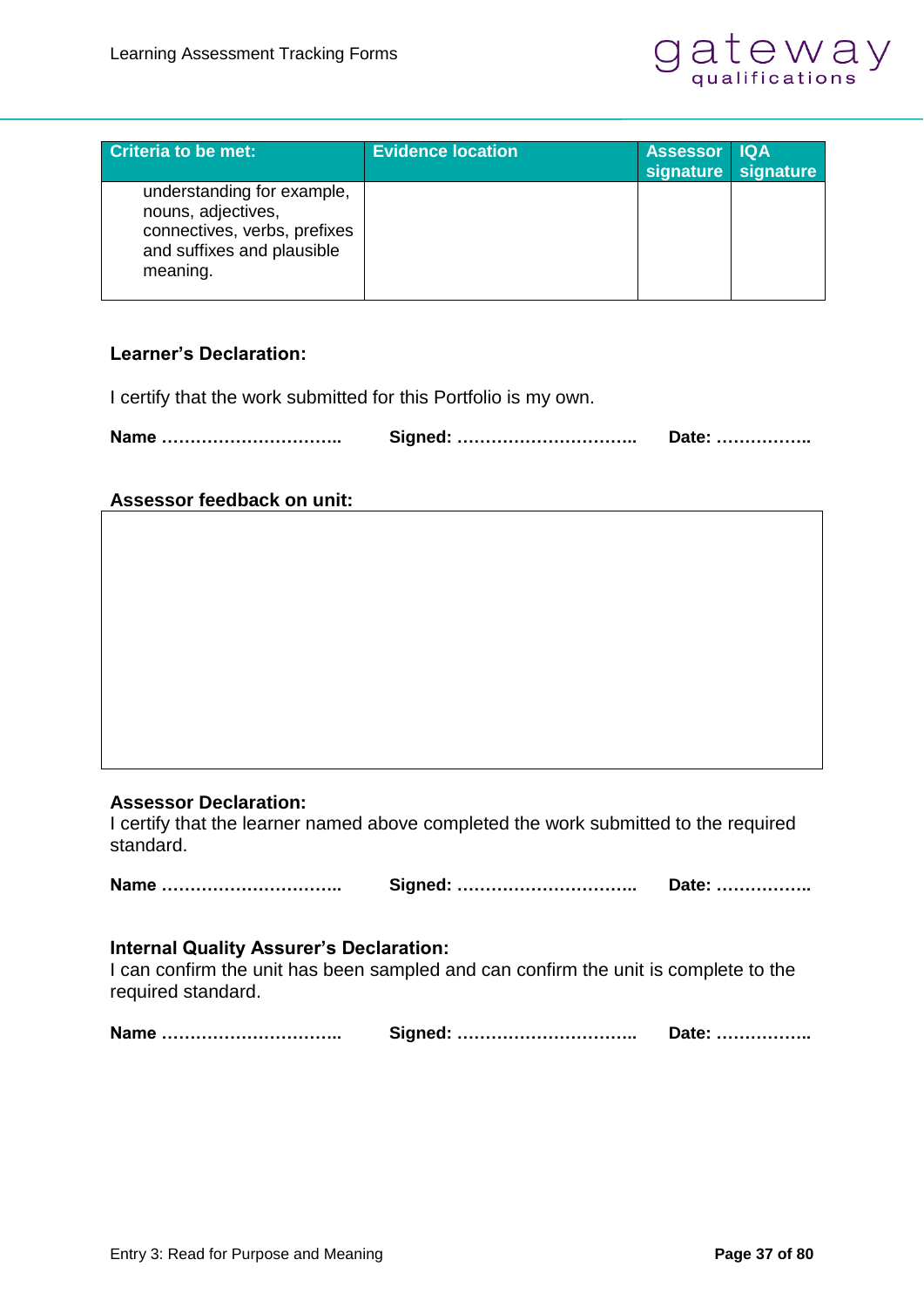| Criteria to be met: | Evidence location | Assessor signature | IQA signature |
|---|---|---|---|
| understanding for example, nouns, adjectives, connectives, verbs, prefixes and suffixes and plausible meaning. | | | |

**Learner's Declaration:**

I certify that the work submitted for this Portfolio is my own.

**Name …………………………..** **Signed: …………………………..** **Date: ……………..**

**Assessor feedback on unit:**

| |
|---|
| |

**Assessor Declaration:**
I certify that the learner named above completed the work submitted to the required standard.

**Name …………………………..** **Signed: …………………………..** **Date: ……………..**

**Internal Quality Assurer's Declaration:**
I can confirm the unit has been sampled and can confirm the unit is complete to the required standard.

**Name …………………………..** **Signed: …………………………..** **Date: ……………..**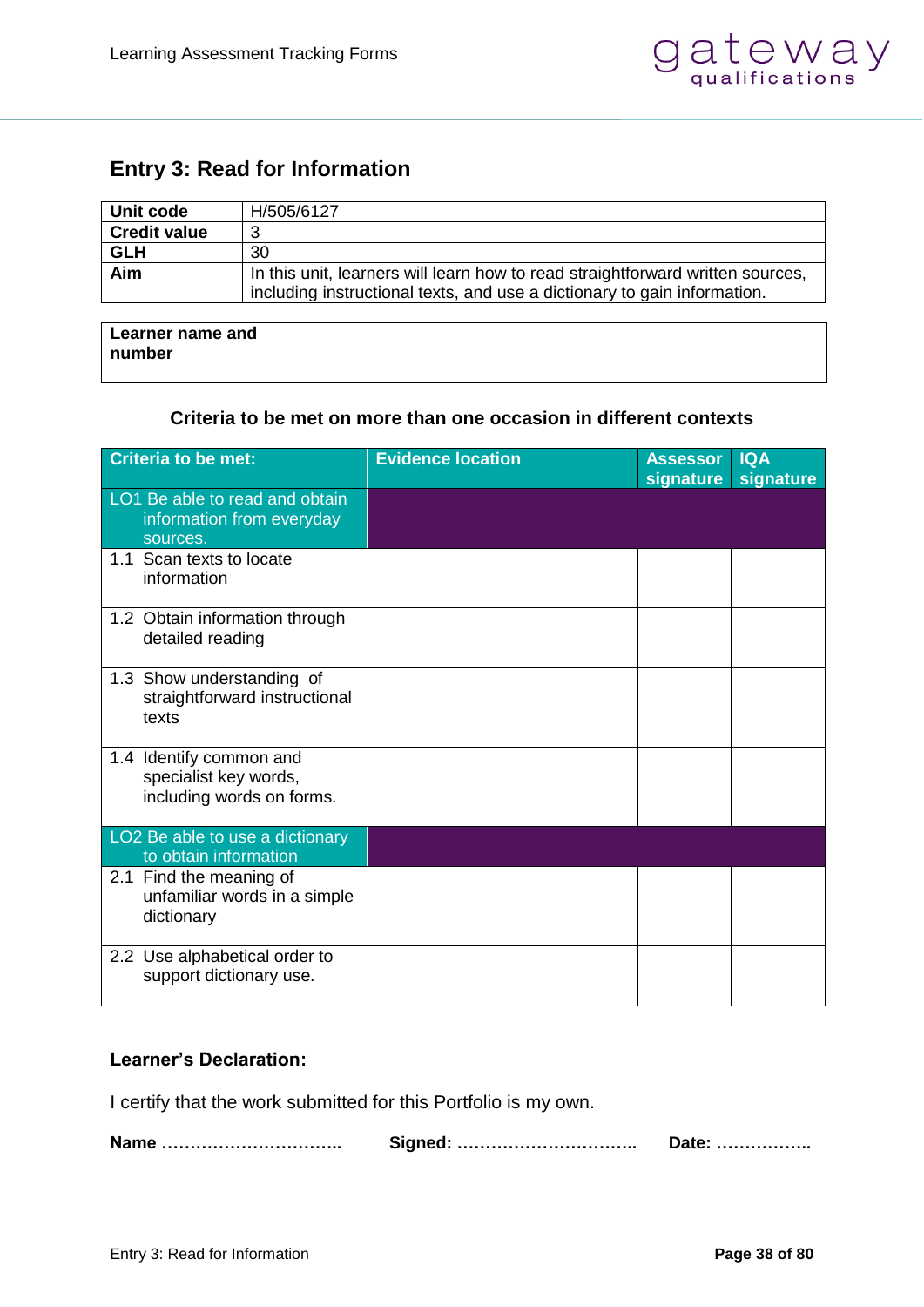## Entry 3: Read for Information

| **Unit code** | H/505/6127 |
|---|---|
| **Credit value** | 3 |
| **GLH** | 30 |
| **Aim** | In this unit, learners will learn how to read straightforward written sources, including instructional texts, and use a dictionary to gain information. |

| **Learner name and number** | |
|---|---|

**Criteria to be met on more than one occasion in different contexts**

| Criteria to be met: | Evidence location | Assessor signature | IQA signature |
|---|---|---|---|
| LO1 Be able to read and obtain information from everyday sources. | | | |
| 1.1 Scan texts to locate information | | | |
| 1.2 Obtain information through detailed reading | | | |
| 1.3 Show understanding of straightforward instructional texts | | | |
| 1.4 Identify common and specialist key words, including words on forms. | | | |
| LO2 Be able to use a dictionary to obtain information | | | |
| 2.1 Find the meaning of unfamiliar words in a simple dictionary | | | |
| 2.2 Use alphabetical order to support dictionary use. | | | |

**Learner's Declaration:**

I certify that the work submitted for this Portfolio is my own.

**Name …………………………..** **Signed: …………………………..** **Date: ……………..**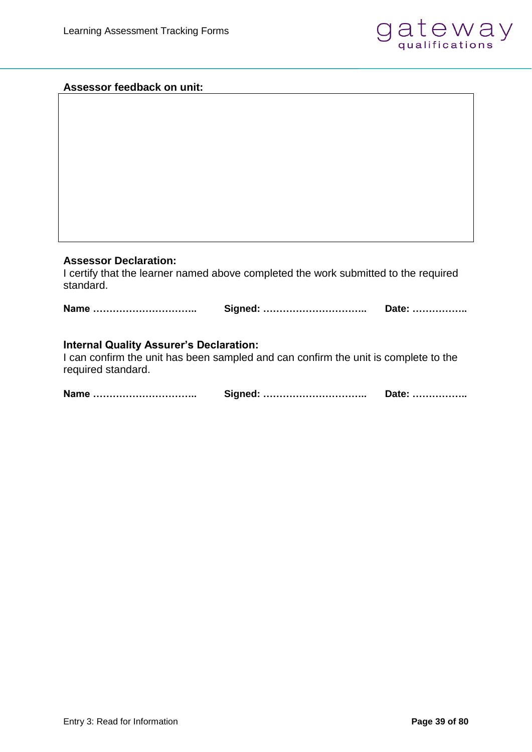**Assessor feedback on unit:**

|  |
|---|
|  |

**Assessor Declaration:**

I certify that the learner named above completed the work submitted to the required standard.

**Name …………………………..** **Signed: …………………………..** **Date: ……………..**

**Internal Quality Assurer's Declaration:**

I can confirm the unit has been sampled and can confirm the unit is complete to the required standard.

**Name …………………………..** **Signed: …………………………..** **Date: ……………..**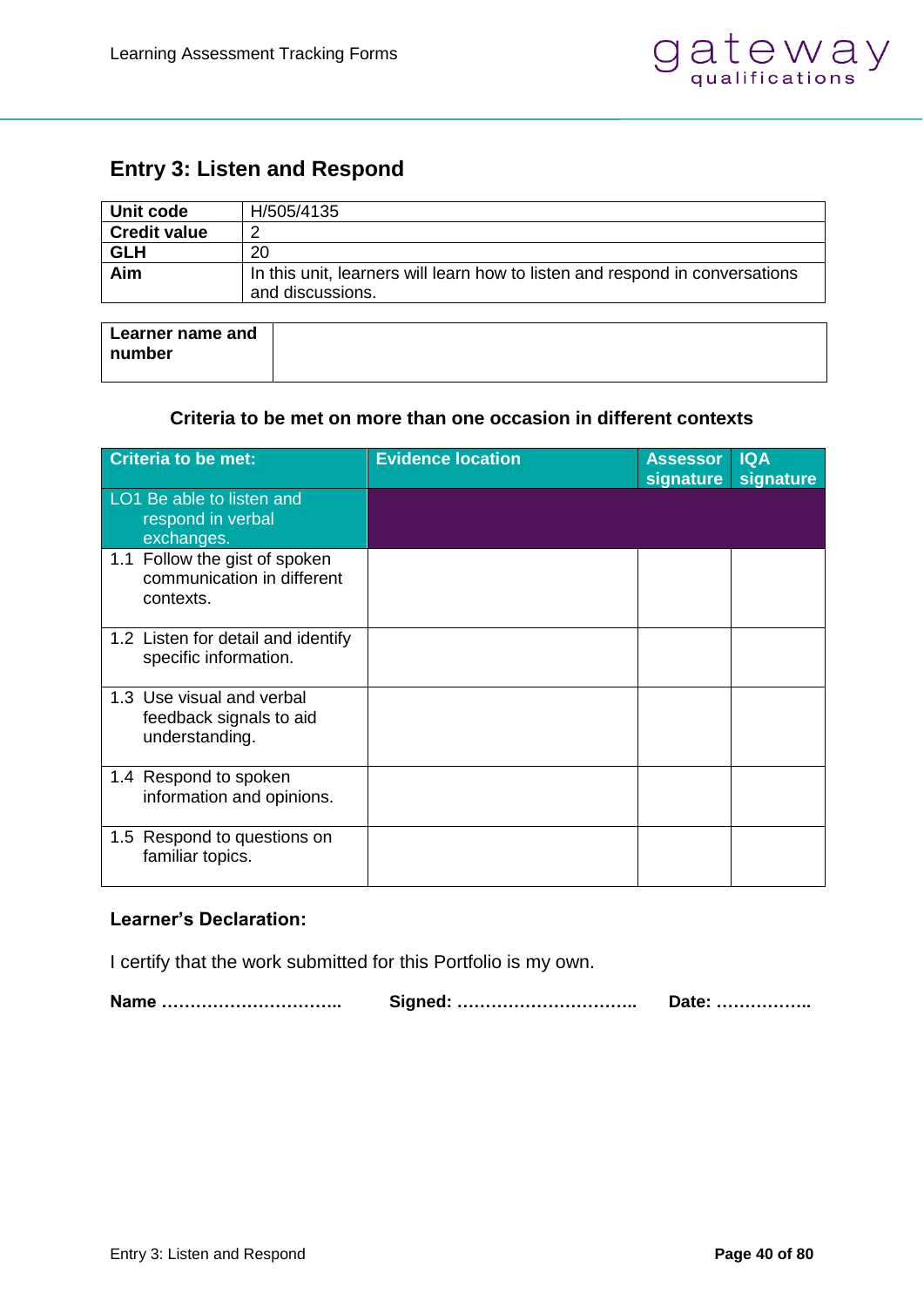## Entry 3: Listen and Respond

| Unit code | H/505/4135 |
|---|---|
| Credit value | 2 |
| GLH | 20 |
| Aim | In this unit, learners will learn how to listen and respond in conversations and discussions. |

| Learner name and number | |
|---|---|

**Criteria to be met on more than one occasion in different contexts**

| Criteria to be met: | Evidence location | Assessor signature | IQA signature |
|---|---|---|---|
| LO1 Be able to listen and respond in verbal exchanges. | | | |
| 1.1 Follow the gist of spoken communication in different contexts. | | | |
| 1.2 Listen for detail and identify specific information. | | | |
| 1.3 Use visual and verbal feedback signals to aid understanding. | | | |
| 1.4 Respond to spoken information and opinions. | | | |
| 1.5 Respond to questions on familiar topics. | | | |

**Learner's Declaration:**

I certify that the work submitted for this Portfolio is my own.

**Name …………………………..** **Signed: …………………………..** **Date: ……………..**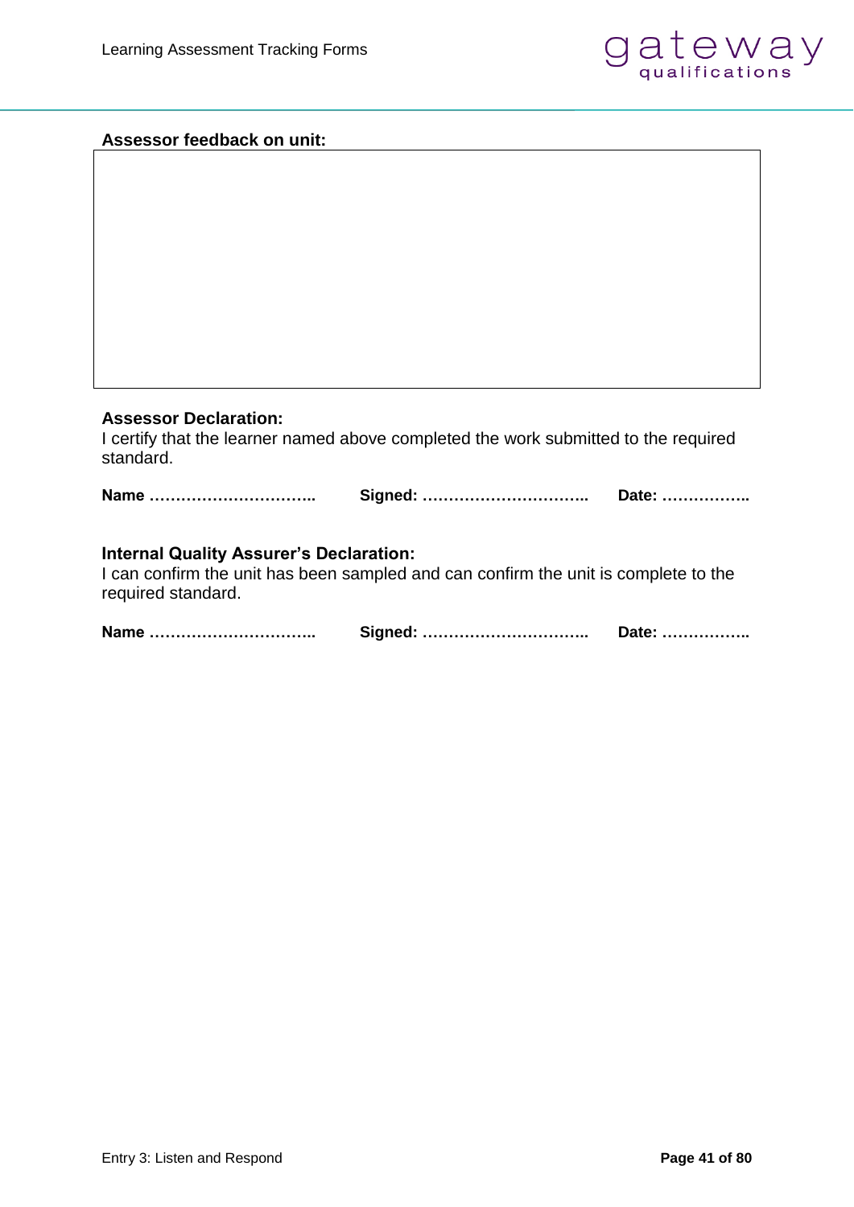**Assessor feedback on unit:**

|   |
|---|
|   |

**Assessor Declaration:**

I certify that the learner named above completed the work submitted to the required standard.

**Name …………………………..** **Signed: …………………………..** **Date: ……………..**

**Internal Quality Assurer's Declaration:**

I can confirm the unit has been sampled and can confirm the unit is complete to the required standard.

**Name …………………………..** **Signed: …………………………..** **Date: ……………..**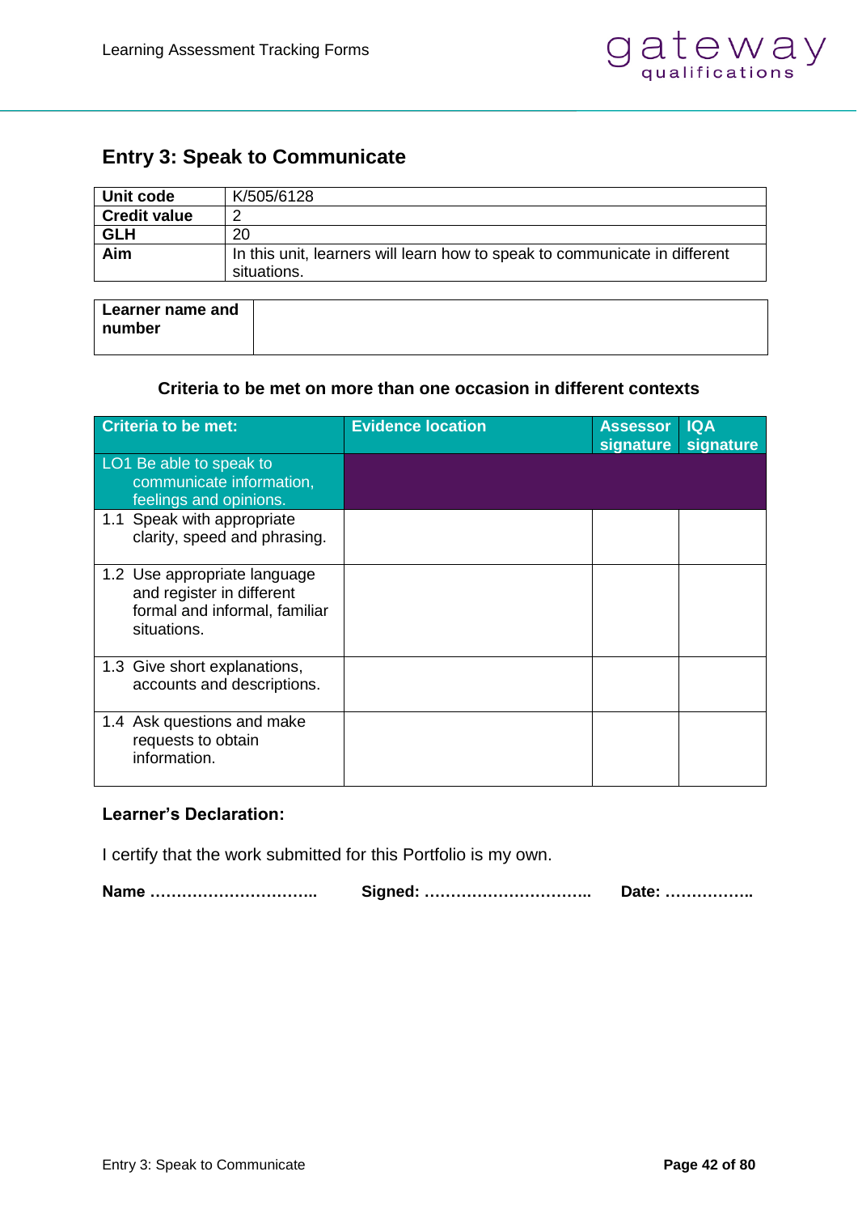## Entry 3: Speak to Communicate

| Unit code | K/505/6128 |
|---|---|
| Credit value | 2 |
| GLH | 20 |
| Aim | In this unit, learners will learn how to speak to communicate in different situations. |

| Learner name and number | |
|---|---|

**Criteria to be met on more than one occasion in different contexts**

| Criteria to be met: | Evidence location | Assessor signature | IQA signature |
|---|---|---|---|
| LO1 Be able to speak to communicate information, feelings and opinions. | | | |
| 1.1 Speak with appropriate clarity, speed and phrasing. | | | |
| 1.2 Use appropriate language and register in different formal and informal, familiar situations. | | | |
| 1.3 Give short explanations, accounts and descriptions. | | | |
| 1.4 Ask questions and make requests to obtain information. | | | |

**Learner's Declaration:**

I certify that the work submitted for this Portfolio is my own.

**Name …………………………..** **Signed: …………………………..** **Date: ……………..**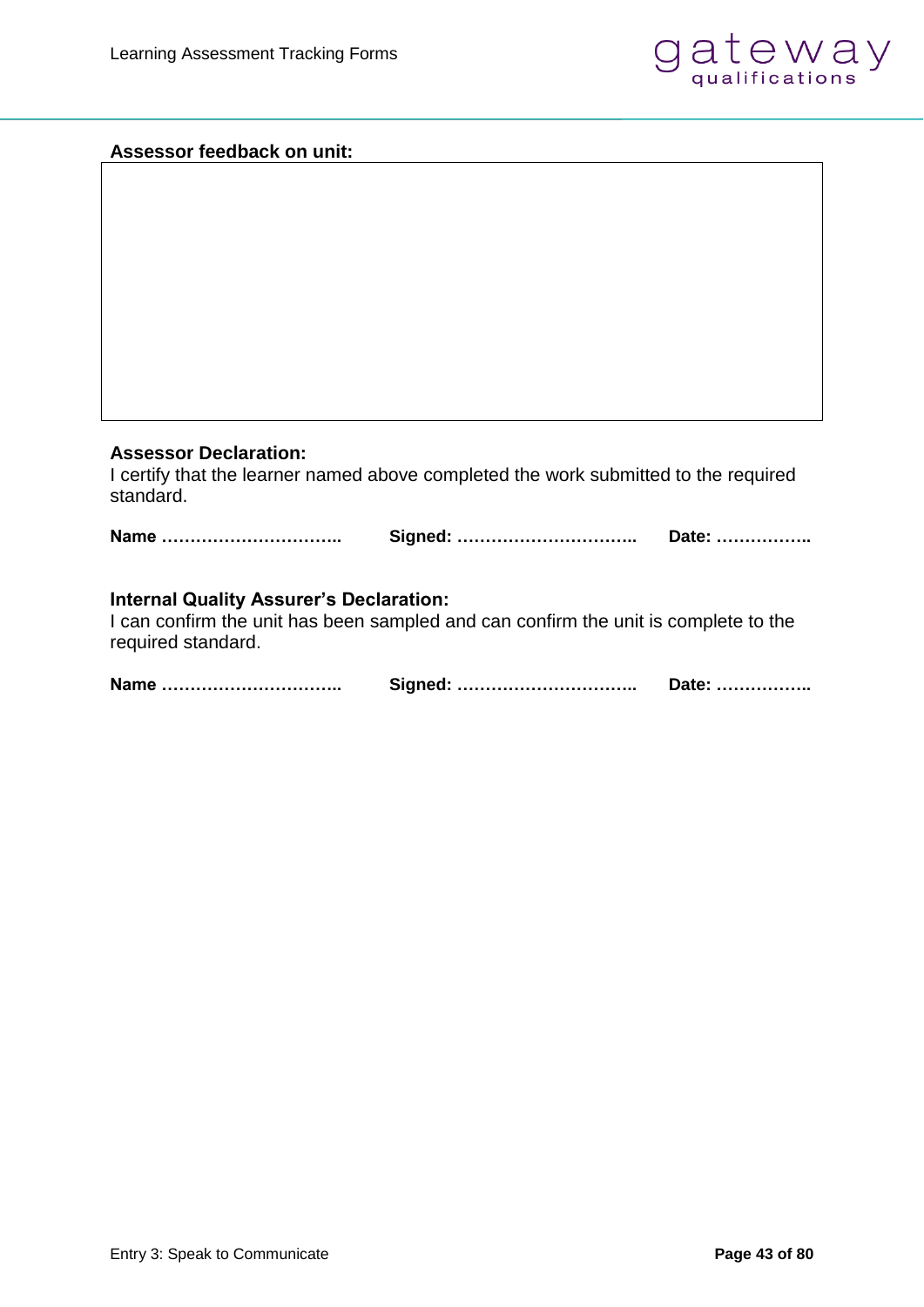**Assessor feedback on unit:**

| |
|---|
| |

**Assessor Declaration:**

I certify that the learner named above completed the work submitted to the required standard.

**Name …………………………..** **Signed: …………………………..** **Date: ……………..**

**Internal Quality Assurer's Declaration:**

I can confirm the unit has been sampled and can confirm the unit is complete to the required standard.

**Name …………………………..** **Signed: …………………………..** **Date: ……………..**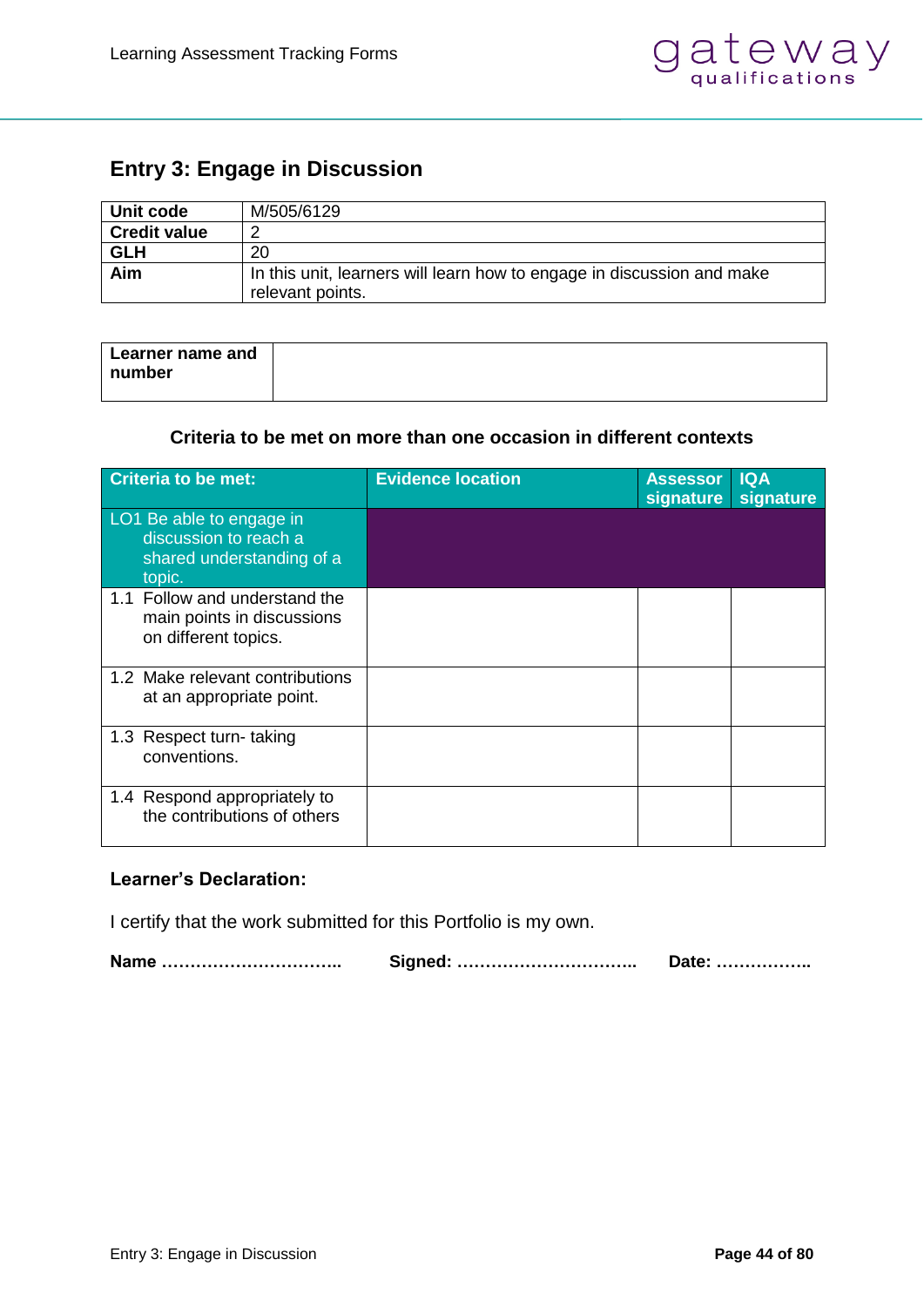## Entry 3: Engage in Discussion

| | |
|---|---|
| **Unit code** | M/505/6129 |
| **Credit value** | 2 |
| **GLH** | 20 |
| **Aim** | In this unit, learners will learn how to engage in discussion and make relevant points. |

| | |
|---|---|
| **Learner name and number** | |

**Criteria to be met on more than one occasion in different contexts**

| Criteria to be met: | Evidence location | Assessor signature | IQA signature |
|---|---|---|---|
| LO1 Be able to engage in discussion to reach a shared understanding of a topic. | | | |
| 1.1 Follow and understand the main points in discussions on different topics. | | | |
| 1.2 Make relevant contributions at an appropriate point. | | | |
| 1.3 Respect turn- taking conventions. | | | |
| 1.4 Respond appropriately to the contributions of others | | | |

**Learner's Declaration:**

I certify that the work submitted for this Portfolio is my own.

**Name …………………………..** **Signed: …………………………..** **Date: ……………..**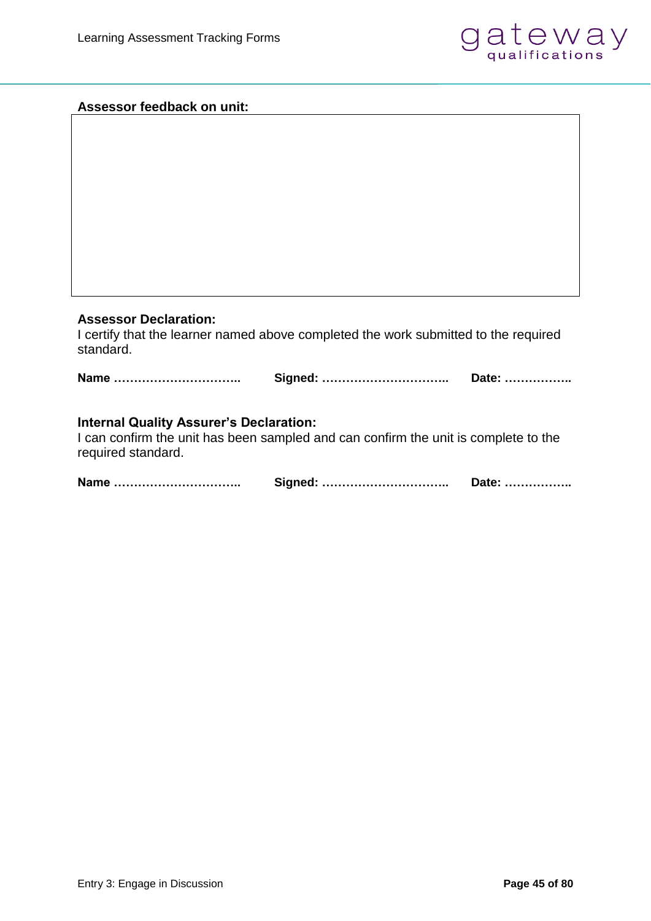**Assessor feedback on unit:**

|  |
|---|
|  |

**Assessor Declaration:**

I certify that the learner named above completed the work submitted to the required standard.

**Name …………………………..** **Signed: …………………………..** **Date: ……………..**

**Internal Quality Assurer's Declaration:**

I can confirm the unit has been sampled and can confirm the unit is complete to the required standard.

**Name …………………………..** **Signed: …………………………..** **Date: ……………..**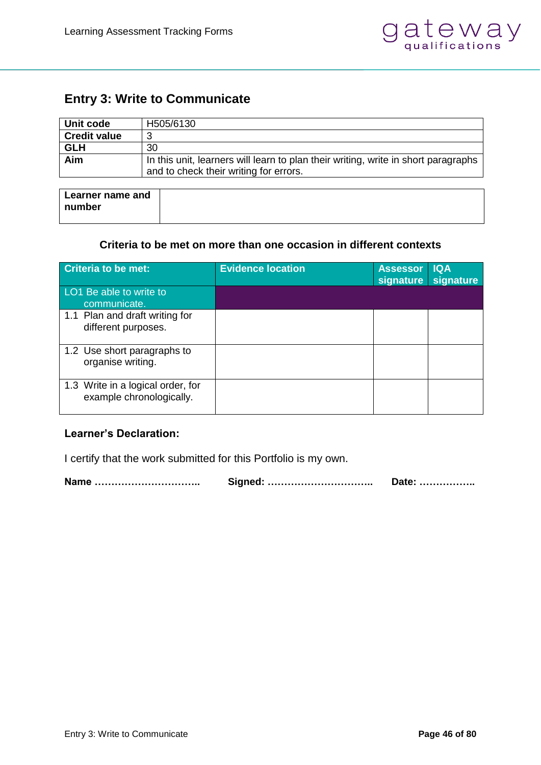## Entry 3: Write to Communicate

| Unit code | H505/6130 |
|---|---|
| Credit value | 3 |
| GLH | 30 |
| Aim | In this unit, learners will learn to plan their writing, write in short paragraphs and to check their writing for errors. |

| Learner name and number | |
|---|---|

**Criteria to be met on more than one occasion in different contexts**

| Criteria to be met: | Evidence location | Assessor signature | IQA signature |
|---|---|---|---|
| LO1 Be able to write to communicate. | | | |
| 1.1 Plan and draft writing for different purposes. | | | |
| 1.2 Use short paragraphs to organise writing. | | | |
| 1.3 Write in a logical order, for example chronologically. | | | |

**Learner's Declaration:**

I certify that the work submitted for this Portfolio is my own.

**Name …………………………..** **Signed: …………………………..** **Date: ……………..**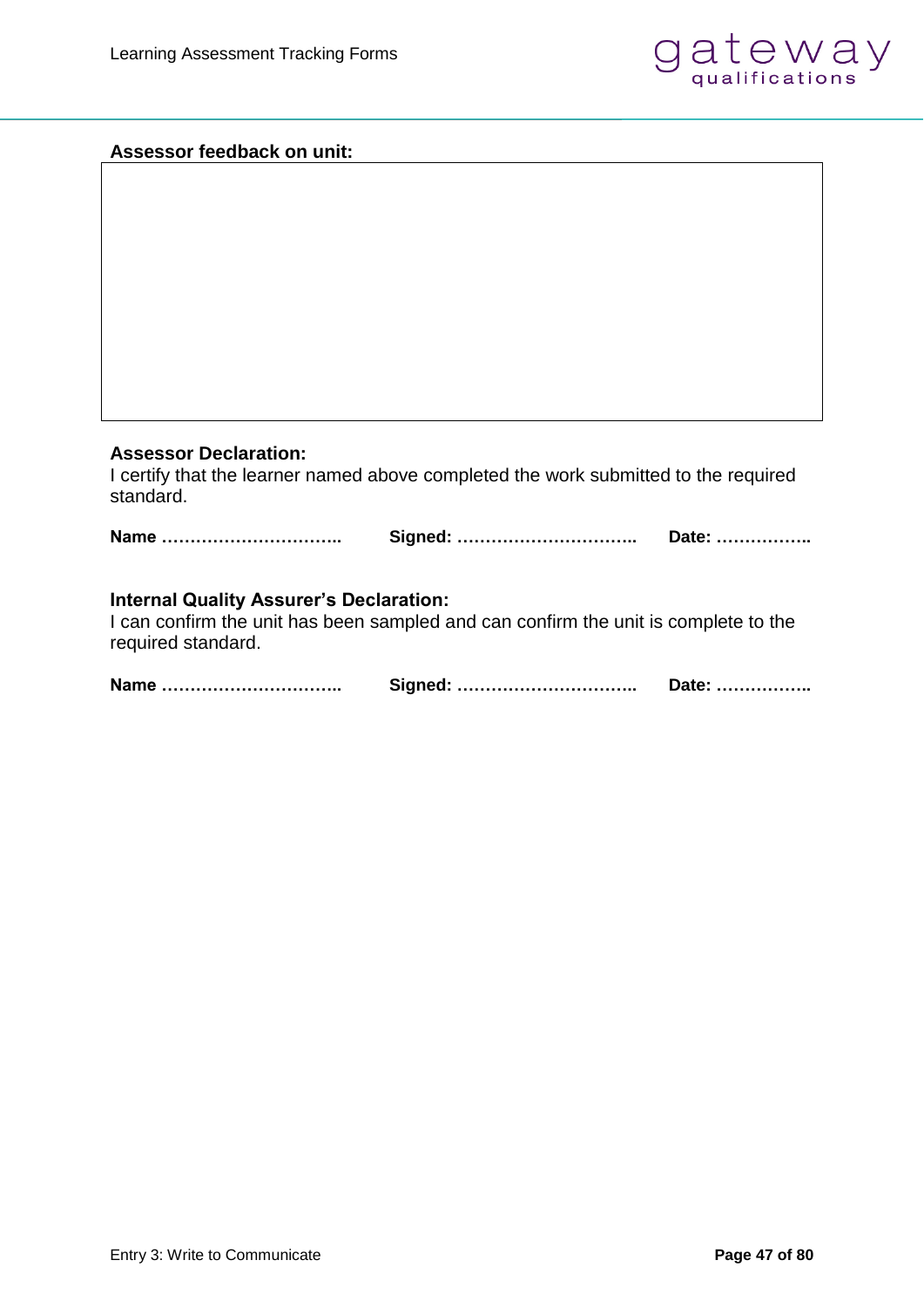**Assessor feedback on unit:**

| |
|---|
| |

**Assessor Declaration:**
I certify that the learner named above completed the work submitted to the required standard.

**Name …………………………..** **Signed: …………………………..** **Date: ……………..**

**Internal Quality Assurer's Declaration:**
I can confirm the unit has been sampled and can confirm the unit is complete to the required standard.

**Name …………………………..** **Signed: …………………………..** **Date: ……………..**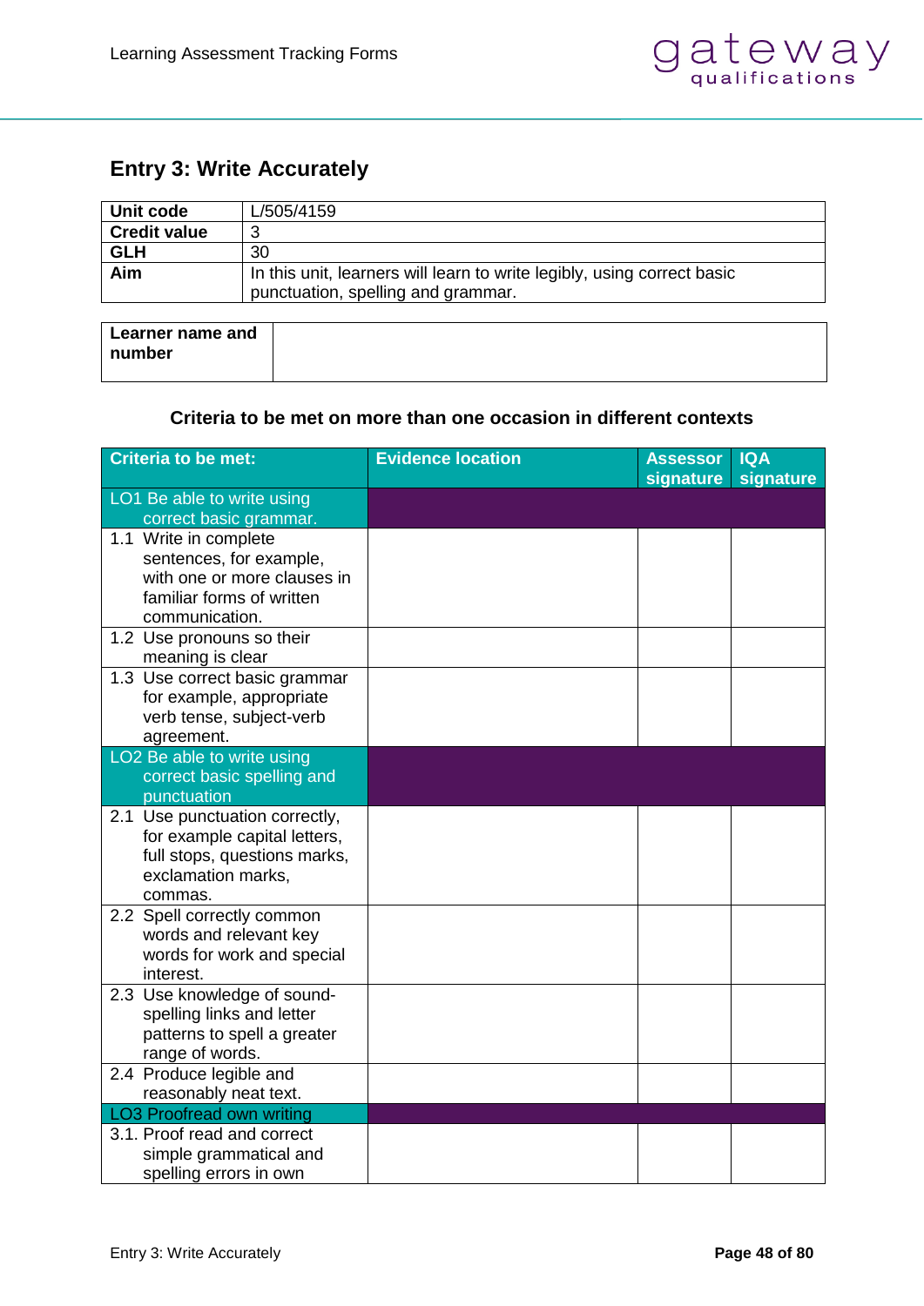## Entry 3: Write Accurately

| **Unit code** | L/505/4159 |
|---|---|
| **Credit value** | 3 |
| **GLH** | 30 |
| **Aim** | In this unit, learners will learn to write legibly, using correct basic punctuation, spelling and grammar. |

| **Learner name and number** | |
|---|---|

**Criteria to be met on more than one occasion in different contexts**

| Criteria to be met: | Evidence location | Assessor signature | IQA signature |
|---|---|---|---|
| LO1 Be able to write using correct basic grammar. | | | |
| 1.1 Write in complete sentences, for example, with one or more clauses in familiar forms of written communication. | | | |
| 1.2 Use pronouns so their meaning is clear | | | |
| 1.3 Use correct basic grammar for example, appropriate verb tense, subject-verb agreement. | | | |
| LO2 Be able to write using correct basic spelling and punctuation | | | |
| 2.1 Use punctuation correctly, for example capital letters, full stops, questions marks, exclamation marks, commas. | | | |
| 2.2 Spell correctly common words and relevant key words for work and special interest. | | | |
| 2.3 Use knowledge of sound-spelling links and letter patterns to spell a greater range of words. | | | |
| 2.4 Produce legible and reasonably neat text. | | | |
| LO3 Proofread own writing | | | |
| 3.1. Proof read and correct simple grammatical and spelling errors in own | | | |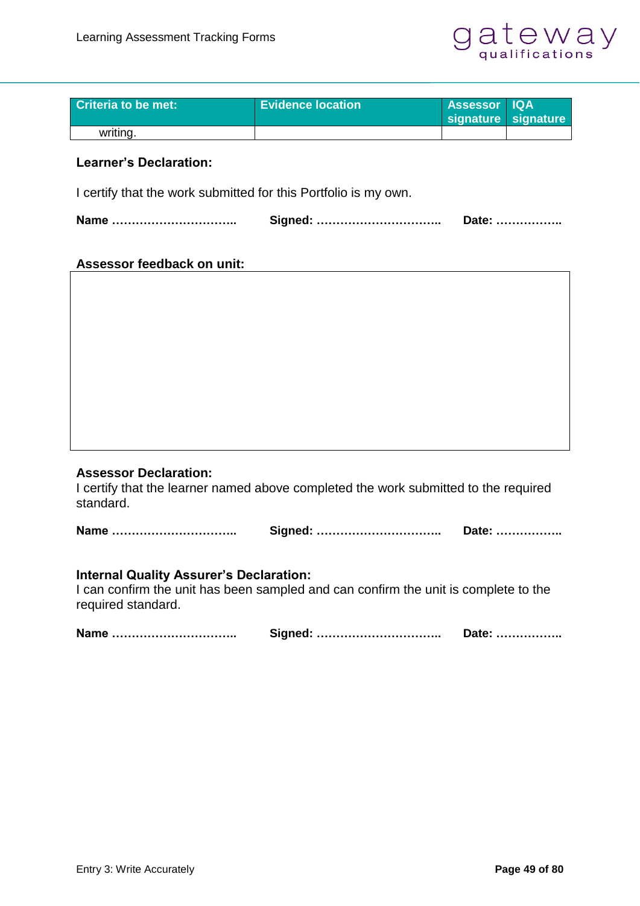| Criteria to be met: | Evidence location | Assessor signature | IQA signature |
|---|---|---|---|
| writing. | | | |

**Learner's Declaration:**

I certify that the work submitted for this Portfolio is my own.

**Name …………………………..** **Signed: …………………………..** **Date: ……………..**

**Assessor feedback on unit:**

| |
|---|
| |

**Assessor Declaration:**
I certify that the learner named above completed the work submitted to the required standard.

**Name …………………………..** **Signed: …………………………..** **Date: ……………..**

**Internal Quality Assurer's Declaration:**
I can confirm the unit has been sampled and can confirm the unit is complete to the required standard.

**Name …………………………..** **Signed: …………………………..** **Date: ……………..**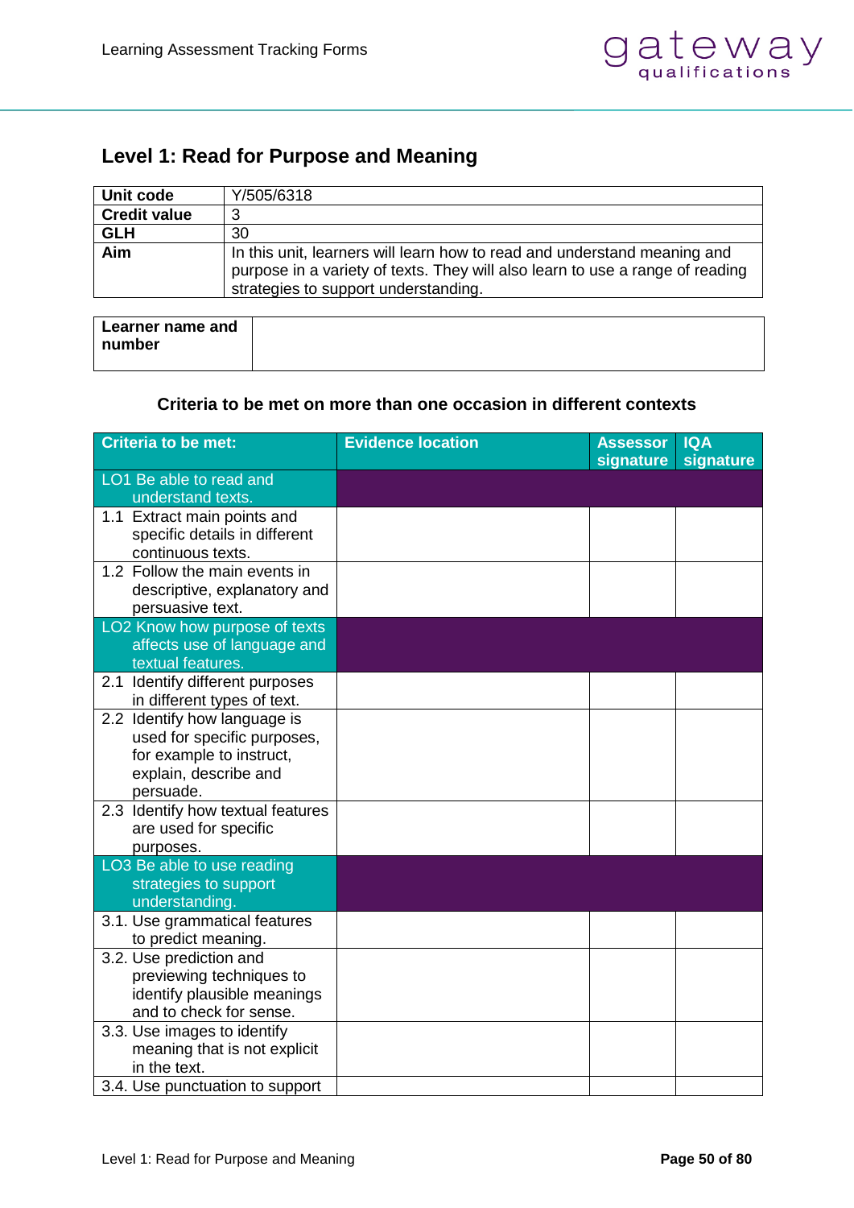## Level 1: Read for Purpose and Meaning

| Unit code | Y/505/6318 |
|---|---|
| Credit value | 3 |
| GLH | 30 |
| Aim | In this unit, learners will learn how to read and understand meaning and purpose in a variety of texts. They will also learn to use a range of reading strategies to support understanding. |

| Learner name and number | |
|---|---|

**Criteria to be met on more than one occasion in different contexts**

| Criteria to be met: | Evidence location | Assessor signature | IQA signature |
|---|---|---|---|
| LO1 Be able to read and understand texts. | | | |
| 1.1 Extract main points and specific details in different continuous texts. | | | |
| 1.2 Follow the main events in descriptive, explanatory and persuasive text. | | | |
| LO2 Know how purpose of texts affects use of language and textual features. | | | |
| 2.1 Identify different purposes in different types of text. | | | |
| 2.2 Identify how language is used for specific purposes, for example to instruct, explain, describe and persuade. | | | |
| 2.3 Identify how textual features are used for specific purposes. | | | |
| LO3 Be able to use reading strategies to support understanding. | | | |
| 3.1. Use grammatical features to predict meaning. | | | |
| 3.2. Use prediction and previewing techniques to identify plausible meanings and to check for sense. | | | |
| 3.3. Use images to identify meaning that is not explicit in the text. | | | |
| 3.4. Use punctuation to support | | | |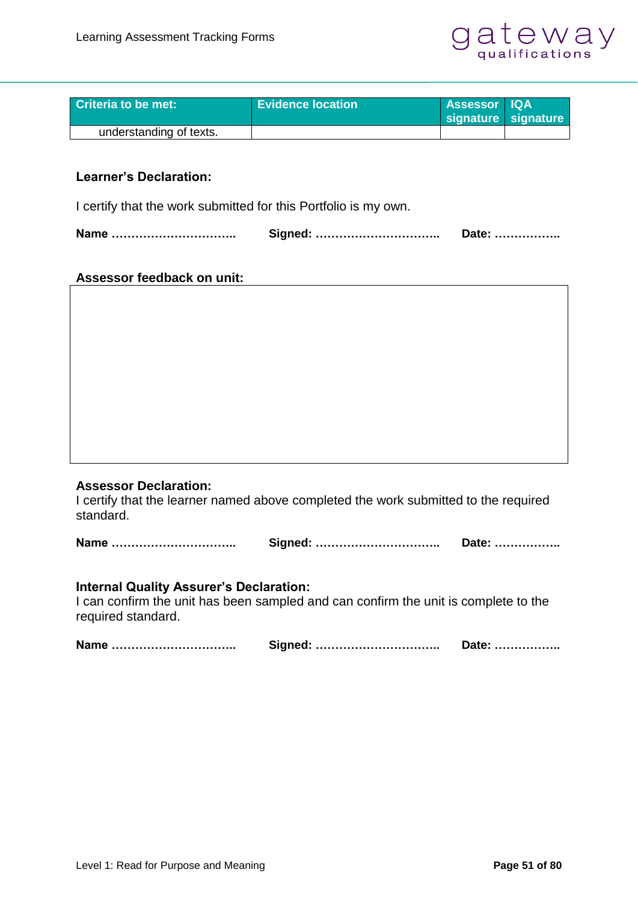| Criteria to be met: | Evidence location | Assessor signature | IQA signature |
|---|---|---|---|
| understanding of texts. | | | |

**Learner's Declaration:**

I certify that the work submitted for this Portfolio is my own.

**Name …………………………..** **Signed: …………………………..** **Date: ……………..**

**Assessor feedback on unit:**

| |
|---|
| |

**Assessor Declaration:**
I certify that the learner named above completed the work submitted to the required standard.

**Name …………………………..** **Signed: …………………………..** **Date: ……………..**

**Internal Quality Assurer's Declaration:**
I can confirm the unit has been sampled and can confirm the unit is complete to the required standard.

**Name …………………………..** **Signed: …………………………..** **Date: ……………..**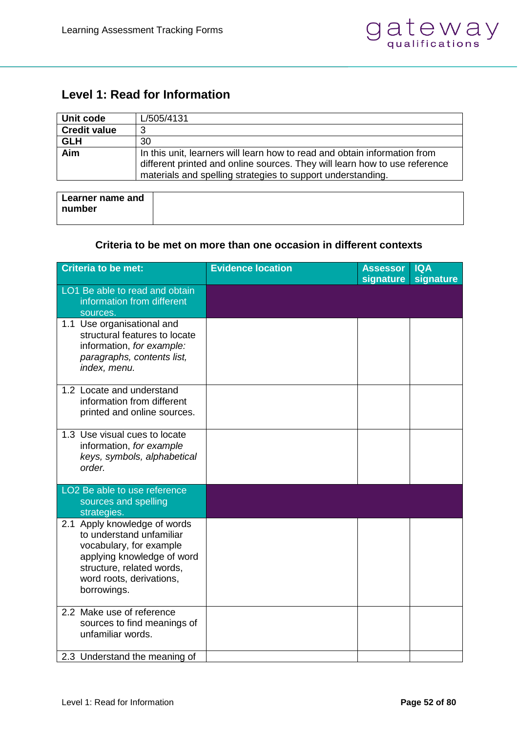## Level 1: Read for Information

| | |
|---|---|
| **Unit code** | L/505/4131 |
| **Credit value** | 3 |
| **GLH** | 30 |
| **Aim** | In this unit, learners will learn how to read and obtain information from different printed and online sources. They will learn how to use reference materials and spelling strategies to support understanding. |

| | |
|---|---|
| **Learner name and number** | |

**Criteria to be met on more than one occasion in different contexts**

| Criteria to be met: | Evidence location | Assessor signature | IQA signature |
|---|---|---|---|
| LO1 Be able to read and obtain information from different sources. | | | |
| 1.1 Use organisational and structural features to locate information, *for example: paragraphs, contents list, index, menu.* | | | |
| 1.2 Locate and understand information from different printed and online sources. | | | |
| 1.3 Use visual cues to locate information, *for example keys, symbols, alphabetical order.* | | | |
| LO2 Be able to use reference sources and spelling strategies. | | | |
| 2.1 Apply knowledge of words to understand unfamiliar vocabulary, for example applying knowledge of word structure, related words, word roots, derivations, borrowings. | | | |
| 2.2 Make use of reference sources to find meanings of unfamiliar words. | | | |
| 2.3 Understand the meaning of | | | |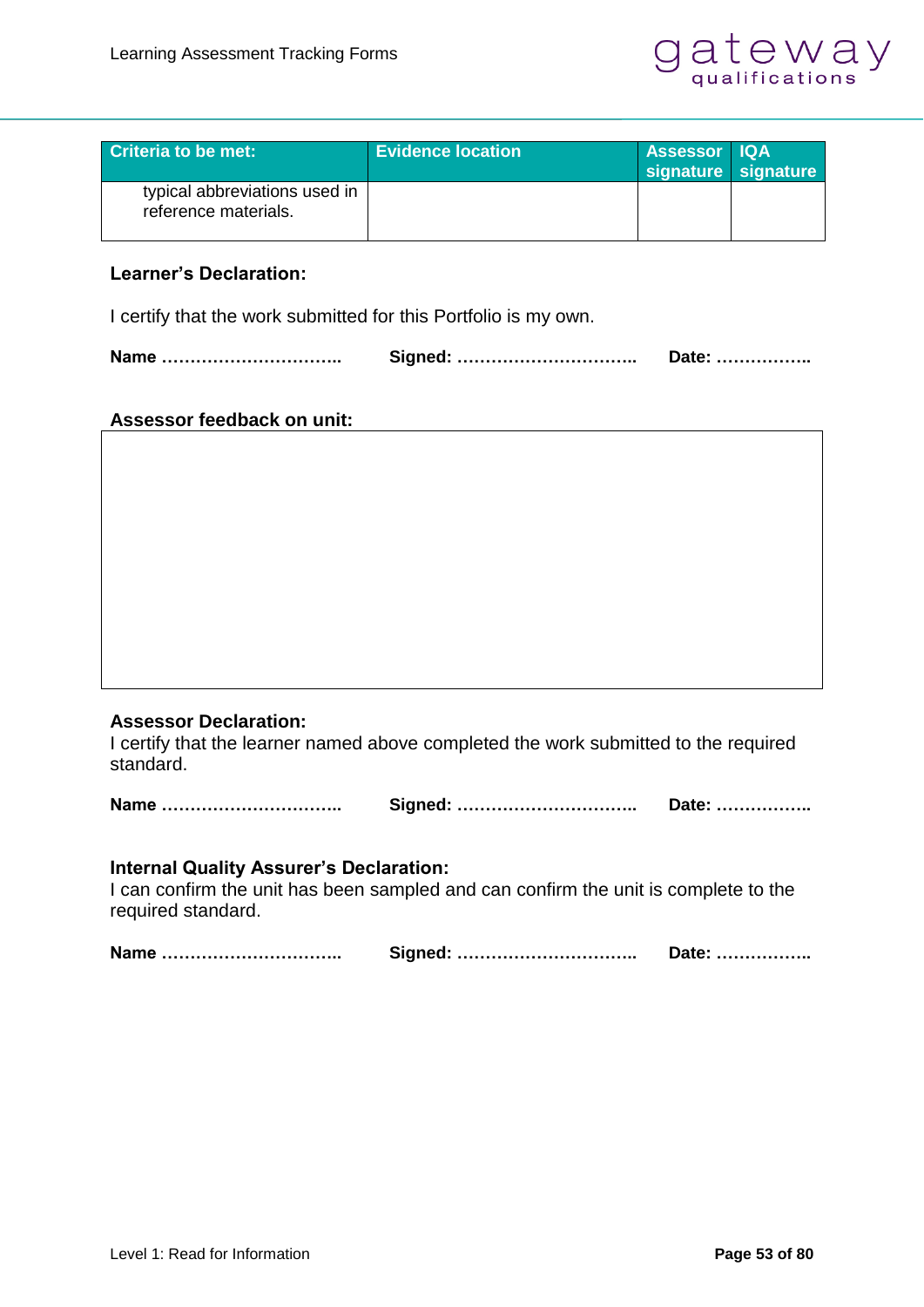| Criteria to be met: | Evidence location | Assessor signature | IQA signature |
|---|---|---|---|
| typical abbreviations used in reference materials. | | | |

**Learner's Declaration:**

I certify that the work submitted for this Portfolio is my own.

**Name …………………………..  Signed: …………………………..  Date: ……………..**

**Assessor feedback on unit:**

| |
|---|
| |

**Assessor Declaration:**
I certify that the learner named above completed the work submitted to the required standard.

**Name …………………………..  Signed: …………………………..  Date: ……………..**

**Internal Quality Assurer's Declaration:**
I can confirm the unit has been sampled and can confirm the unit is complete to the required standard.

**Name …………………………..  Signed: …………………………..  Date: ……………..**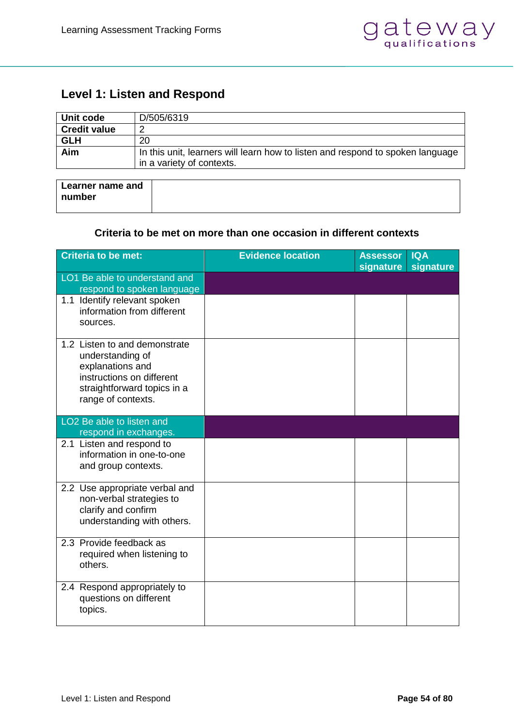## Level 1: Listen and Respond

| **Unit code** | D/505/6319 |
|---|---|
| **Credit value** | 2 |
| **GLH** | 20 |
| **Aim** | In this unit, learners will learn how to listen and respond to spoken language in a variety of contexts. |

| **Learner name and number** | |
|---|---|

**Criteria to be met on more than one occasion in different contexts**

| **Criteria to be met:** | **Evidence location** | **Assessor signature** | **IQA signature** |
|---|---|---|---|
| LO1 Be able to understand and respond to spoken language | | | |
| 1.1 Identify relevant spoken information from different sources. | | | |
| 1.2 Listen to and demonstrate understanding of explanations and instructions on different straightforward topics in a range of contexts. | | | |
| LO2 Be able to listen and respond in exchanges. | | | |
| 2.1 Listen and respond to information in one-to-one and group contexts. | | | |
| 2.2 Use appropriate verbal and non-verbal strategies to clarify and confirm understanding with others. | | | |
| 2.3 Provide feedback as required when listening to others. | | | |
| 2.4 Respond appropriately to questions on different topics. | | | |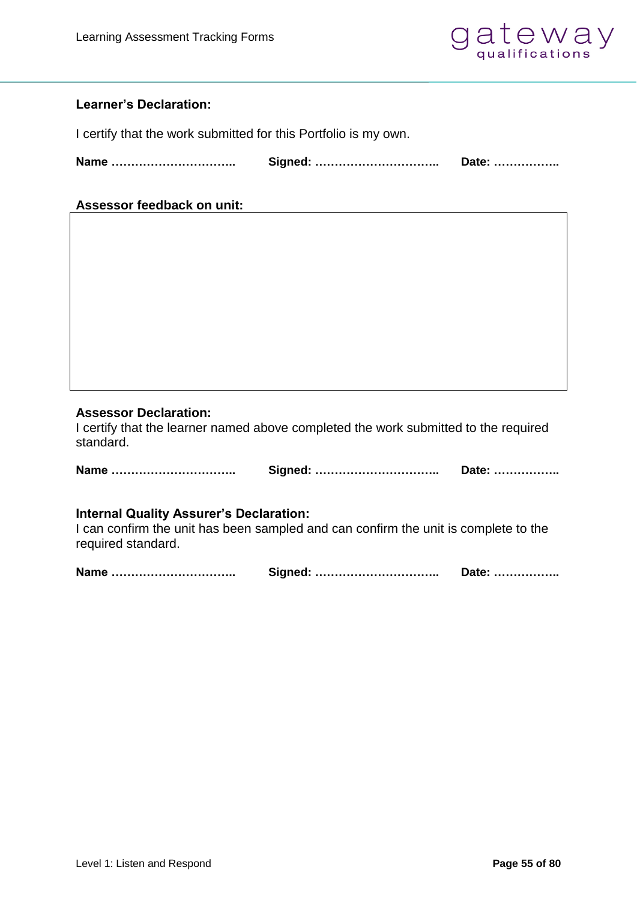**Learner's Declaration:**

I certify that the work submitted for this Portfolio is my own.

**Name …………………………..   Signed: …………………………..   Date: ……………..**

**Assessor feedback on unit:**

| |
|---|
| |

**Assessor Declaration:**

I certify that the learner named above completed the work submitted to the required standard.

**Name …………………………..   Signed: …………………………..   Date: ……………..**

**Internal Quality Assurer's Declaration:**

I can confirm the unit has been sampled and can confirm the unit is complete to the required standard.

**Name …………………………..   Signed: …………………………..   Date: ……………..**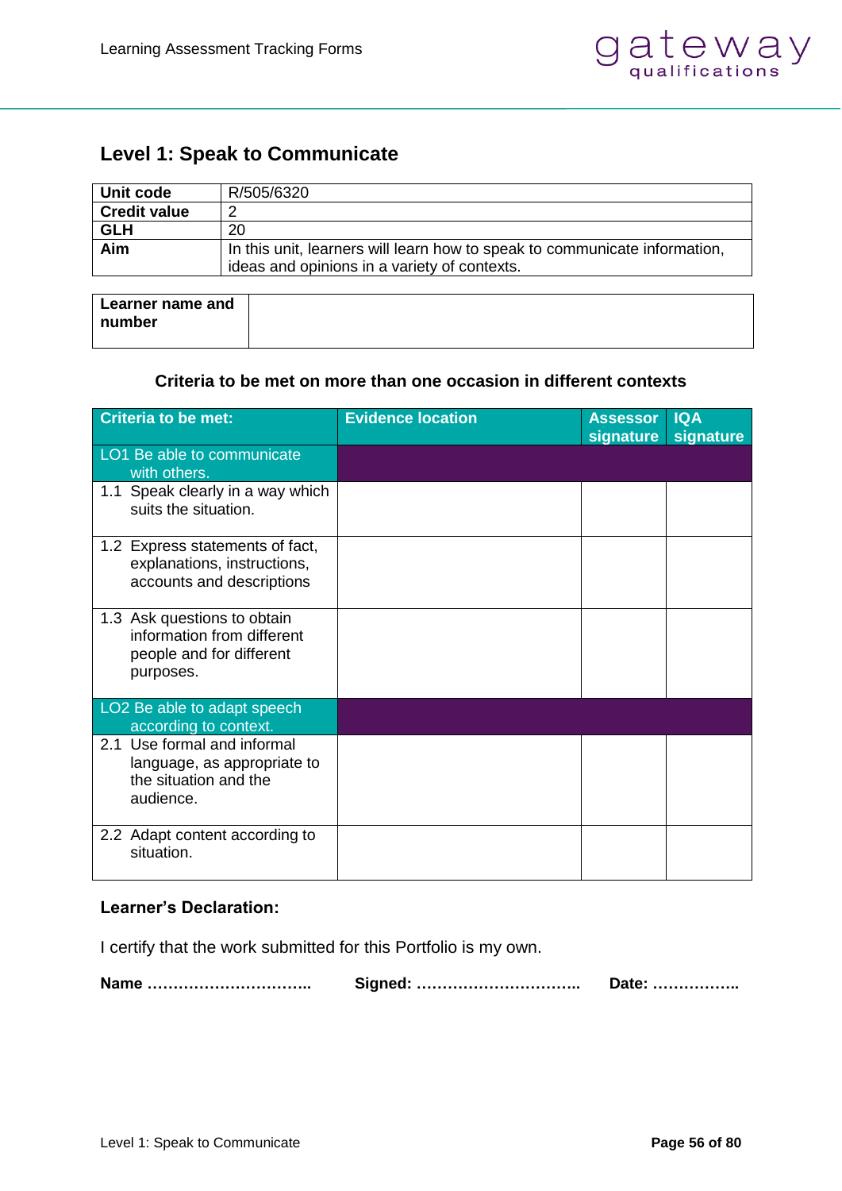## Level 1: Speak to Communicate

| | |
|---|---|
| **Unit code** | R/505/6320 |
| **Credit value** | 2 |
| **GLH** | 20 |
| **Aim** | In this unit, learners will learn how to speak to communicate information, ideas and opinions in a variety of contexts. |

| | |
|---|---|
| **Learner name and number** | |

**Criteria to be met on more than one occasion in different contexts**

| Criteria to be met: | Evidence location | Assessor signature | IQA signature |
|---|---|---|---|
| LO1 Be able to communicate with others. | | | |
| 1.1 Speak clearly in a way which suits the situation. | | | |
| 1.2 Express statements of fact, explanations, instructions, accounts and descriptions | | | |
| 1.3 Ask questions to obtain information from different people and for different purposes. | | | |
| LO2 Be able to adapt speech according to context. | | | |
| 2.1 Use formal and informal language, as appropriate to the situation and the audience. | | | |
| 2.2 Adapt content according to situation. | | | |

**Learner's Declaration:**

I certify that the work submitted for this Portfolio is my own.

**Name …………………………..** **Signed: …………………………..** **Date: ……………..**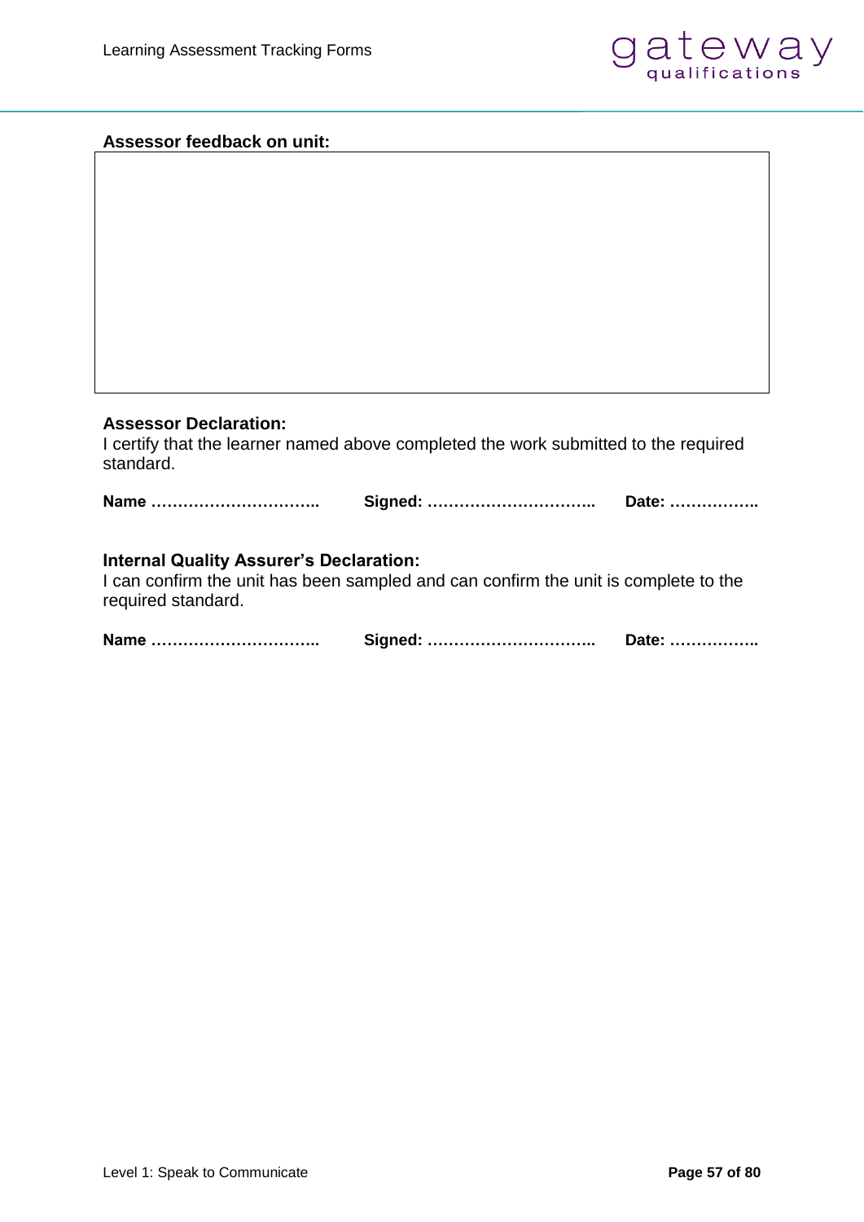**Assessor feedback on unit:**

| |
|---|
| |

**Assessor Declaration:**

I certify that the learner named above completed the work submitted to the required standard.

**Name …………………………..** **Signed: …………………………..** **Date: ……………..**

**Internal Quality Assurer's Declaration:**

I can confirm the unit has been sampled and can confirm the unit is complete to the required standard.

**Name …………………………..** **Signed: …………………………..** **Date: ……………..**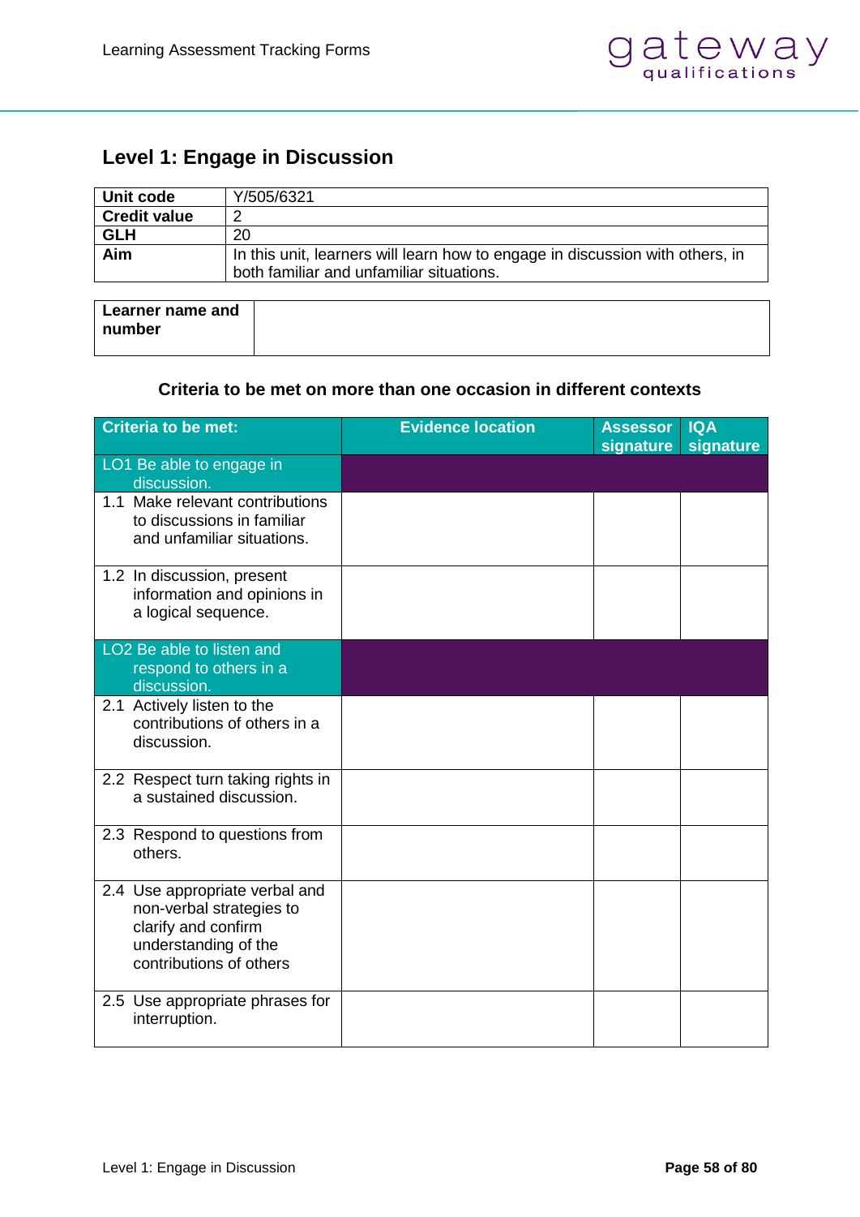## Level 1: Engage in Discussion

| Unit code | Y/505/6321 |
|---|---|
| Credit value | 2 |
| GLH | 20 |
| Aim | In this unit, learners will learn how to engage in discussion with others, in both familiar and unfamiliar situations. |

| Learner name and number | |
|---|---|

**Criteria to be met on more than one occasion in different contexts**

| Criteria to be met: | Evidence location | Assessor signature | IQA signature |
|---|---|---|---|
| LO1 Be able to engage in discussion. | | | |
| 1.1 Make relevant contributions to discussions in familiar and unfamiliar situations. | | | |
| 1.2 In discussion, present information and opinions in a logical sequence. | | | |
| LO2 Be able to listen and respond to others in a discussion. | | | |
| 2.1 Actively listen to the contributions of others in a discussion. | | | |
| 2.2 Respect turn taking rights in a sustained discussion. | | | |
| 2.3 Respond to questions from others. | | | |
| 2.4 Use appropriate verbal and non-verbal strategies to clarify and confirm understanding of the contributions of others | | | |
| 2.5 Use appropriate phrases for interruption. | | | |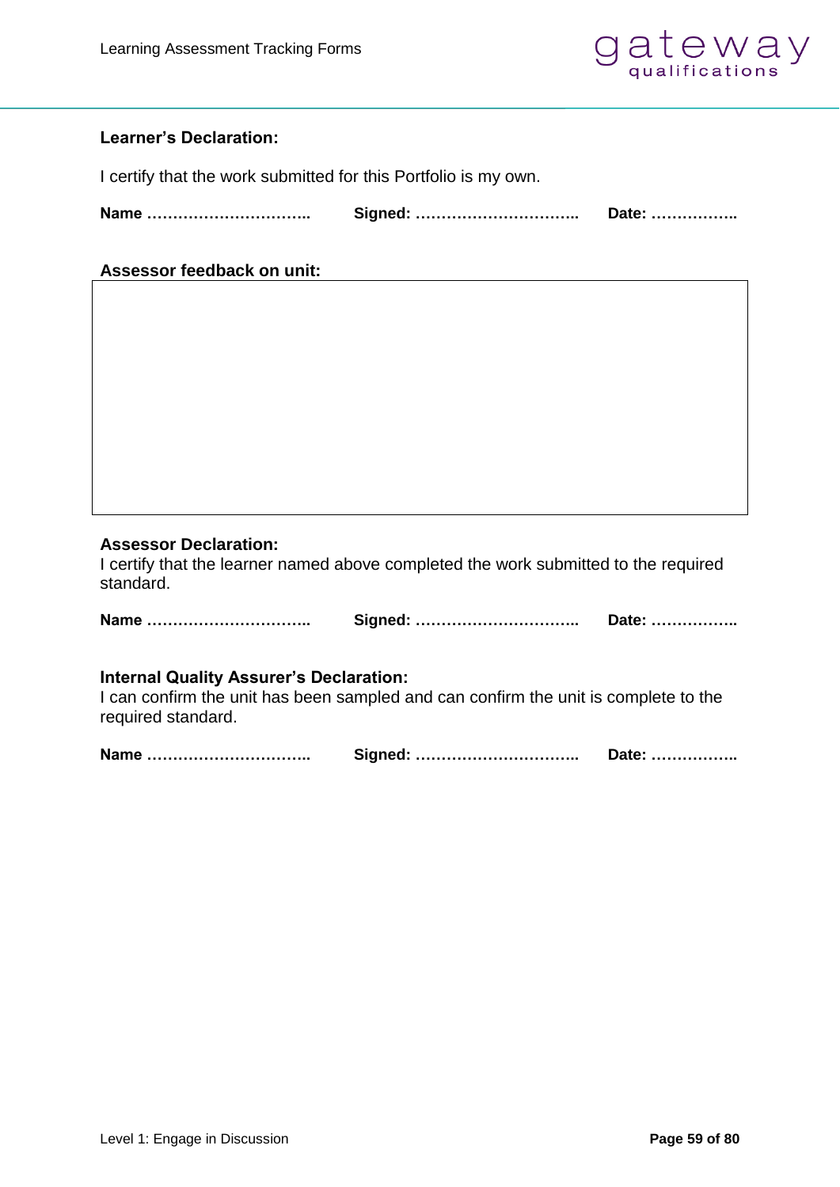**Learner's Declaration:**

I certify that the work submitted for this Portfolio is my own.

**Name …………………………..   Signed: …………………………..   Date: ……………..**

**Assessor feedback on unit:**

| |
|---|
| |

**Assessor Declaration:**
I certify that the learner named above completed the work submitted to the required standard.

**Name …………………………..   Signed: …………………………..   Date: ……………..**

**Internal Quality Assurer's Declaration:**
I can confirm the unit has been sampled and can confirm the unit is complete to the required standard.

**Name …………………………..   Signed: …………………………..   Date: ……………..**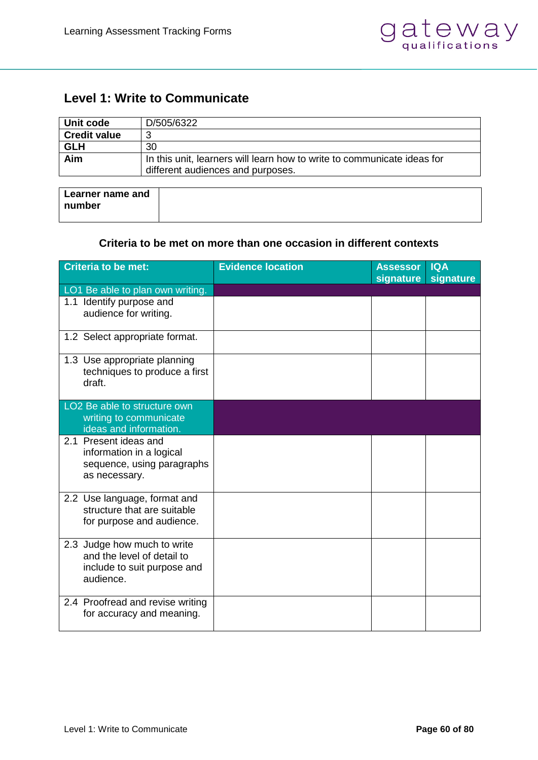## Level 1: Write to Communicate

| **Unit code** | D/505/6322 |
|---|---|
| **Credit value** | 3 |
| **GLH** | 30 |
| **Aim** | In this unit, learners will learn how to write to communicate ideas for different audiences and purposes. |

| **Learner name and number** | |
|---|---|

### Criteria to be met on more than one occasion in different contexts

| Criteria to be met: | Evidence location | Assessor signature | IQA signature |
|---|---|---|---|
| LO1 Be able to plan own writing. | | | |
| 1.1 Identify purpose and audience for writing. | | | |
| 1.2 Select appropriate format. | | | |
| 1.3 Use appropriate planning techniques to produce a first draft. | | | |
| LO2 Be able to structure own writing to communicate ideas and information. | | | |
| 2.1 Present ideas and information in a logical sequence, using paragraphs as necessary. | | | |
| 2.2 Use language, format and structure that are suitable for purpose and audience. | | | |
| 2.3 Judge how much to write and the level of detail to include to suit purpose and audience. | | | |
| 2.4 Proofread and revise writing for accuracy and meaning. | | | |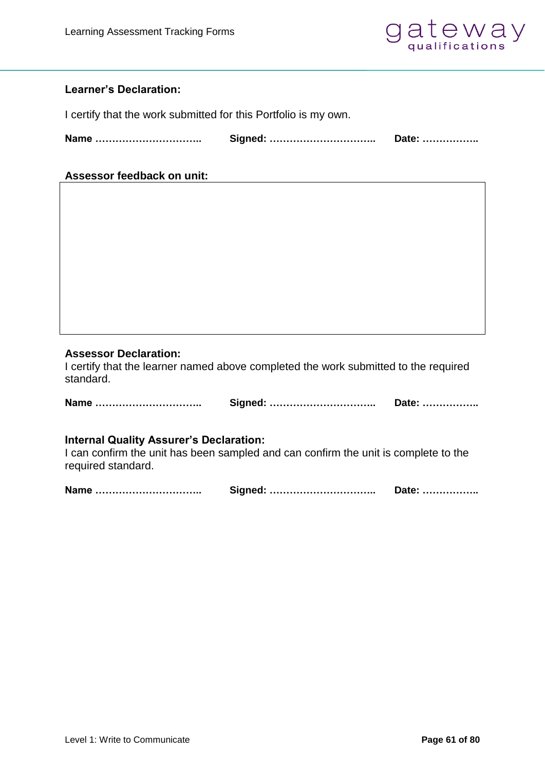**Learner's Declaration:**

I certify that the work submitted for this Portfolio is my own.

**Name …………………………..** **Signed: …………………………..** **Date: ……………..**

**Assessor feedback on unit:**

| |
|---|
| |

**Assessor Declaration:**
I certify that the learner named above completed the work submitted to the required standard.

**Name …………………………..** **Signed: …………………………..** **Date: ……………..**

**Internal Quality Assurer's Declaration:**
I can confirm the unit has been sampled and can confirm the unit is complete to the required standard.

**Name …………………………..** **Signed: …………………………..** **Date: ……………..**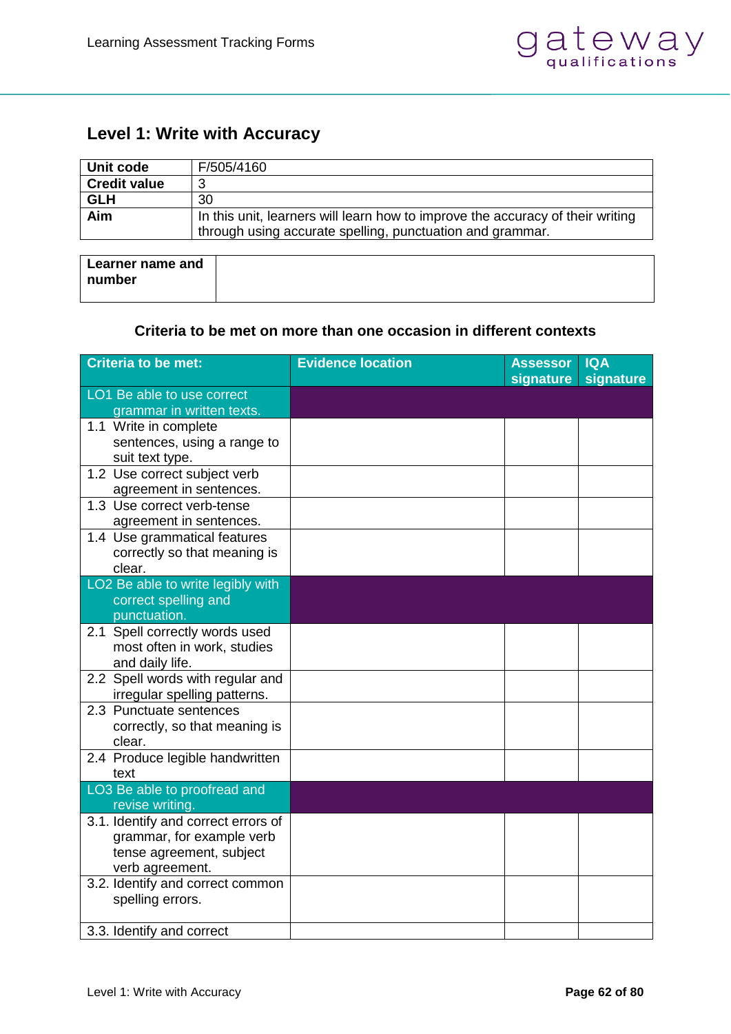## Level 1: Write with Accuracy

| **Unit code** | F/505/4160 |
|---|---|
| **Credit value** | 3 |
| **GLH** | 30 |
| **Aim** | In this unit, learners will learn how to improve the accuracy of their writing through using accurate spelling, punctuation and grammar. |

| **Learner name and number** | |
|---|---|

**Criteria to be met on more than one occasion in different contexts**

| **Criteria to be met:** | **Evidence location** | **Assessor signature** | **IQA signature** |
|---|---|---|---|
| LO1 Be able to use correct grammar in written texts. | | | |
| 1.1 Write in complete sentences, using a range to suit text type. | | | |
| 1.2 Use correct subject verb agreement in sentences. | | | |
| 1.3 Use correct verb-tense agreement in sentences. | | | |
| 1.4 Use grammatical features correctly so that meaning is clear. | | | |
| LO2 Be able to write legibly with correct spelling and punctuation. | | | |
| 2.1 Spell correctly words used most often in work, studies and daily life. | | | |
| 2.2 Spell words with regular and irregular spelling patterns. | | | |
| 2.3 Punctuate sentences correctly, so that meaning is clear. | | | |
| 2.4 Produce legible handwritten text | | | |
| LO3 Be able to proofread and revise writing. | | | |
| 3.1. Identify and correct errors of grammar, for example verb tense agreement, subject verb agreement. | | | |
| 3.2. Identify and correct common spelling errors. | | | |
| 3.3. Identify and correct | | | |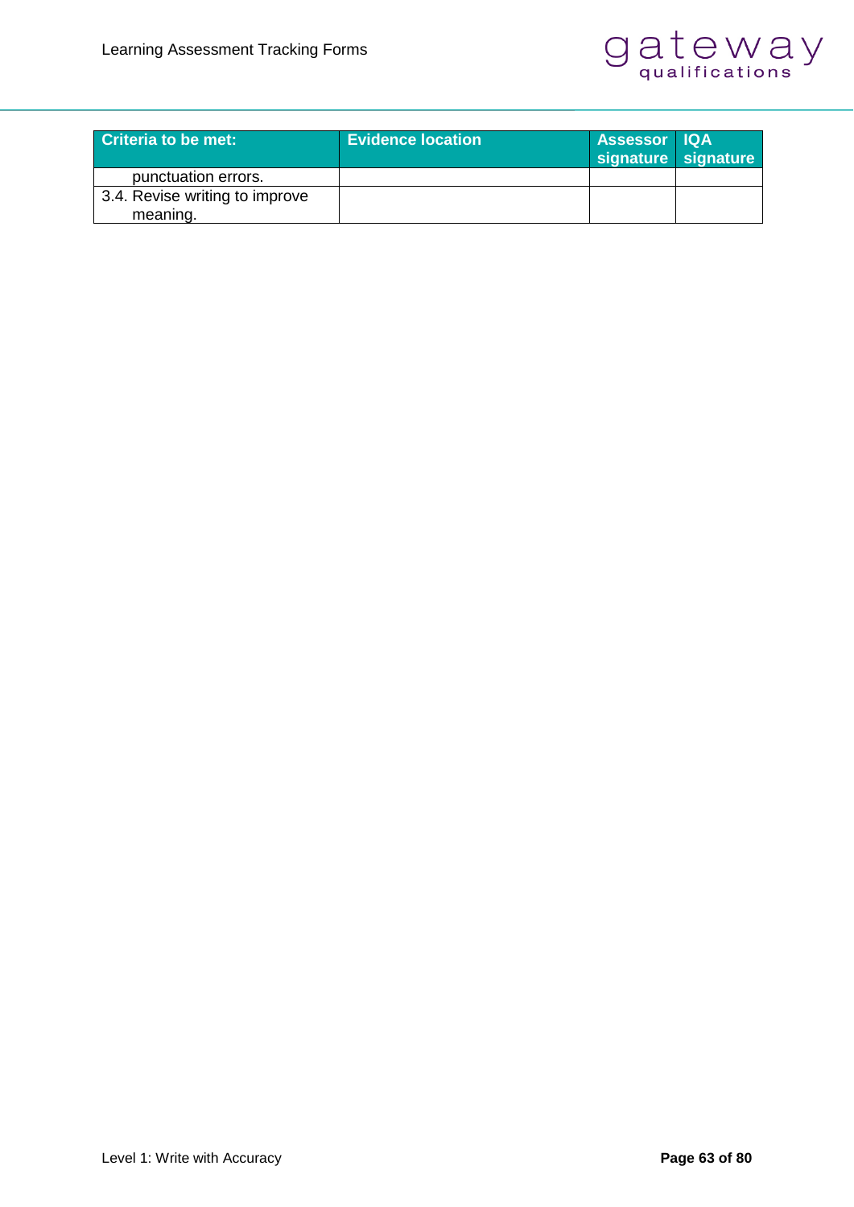| Criteria to be met: | Evidence location | Assessor signature | IQA signature |
|---|---|---|---|
| punctuation errors. | | | |
| 3.4. Revise writing to improve meaning. | | | |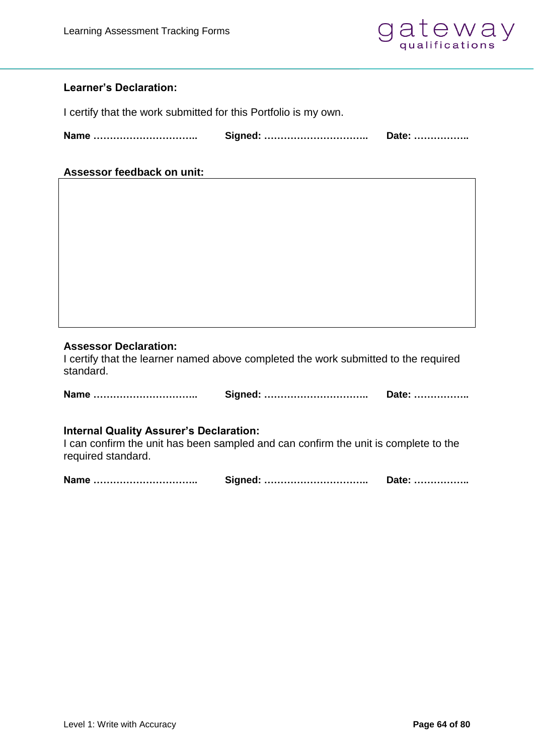**Learner's Declaration:**

I certify that the work submitted for this Portfolio is my own.

**Name …………………………..  Signed: …………………………..  Date: ……………..**

**Assessor feedback on unit:**

| |
|---|
| |

**Assessor Declaration:**
I certify that the learner named above completed the work submitted to the required standard.

**Name …………………………..  Signed: …………………………..  Date: ……………..**

**Internal Quality Assurer's Declaration:**
I can confirm the unit has been sampled and can confirm the unit is complete to the required standard.

**Name …………………………..  Signed: …………………………..  Date: ……………..**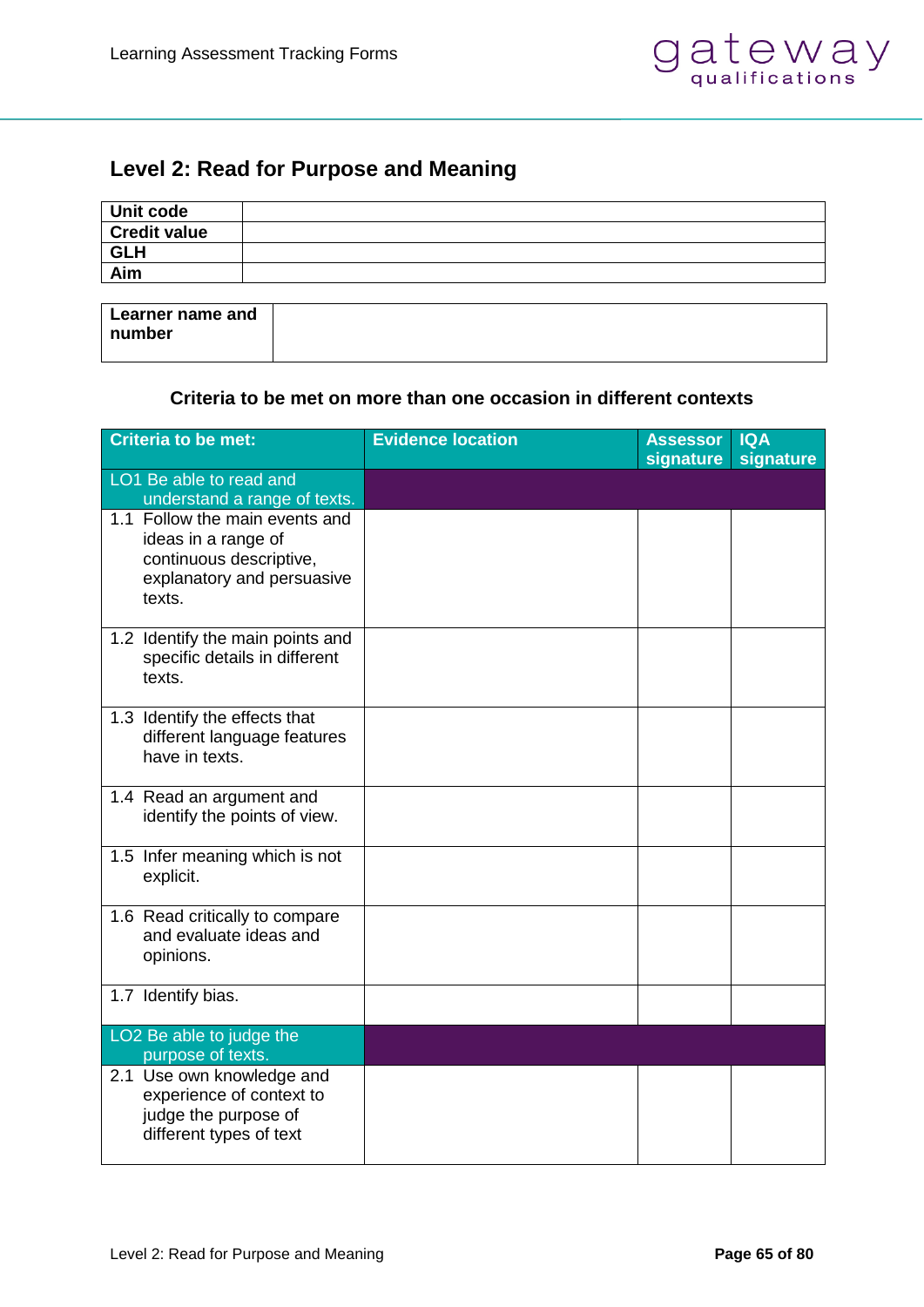## Level 2: Read for Purpose and Meaning

| Unit code | |
|---|---|
| Credit value | |
| GLH | |
| Aim | |

| Learner name and number | |
|---|---|

**Criteria to be met on more than one occasion in different contexts**

| Criteria to be met: | Evidence location | Assessor signature | IQA signature |
|---|---|---|---|
| LO1 Be able to read and understand a range of texts. | | | |
| 1.1 Follow the main events and ideas in a range of continuous descriptive, explanatory and persuasive texts. | | | |
| 1.2 Identify the main points and specific details in different texts. | | | |
| 1.3 Identify the effects that different language features have in texts. | | | |
| 1.4 Read an argument and identify the points of view. | | | |
| 1.5 Infer meaning which is not explicit. | | | |
| 1.6 Read critically to compare and evaluate ideas and opinions. | | | |
| 1.7 Identify bias. | | | |
| LO2 Be able to judge the purpose of texts. | | | |
| 2.1 Use own knowledge and experience of context to judge the purpose of different types of text | | | |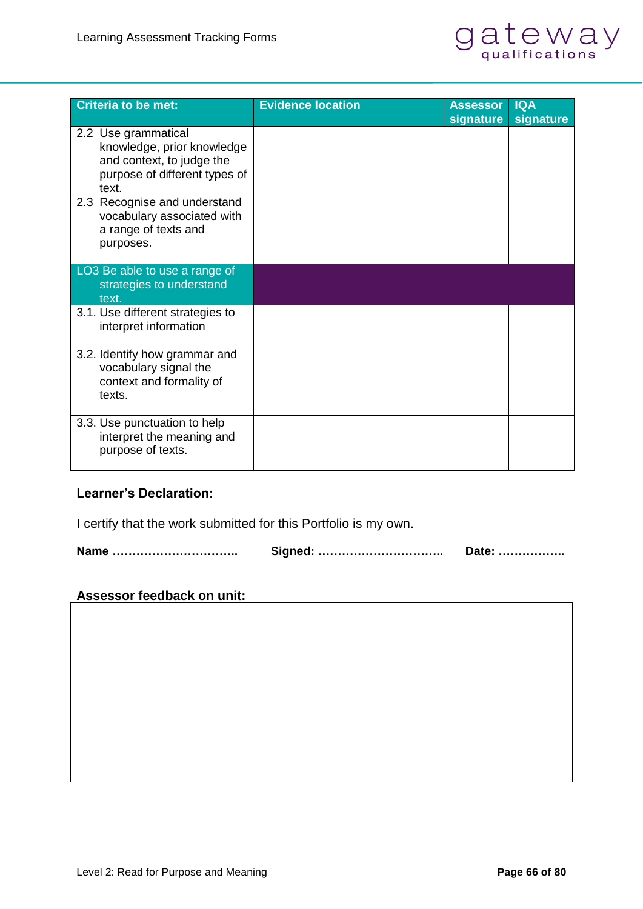| Criteria to be met: | Evidence location | Assessor signature | IQA signature |
|---|---|---|---|
| 2.2 Use grammatical knowledge, prior knowledge and context, to judge the purpose of different types of text. | | | |
| 2.3 Recognise and understand vocabulary associated with a range of texts and purposes. | | | |
| LO3 Be able to use a range of strategies to understand text. | | | |
| 3.1. Use different strategies to interpret information | | | |
| 3.2. Identify how grammar and vocabulary signal the context and formality of texts. | | | |
| 3.3. Use punctuation to help interpret the meaning and purpose of texts. | | | |

**Learner's Declaration:**

I certify that the work submitted for this Portfolio is my own.

**Name …………………………..** **Signed: …………………………..** **Date: ……………..**

**Assessor feedback on unit:**

| |
|---|
| |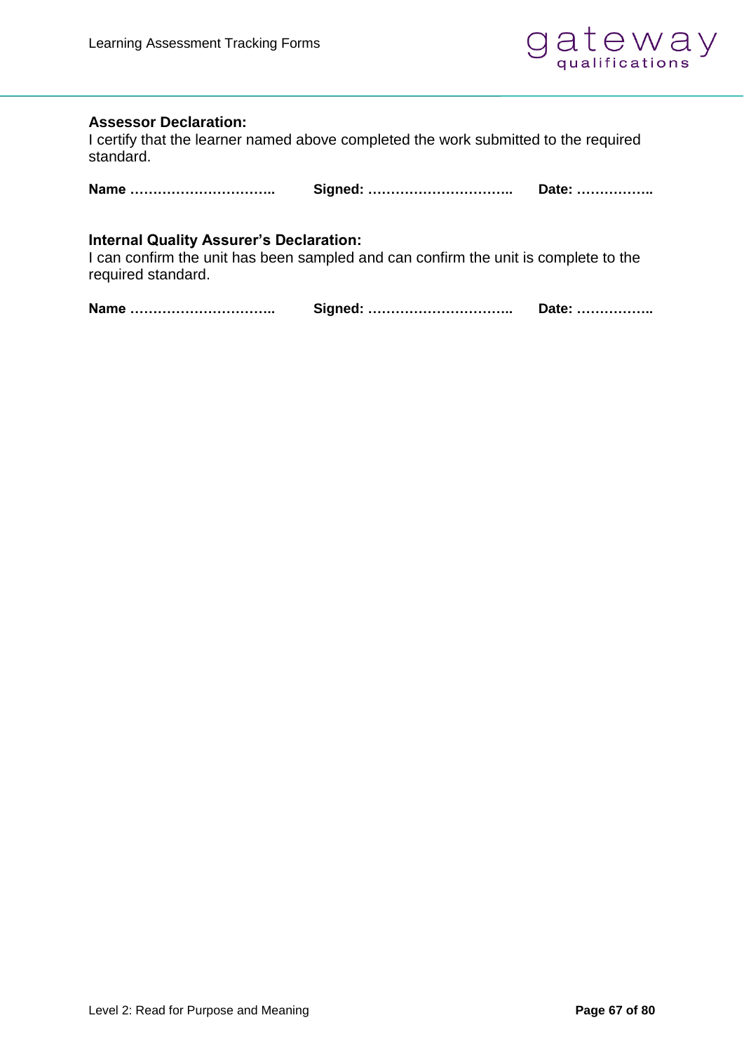**Assessor Declaration:**
I certify that the learner named above completed the work submitted to the required standard.

**Name …………………………..** **Signed: …………………………..** **Date: ……………..**

**Internal Quality Assurer's Declaration:**
I can confirm the unit has been sampled and can confirm the unit is complete to the required standard.

**Name …………………………..** **Signed: …………………………..** **Date: ……………..**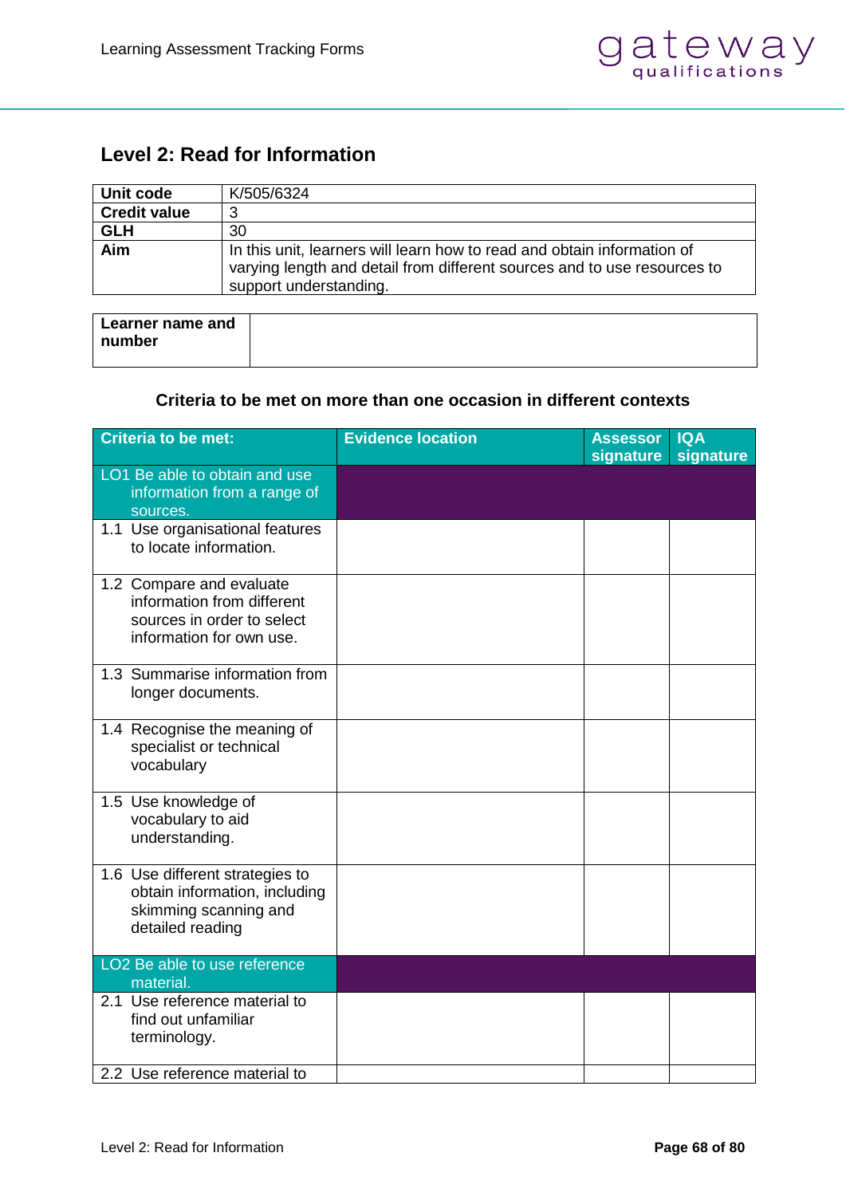## Level 2: Read for Information

| | |
|---|---|
| **Unit code** | K/505/6324 |
| **Credit value** | 3 |
| **GLH** | 30 |
| **Aim** | In this unit, learners will learn how to read and obtain information of varying length and detail from different sources and to use resources to support understanding. |

| | |
|---|---|
| **Learner name and number** | |

**Criteria to be met on more than one occasion in different contexts**

| Criteria to be met: | Evidence location | Assessor signature | IQA signature |
|---|---|---|---|
| LO1 Be able to obtain and use information from a range of sources. | | | |
| 1.1 Use organisational features to locate information. | | | |
| 1.2 Compare and evaluate information from different sources in order to select information for own use. | | | |
| 1.3 Summarise information from longer documents. | | | |
| 1.4 Recognise the meaning of specialist or technical vocabulary | | | |
| 1.5 Use knowledge of vocabulary to aid understanding. | | | |
| 1.6 Use different strategies to obtain information, including skimming scanning and detailed reading | | | |
| LO2 Be able to use reference material. | | | |
| 2.1 Use reference material to find out unfamiliar terminology. | | | |
| 2.2 Use reference material to | | | |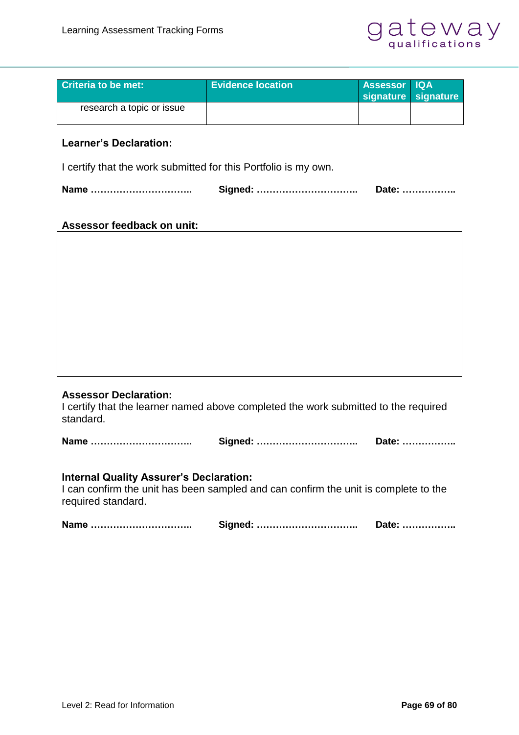| Criteria to be met: | Evidence location | Assessor signature | IQA signature |
|---|---|---|---|
| research a topic or issue | | | |

**Learner's Declaration:**

I certify that the work submitted for this Portfolio is my own.

**Name …………………………..** **Signed: …………………………..** **Date: ……………..**

**Assessor feedback on unit:**

| |
|---|
| |

**Assessor Declaration:**
I certify that the learner named above completed the work submitted to the required standard.

**Name …………………………..** **Signed: …………………………..** **Date: ……………..**

**Internal Quality Assurer's Declaration:**
I can confirm the unit has been sampled and can confirm the unit is complete to the required standard.

**Name …………………………..** **Signed: …………………………..** **Date: ……………..**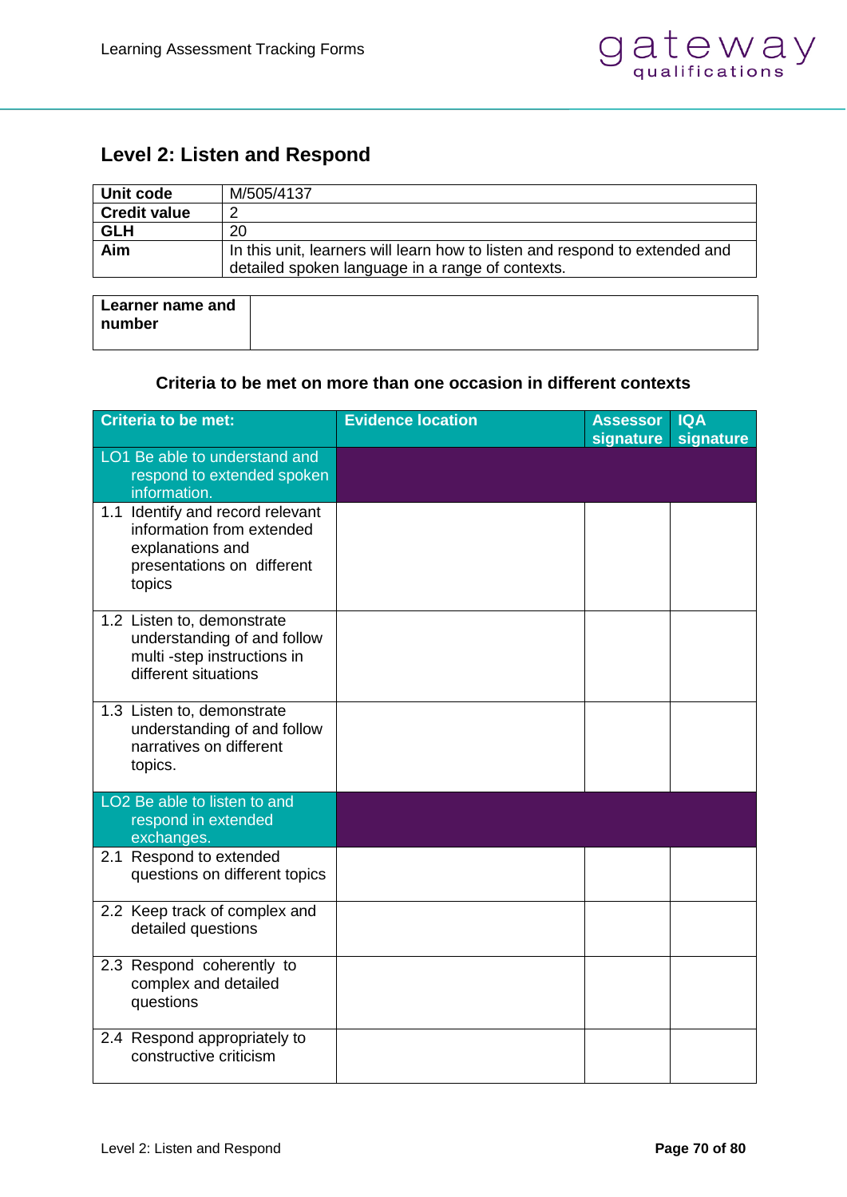## Level 2: Listen and Respond

| | |
|---|---|
| **Unit code** | M/505/4137 |
| **Credit value** | 2 |
| **GLH** | 20 |
| **Aim** | In this unit, learners will learn how to listen and respond to extended and detailed spoken language in a range of contexts. |

| | |
|---|---|
| **Learner name and number** | |

**Criteria to be met on more than one occasion in different contexts**

| Criteria to be met: | Evidence location | Assessor signature | IQA signature |
|---|---|---|---|
| LO1 Be able to understand and respond to extended spoken information. | | | |
| 1.1 Identify and record relevant information from extended explanations and presentations on different topics | | | |
| 1.2 Listen to, demonstrate understanding of and follow multi -step instructions in different situations | | | |
| 1.3 Listen to, demonstrate understanding of and follow narratives on different topics. | | | |
| LO2 Be able to listen to and respond in extended exchanges. | | | |
| 2.1 Respond to extended questions on different topics | | | |
| 2.2 Keep track of complex and detailed questions | | | |
| 2.3 Respond coherently to complex and detailed questions | | | |
| 2.4 Respond appropriately to constructive criticism | | | |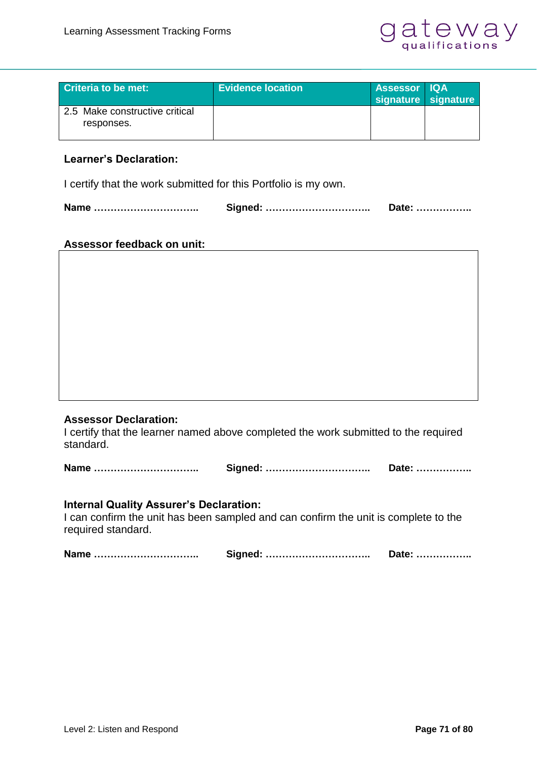| Criteria to be met: | Evidence location | Assessor signature | IQA signature |
|---|---|---|---|
| 2.5 Make constructive critical responses. | | | |

**Learner's Declaration:**

I certify that the work submitted for this Portfolio is my own.

**Name …………………………..** **Signed: …………………………..** **Date: ……………..**

**Assessor feedback on unit:**

| |
|---|
| |

**Assessor Declaration:**
I certify that the learner named above completed the work submitted to the required standard.

**Name …………………………..** **Signed: …………………………..** **Date: ……………..**

**Internal Quality Assurer's Declaration:**
I can confirm the unit has been sampled and can confirm the unit is complete to the required standard.

**Name …………………………..** **Signed: …………………………..** **Date: ……………..**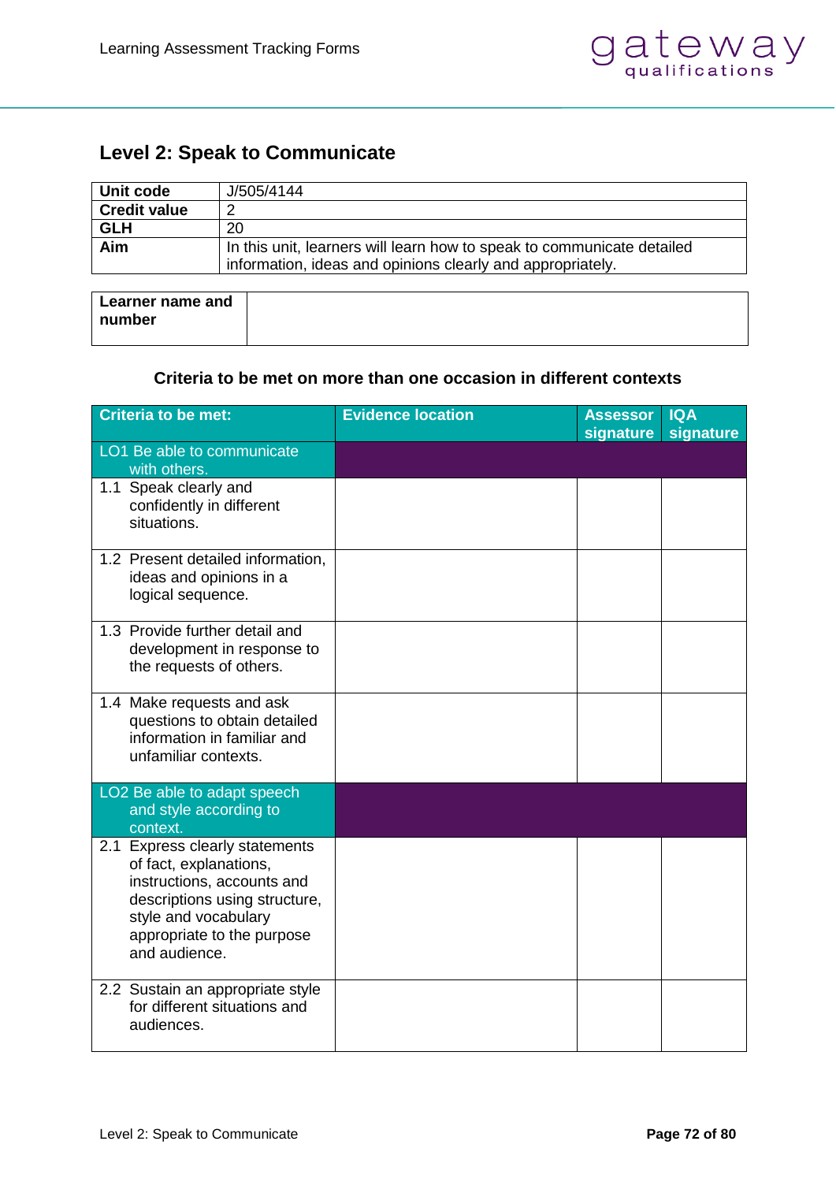## Level 2: Speak to Communicate

| Unit code | J/505/4144 |
|---|---|
| **Credit value** | 2 |
| **GLH** | 20 |
| **Aim** | In this unit, learners will learn how to speak to communicate detailed information, ideas and opinions clearly and appropriately. |

| **Learner name and number** | |
|---|---|

**Criteria to be met on more than one occasion in different contexts**

| Criteria to be met: | Evidence location | Assessor signature | IQA signature |
|---|---|---|---|
| LO1 Be able to communicate with others. | | | |
| 1.1 Speak clearly and confidently in different situations. | | | |
| 1.2 Present detailed information, ideas and opinions in a logical sequence. | | | |
| 1.3 Provide further detail and development in response to the requests of others. | | | |
| 1.4 Make requests and ask questions to obtain detailed information in familiar and unfamiliar contexts. | | | |
| LO2 Be able to adapt speech and style according to context. | | | |
| 2.1 Express clearly statements of fact, explanations, instructions, accounts and descriptions using structure, style and vocabulary appropriate to the purpose and audience. | | | |
| 2.2 Sustain an appropriate style for different situations and audiences. | | | |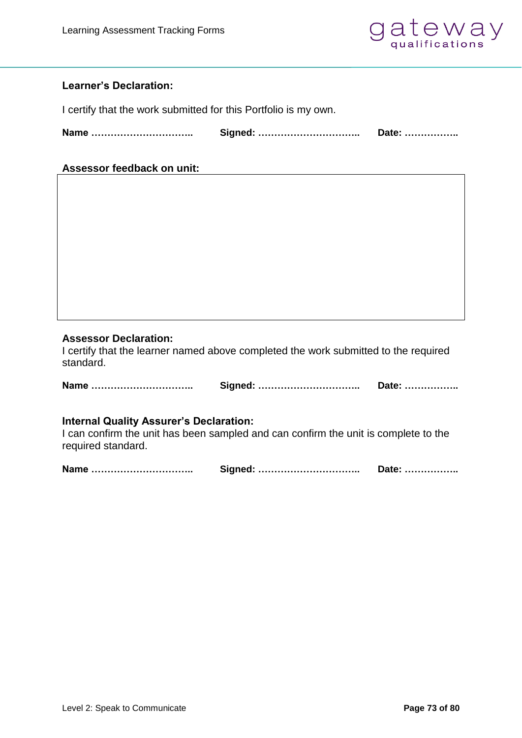**Learner's Declaration:**

I certify that the work submitted for this Portfolio is my own.

**Name ………………………….. Signed: ………………………….. Date: ……………..**

**Assessor feedback on unit:**

| |
|---|
| |

**Assessor Declaration:**

I certify that the learner named above completed the work submitted to the required standard.

**Name ………………………….. Signed: ………………………….. Date: ……………..**

**Internal Quality Assurer's Declaration:**

I can confirm the unit has been sampled and can confirm the unit is complete to the required standard.

**Name ………………………….. Signed: ………………………….. Date: ……………..**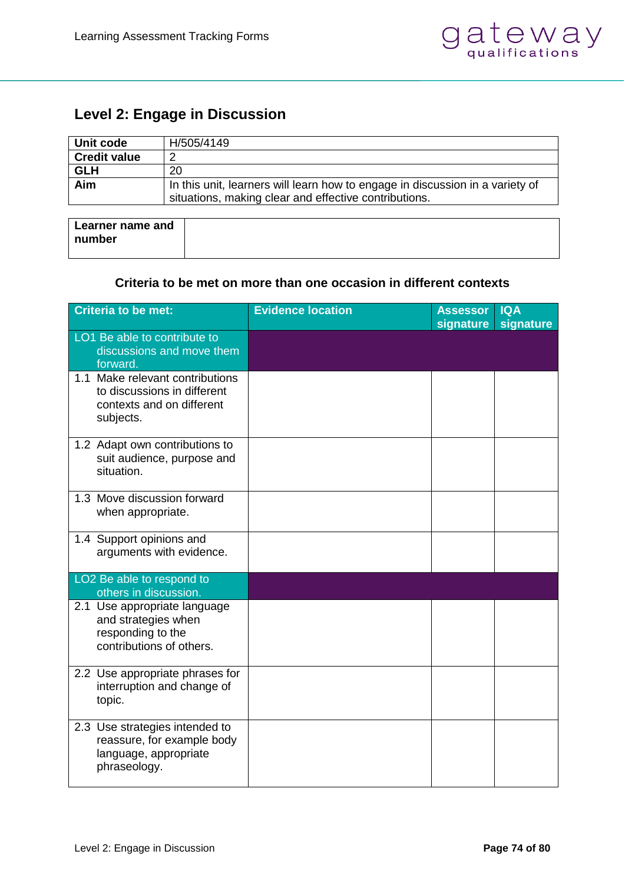## Level 2: Engage in Discussion

| | |
|---|---|
| **Unit code** | H/505/4149 |
| **Credit value** | 2 |
| **GLH** | 20 |
| **Aim** | In this unit, learners will learn how to engage in discussion in a variety of situations, making clear and effective contributions. |

| | |
|---|---|
| **Learner name and number** | |

**Criteria to be met on more than one occasion in different contexts**

| Criteria to be met: | Evidence location | Assessor signature | IQA signature |
|---|---|---|---|
| LO1 Be able to contribute to discussions and move them forward. | | | |
| 1.1 Make relevant contributions to discussions in different contexts and on different subjects. | | | |
| 1.2 Adapt own contributions to suit audience, purpose and situation. | | | |
| 1.3 Move discussion forward when appropriate. | | | |
| 1.4 Support opinions and arguments with evidence. | | | |
| LO2 Be able to respond to others in discussion. | | | |
| 2.1 Use appropriate language and strategies when responding to the contributions of others. | | | |
| 2.2 Use appropriate phrases for interruption and change of topic. | | | |
| 2.3 Use strategies intended to reassure, for example body language, appropriate phraseology. | | | |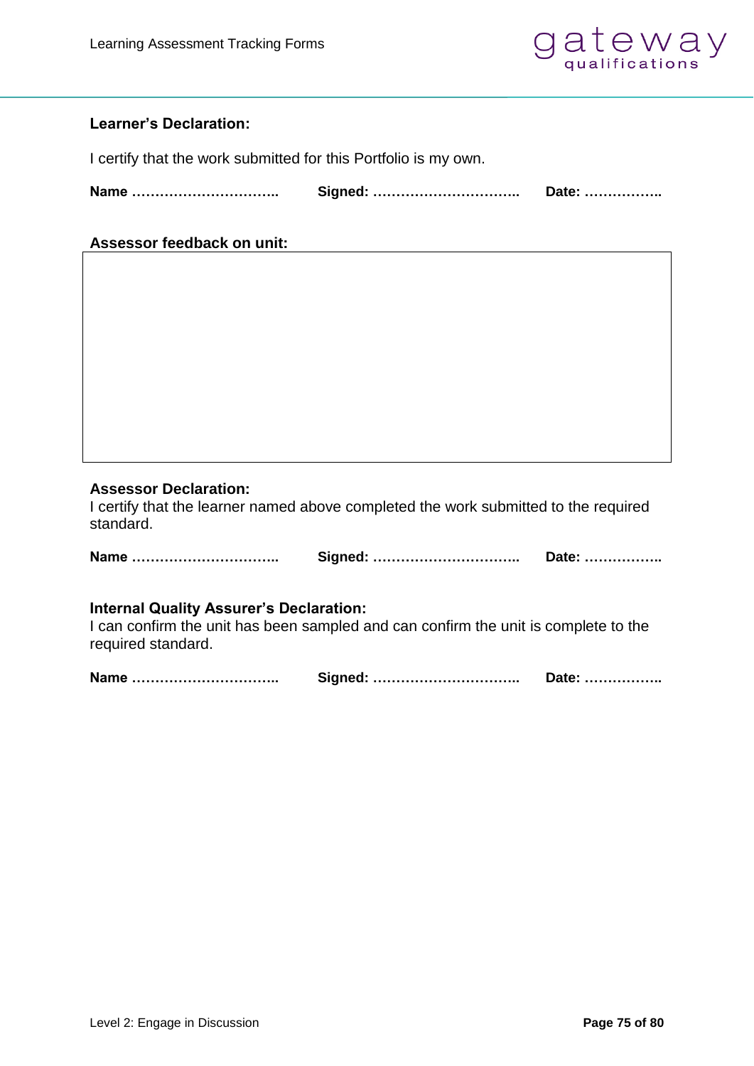**Learner's Declaration:**

I certify that the work submitted for this Portfolio is my own.

**Name …………………………..** **Signed: …………………………..** **Date: ……………..**

**Assessor feedback on unit:**

|   |
|---|
|   |

**Assessor Declaration:**
I certify that the learner named above completed the work submitted to the required standard.

**Name …………………………..** **Signed: …………………………..** **Date: ……………..**

**Internal Quality Assurer's Declaration:**
I can confirm the unit has been sampled and can confirm the unit is complete to the required standard.

**Name …………………………..** **Signed: …………………………..** **Date: ……………..**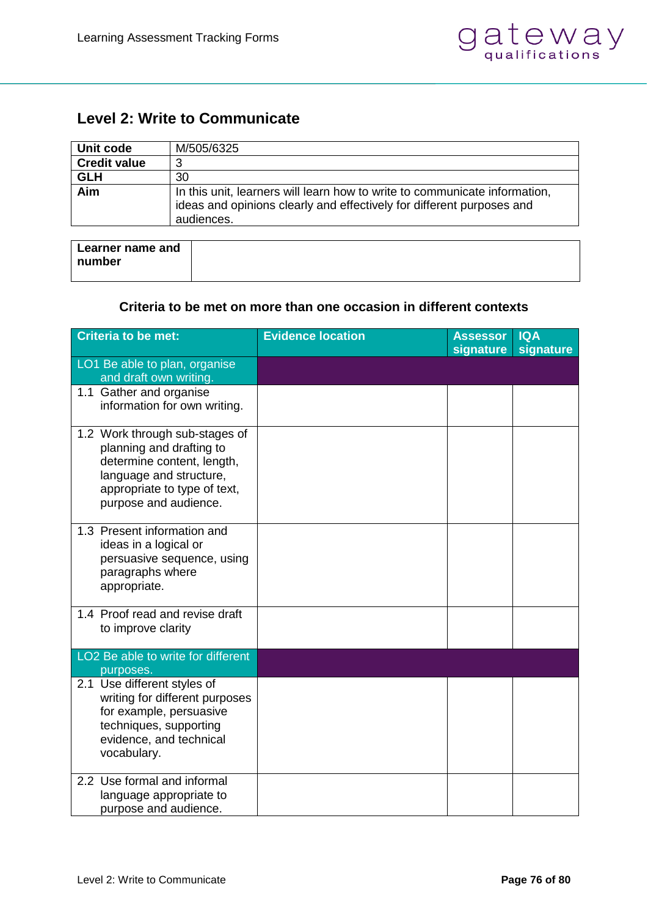## Level 2: Write to Communicate

| **Unit code** | M/505/6325 |
|---|---|
| **Credit value** | 3 |
| **GLH** | 30 |
| **Aim** | In this unit, learners will learn how to write to communicate information, ideas and opinions clearly and effectively for different purposes and audiences. |

| **Learner name and number** | |
|---|---|

**Criteria to be met on more than one occasion in different contexts**

| Criteria to be met: | Evidence location | Assessor signature | IQA signature |
|---|---|---|---|
| LO1 Be able to plan, organise and draft own writing. | | | |
| 1.1 Gather and organise information for own writing. | | | |
| 1.2 Work through sub-stages of planning and drafting to determine content, length, language and structure, appropriate to type of text, purpose and audience. | | | |
| 1.3 Present information and ideas in a logical or persuasive sequence, using paragraphs where appropriate. | | | |
| 1.4 Proof read and revise draft to improve clarity | | | |
| LO2 Be able to write for different purposes. | | | |
| 2.1 Use different styles of writing for different purposes for example, persuasive techniques, supporting evidence, and technical vocabulary. | | | |
| 2.2 Use formal and informal language appropriate to purpose and audience. | | | |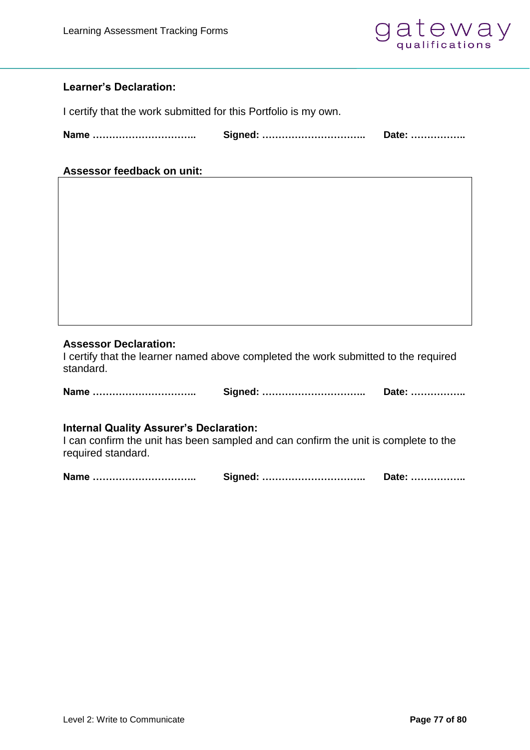**Learner's Declaration:**

I certify that the work submitted for this Portfolio is my own.

**Name …………………………..** **Signed: …………………………..** **Date: ……………..**

**Assessor feedback on unit:**

| |
|---|
| |

**Assessor Declaration:**

I certify that the learner named above completed the work submitted to the required standard.

**Name …………………………..** **Signed: …………………………..** **Date: ……………..**

**Internal Quality Assurer's Declaration:**

I can confirm the unit has been sampled and can confirm the unit is complete to the required standard.

**Name …………………………..** **Signed: …………………………..** **Date: ……………..**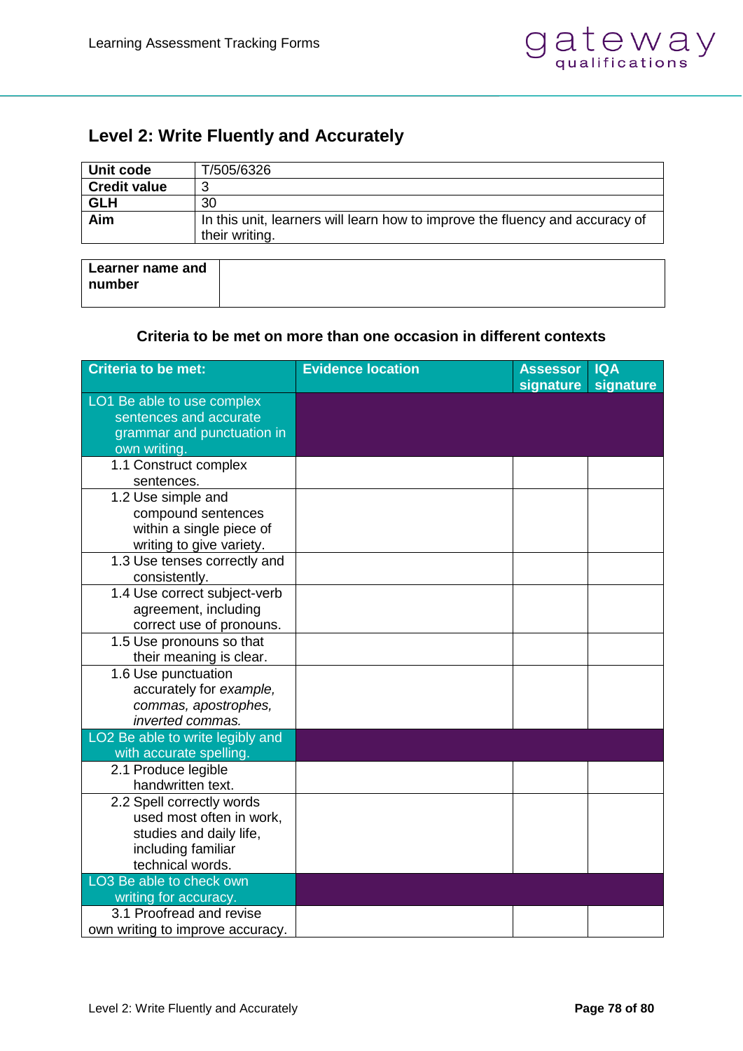## Level 2: Write Fluently and Accurately

| | |
|---|---|
| **Unit code** | T/505/6326 |
| **Credit value** | 3 |
| **GLH** | 30 |
| **Aim** | In this unit, learners will learn how to improve the fluency and accuracy of their writing. |

| | |
|---|---|
| **Learner name and number** | |

**Criteria to be met on more than one occasion in different contexts**

| Criteria to be met: | Evidence location | Assessor signature | IQA signature |
|---|---|---|---|
| LO1 Be able to use complex sentences and accurate grammar and punctuation in own writing. | | | |
| 1.1 Construct complex sentences. | | | |
| 1.2 Use simple and compound sentences within a single piece of writing to give variety. | | | |
| 1.3 Use tenses correctly and consistently. | | | |
| 1.4 Use correct subject-verb agreement, including correct use of pronouns. | | | |
| 1.5 Use pronouns so that their meaning is clear. | | | |
| 1.6 Use punctuation accurately for *example, commas, apostrophes, inverted commas.* | | | |
| LO2 Be able to write legibly and with accurate spelling. | | | |
| 2.1 Produce legible handwritten text. | | | |
| 2.2 Spell correctly words used most often in work, studies and daily life, including familiar technical words. | | | |
| LO3 Be able to check own writing for accuracy. | | | |
| 3.1 Proofread and revise own writing to improve accuracy. | | | |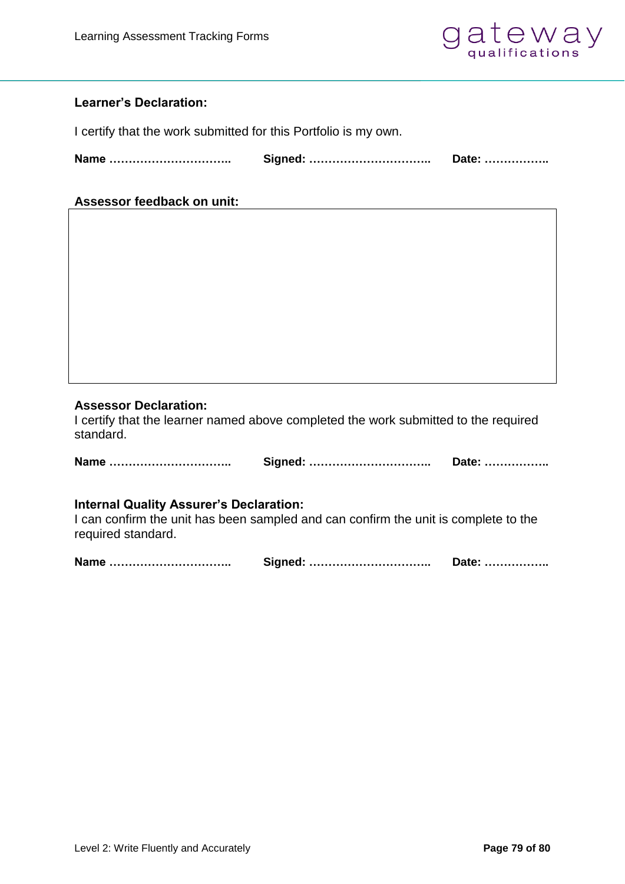**Learner's Declaration:**

I certify that the work submitted for this Portfolio is my own.

**Name …………………………..** **Signed: …………………………..** **Date: ……………..**

**Assessor feedback on unit:**

| |
|---|
| |

**Assessor Declaration:**

I certify that the learner named above completed the work submitted to the required standard.

**Name …………………………..** **Signed: …………………………..** **Date: ……………..**

**Internal Quality Assurer's Declaration:**

I can confirm the unit has been sampled and can confirm the unit is complete to the required standard.

**Name …………………………..** **Signed: …………………………..** **Date: ……………..**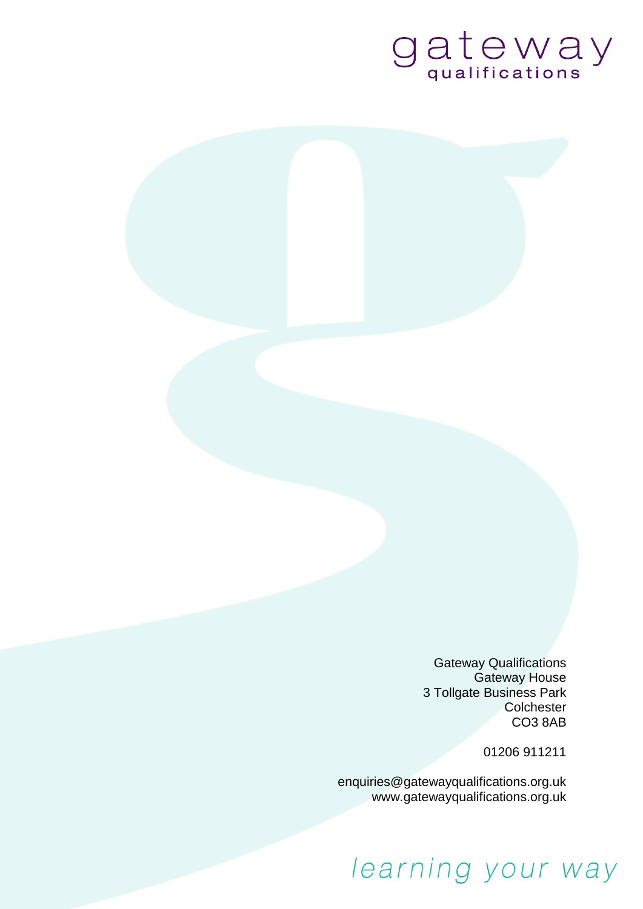gateway
qualifications

Gateway Qualifications
Gateway House
3 Tollgate Business Park
Colchester
CO3 8AB

01206 911211

enquiries@gatewayqualifications.org.uk
www.gatewayqualifications.org.uk

*learning your way*